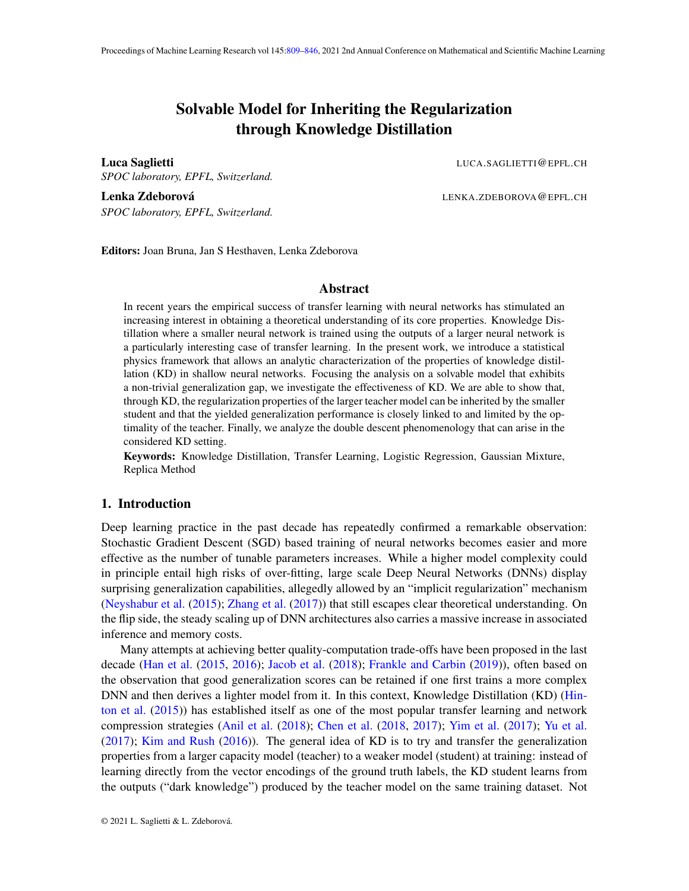# Solvable Model for Inheriting the Regularization through Knowledge Distillation

**Luca Saglietti** LUCA.SAGLIETTI@EPFL.CH
*SPOC laboratory, EPFL, Switzerland.*

**Lenka Zdeborová** LENKA.ZDEBOROVA@EPFL.CH
*SPOC laboratory, EPFL, Switzerland.*

**Editors:** Joan Bruna, Jan S Hesthaven, Lenka Zdeborova

## Abstract

In recent years the empirical success of transfer learning with neural networks has stimulated an increasing interest in obtaining a theoretical understanding of its core properties. Knowledge Distillation where a smaller neural network is trained using the outputs of a larger neural network is a particularly interesting case of transfer learning. In the present work, we introduce a statistical physics framework that allows an analytic characterization of the properties of knowledge distillation (KD) in shallow neural networks. Focusing the analysis on a solvable model that exhibits a non-trivial generalization gap, we investigate the effectiveness of KD. We are able to show that, through KD, the regularization properties of the larger teacher model can be inherited by the smaller student and that the yielded generalization performance is closely linked to and limited by the optimality of the teacher. Finally, we analyze the double descent phenomenology that can arise in the considered KD setting.

**Keywords:** Knowledge Distillation, Transfer Learning, Logistic Regression, Gaussian Mixture, Replica Method

## 1. Introduction

Deep learning practice in the past decade has repeatedly confirmed a remarkable observation: Stochastic Gradient Descent (SGD) based training of neural networks becomes easier and more effective as the number of tunable parameters increases. While a higher model complexity could in principle entail high risks of over-fitting, large scale Deep Neural Networks (DNNs) display surprising generalization capabilities, allegedly allowed by an "implicit regularization" mechanism (Neyshabur et al. (2015); Zhang et al. (2017)) that still escapes clear theoretical understanding. On the flip side, the steady scaling up of DNN architectures also carries a massive increase in associated inference and memory costs.

Many attempts at achieving better quality-computation trade-offs have been proposed in the last decade (Han et al. (2015, 2016); Jacob et al. (2018); Frankle and Carbin (2019)), often based on the observation that good generalization scores can be retained if one first trains a more complex DNN and then derives a lighter model from it. In this context, Knowledge Distillation (KD) (Hinton et al. (2015)) has established itself as one of the most popular transfer learning and network compression strategies (Anil et al. (2018); Chen et al. (2018, 2017); Yim et al. (2017); Yu et al. (2017); Kim and Rush (2016)). The general idea of KD is to try and transfer the generalization properties from a larger capacity model (teacher) to a weaker model (student) at training: instead of learning directly from the vector encodings of the ground truth labels, the KD student learns from the outputs ("dark knowledge") produced by the teacher model on the same training dataset. Not

© 2021 L. Saglietti & L. Zdeborová.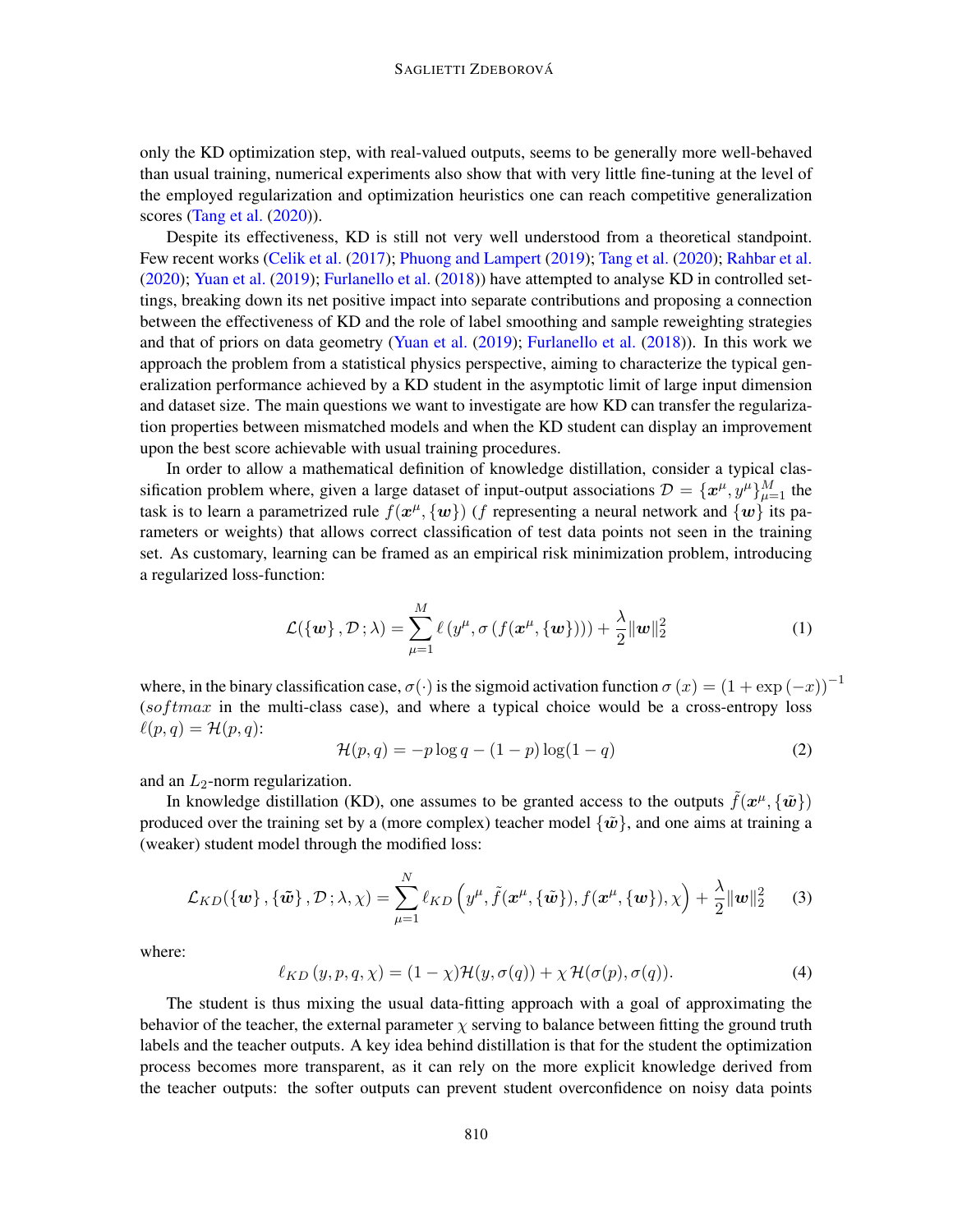only the KD optimization step, with real-valued outputs, seems to be generally more well-behaved than usual training, numerical experiments also show that with very little fine-tuning at the level of the employed regularization and optimization heuristics one can reach competitive generalization scores (Tang et al. (2020)).

Despite its effectiveness, KD is still not very well understood from a theoretical standpoint. Few recent works (Celik et al. (2017); Phuong and Lampert (2019); Tang et al. (2020); Rahbar et al. (2020); Yuan et al. (2019); Furlanello et al. (2018)) have attempted to analyse KD in controlled settings, breaking down its net positive impact into separate contributions and proposing a connection between the effectiveness of KD and the role of label smoothing and sample reweighting strategies and that of priors on data geometry (Yuan et al. (2019); Furlanello et al. (2018)). In this work we approach the problem from a statistical physics perspective, aiming to characterize the typical generalization performance achieved by a KD student in the asymptotic limit of large input dimension and dataset size. The main questions we want to investigate are how KD can transfer the regularization properties between mismatched models and when the KD student can display an improvement upon the best score achievable with usual training procedures.

In order to allow a mathematical definition of knowledge distillation, consider a typical classification problem where, given a large dataset of input-output associations $\mathcal{D} = \{\boldsymbol{x}^\mu, y^\mu\}_{\mu=1}^M$ the task is to learn a parametrized rule $f(\boldsymbol{x}^\mu, \{\boldsymbol{w}\})$ ($f$ representing a neural network and $\{\boldsymbol{w}\}$ its parameters or weights) that allows correct classification of test data points not seen in the training set. As customary, learning can be framed as an empirical risk minimization problem, introducing a regularized loss-function:

$$\mathcal{L}(\{\boldsymbol{w}\}, \mathcal{D}\,; \lambda) = \sum_{\mu=1}^{M} \ell\left(y^\mu, \sigma\left(f(\boldsymbol{x}^\mu, \{\boldsymbol{w}\})\right)\right) + \frac{\lambda}{2}\|\boldsymbol{w}\|_2^2 \tag{1}$$

where, in the binary classification case, $\sigma(\cdot)$ is the sigmoid activation function $\sigma\left(x\right) = \left(1 + \exp\left(-x\right)\right)^{-1}$ ($softmax$ in the multi-class case), and where a typical choice would be a cross-entropy loss $\ell(p,q) = \mathcal{H}(p,q)$:

$$\mathcal{H}(p,q) = -p\log q - (1-p)\log(1-q) \tag{2}$$

and an $L_2$-norm regularization.

In knowledge distillation (KD), one assumes to be granted access to the outputs $\tilde{f}(\boldsymbol{x}^\mu, \{\tilde{\boldsymbol{w}}\})$ produced over the training set by a (more complex) teacher model $\{\tilde{\boldsymbol{w}}\}$, and one aims at training a (weaker) student model through the modified loss:

$$\mathcal{L}_{KD}(\{\boldsymbol{w}\}, \{\tilde{\boldsymbol{w}}\}, \mathcal{D}\,; \lambda, \chi) = \sum_{\mu=1}^{N} \ell_{KD}\left(y^\mu, \tilde{f}(\boldsymbol{x}^\mu, \{\tilde{\boldsymbol{w}}\}), f(\boldsymbol{x}^\mu, \{\boldsymbol{w}\}), \chi\right) + \frac{\lambda}{2}\|\boldsymbol{w}\|_2^2 \tag{3}$$

where:

$$\ell_{KD}\left(y, p, q, \chi\right) = (1-\chi)\mathcal{H}(y, \sigma(q)) + \chi\,\mathcal{H}(\sigma(p), \sigma(q)). \tag{4}$$

The student is thus mixing the usual data-fitting approach with a goal of approximating the behavior of the teacher, the external parameter $\chi$ serving to balance between fitting the ground truth labels and the teacher outputs. A key idea behind distillation is that for the student the optimization process becomes more transparent, as it can rely on the more explicit knowledge derived from the teacher outputs: the softer outputs can prevent student overconfidence on noisy data points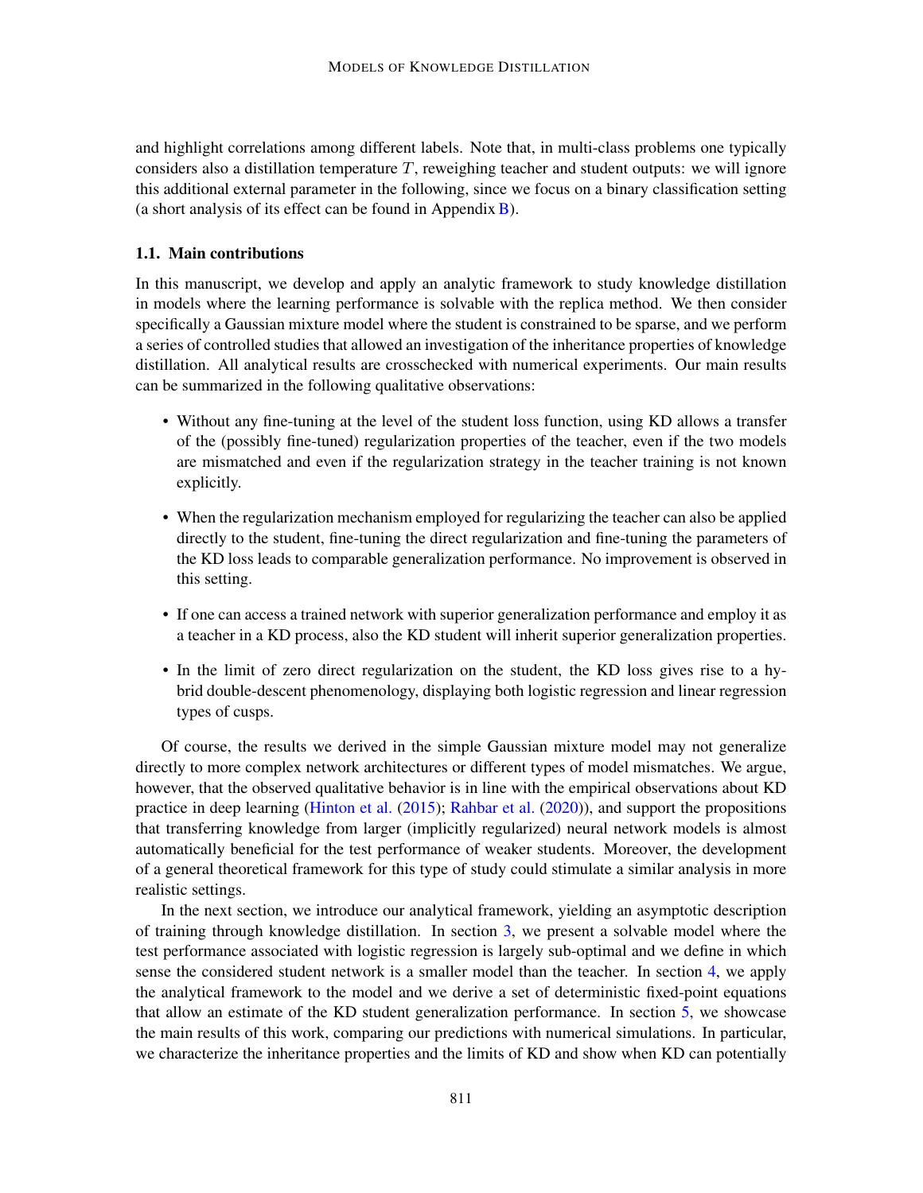and highlight correlations among different labels. Note that, in multi-class problems one typically considers also a distillation temperature $T$, reweighing teacher and student outputs: we will ignore this additional external parameter in the following, since we focus on a binary classification setting (a short analysis of its effect can be found in Appendix B).

### 1.1. Main contributions

In this manuscript, we develop and apply an analytic framework to study knowledge distillation in models where the learning performance is solvable with the replica method. We then consider specifically a Gaussian mixture model where the student is constrained to be sparse, and we perform a series of controlled studies that allowed an investigation of the inheritance properties of knowledge distillation. All analytical results are crosschecked with numerical experiments. Our main results can be summarized in the following qualitative observations:

- Without any fine-tuning at the level of the student loss function, using KD allows a transfer of the (possibly fine-tuned) regularization properties of the teacher, even if the two models are mismatched and even if the regularization strategy in the teacher training is not known explicitly.
- When the regularization mechanism employed for regularizing the teacher can also be applied directly to the student, fine-tuning the direct regularization and fine-tuning the parameters of the KD loss leads to comparable generalization performance. No improvement is observed in this setting.
- If one can access a trained network with superior generalization performance and employ it as a teacher in a KD process, also the KD student will inherit superior generalization properties.
- In the limit of zero direct regularization on the student, the KD loss gives rise to a hybrid double-descent phenomenology, displaying both logistic regression and linear regression types of cusps.

Of course, the results we derived in the simple Gaussian mixture model may not generalize directly to more complex network architectures or different types of model mismatches. We argue, however, that the observed qualitative behavior is in line with the empirical observations about KD practice in deep learning (Hinton et al. (2015); Rahbar et al. (2020)), and support the propositions that transferring knowledge from larger (implicitly regularized) neural network models is almost automatically beneficial for the test performance of weaker students. Moreover, the development of a general theoretical framework for this type of study could stimulate a similar analysis in more realistic settings.

In the next section, we introduce our analytical framework, yielding an asymptotic description of training through knowledge distillation. In section 3, we present a solvable model where the test performance associated with logistic regression is largely sub-optimal and we define in which sense the considered student network is a smaller model than the teacher. In section 4, we apply the analytical framework to the model and we derive a set of deterministic fixed-point equations that allow an estimate of the KD student generalization performance. In section 5, we showcase the main results of this work, comparing our predictions with numerical simulations. In particular, we characterize the inheritance properties and the limits of KD and show when KD can potentially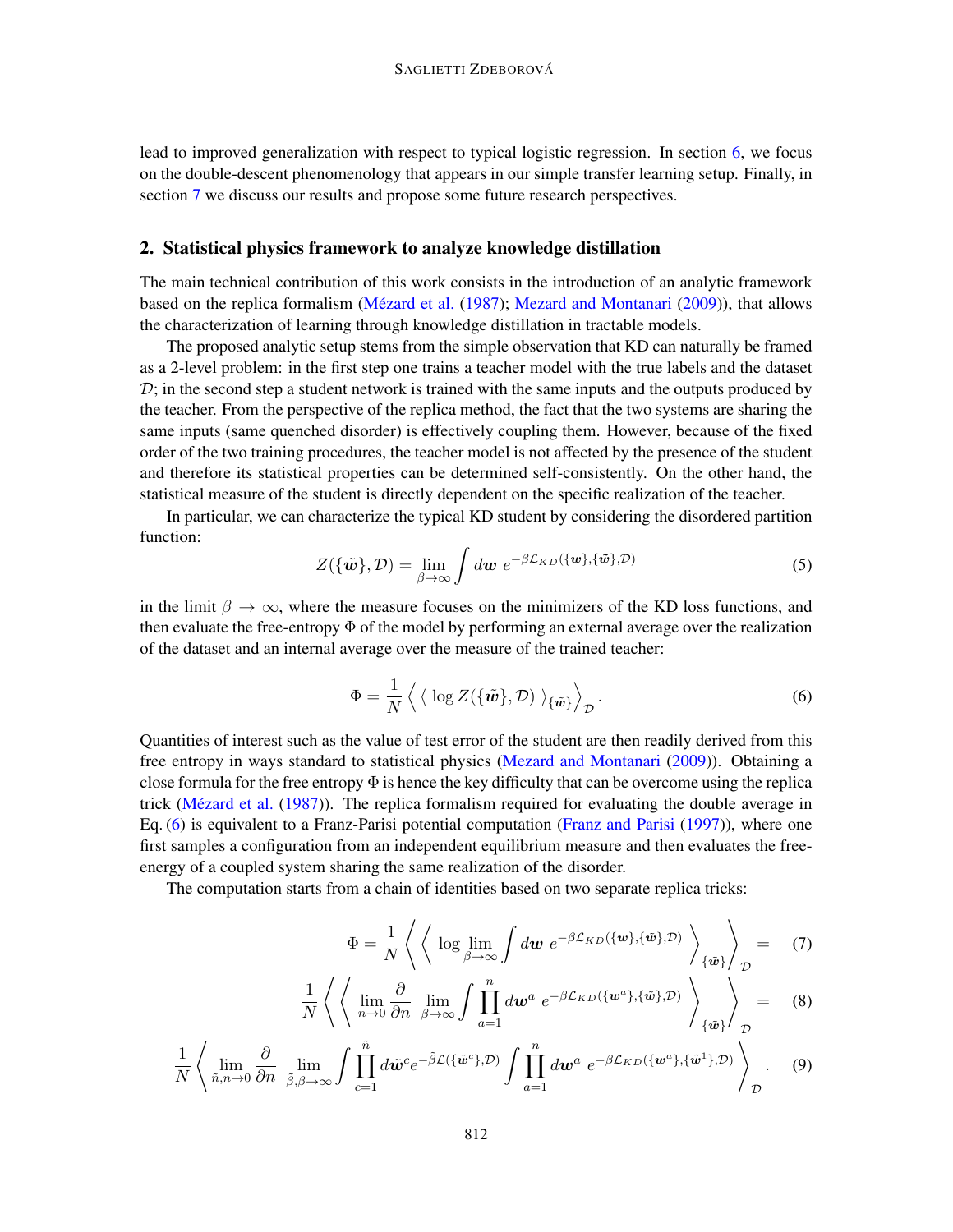lead to improved generalization with respect to typical logistic regression. In section 6, we focus on the double-descent phenomenology that appears in our simple transfer learning setup. Finally, in section 7 we discuss our results and propose some future research perspectives.

## 2. Statistical physics framework to analyze knowledge distillation

The main technical contribution of this work consists in the introduction of an analytic framework based on the replica formalism (Mézard et al. (1987); Mezard and Montanari (2009)), that allows the characterization of learning through knowledge distillation in tractable models.

The proposed analytic setup stems from the simple observation that KD can naturally be framed as a 2-level problem: in the first step one trains a teacher model with the true labels and the dataset $\mathcal{D}$; in the second step a student network is trained with the same inputs and the outputs produced by the teacher. From the perspective of the replica method, the fact that the two systems are sharing the same inputs (same quenched disorder) is effectively coupling them. However, because of the fixed order of the two training procedures, the teacher model is not affected by the presence of the student and therefore its statistical properties can be determined self-consistently. On the other hand, the statistical measure of the student is directly dependent on the specific realization of the teacher.

In particular, we can characterize the typical KD student by considering the disordered partition function:

$$Z(\{\tilde{\boldsymbol{w}}\}, \mathcal{D}) = \lim_{\beta \to \infty} \int d\boldsymbol{w} \; e^{-\beta \mathcal{L}_{KD}(\{\boldsymbol{w}\},\{\tilde{\boldsymbol{w}}\},\mathcal{D})} \tag{5}$$

in the limit $\beta \to \infty$, where the measure focuses on the minimizers of the KD loss functions, and then evaluate the free-entropy $\Phi$ of the model by performing an external average over the realization of the dataset and an internal average over the measure of the trained teacher:

$$\Phi = \frac{1}{N} \left\langle \langle \, \log Z(\{\tilde{\boldsymbol{w}}\}, \mathcal{D}) \, \rangle_{\{\tilde{\boldsymbol{w}}\}} \right\rangle_{\mathcal{D}}. \tag{6}$$

Quantities of interest such as the value of test error of the student are then readily derived from this free entropy in ways standard to statistical physics (Mezard and Montanari (2009)). Obtaining a close formula for the free entropy $\Phi$ is hence the key difficulty that can be overcome using the replica trick (Mézard et al. (1987)). The replica formalism required for evaluating the double average in Eq. (6) is equivalent to a Franz-Parisi potential computation (Franz and Parisi (1997)), where one first samples a configuration from an independent equilibrium measure and then evaluates the free-energy of a coupled system sharing the same realization of the disorder.

The computation starts from a chain of identities based on two separate replica tricks:

$$\Phi = \frac{1}{N} \left\langle \left\langle \log \lim_{\beta \to \infty} \int d\boldsymbol{w} \; e^{-\beta \mathcal{L}_{KD}(\{\boldsymbol{w}\},\{\tilde{\boldsymbol{w}}\},\mathcal{D})} \right\rangle_{\{\tilde{\boldsymbol{w}}\}} \right\rangle_{\mathcal{D}} = \tag{7}$$

$$\frac{1}{N} \left\langle \left\langle \lim_{n \to 0} \frac{\partial}{\partial n} \lim_{\beta \to \infty} \int \prod_{a=1}^{n} d\boldsymbol{w}^a \; e^{-\beta \mathcal{L}_{KD}(\{\boldsymbol{w}^a\},\{\tilde{\boldsymbol{w}}\},\mathcal{D})} \right\rangle_{\{\tilde{\boldsymbol{w}}\}} \right\rangle_{\mathcal{D}} = \tag{8}$$

$$\frac{1}{N} \left\langle \lim_{\tilde{n}, n \to 0} \frac{\partial}{\partial n} \lim_{\tilde{\beta}, \beta \to \infty} \int \prod_{c=1}^{\tilde{n}} d\tilde{\boldsymbol{w}}^c e^{-\tilde{\beta}\mathcal{L}(\{\tilde{\boldsymbol{w}}^c\},\mathcal{D})} \int \prod_{a=1}^{n} d\boldsymbol{w}^a \; e^{-\beta \mathcal{L}_{KD}(\{\boldsymbol{w}^a\},\{\tilde{\boldsymbol{w}}^1\},\mathcal{D})} \right\rangle_{\mathcal{D}}. \tag{9}$$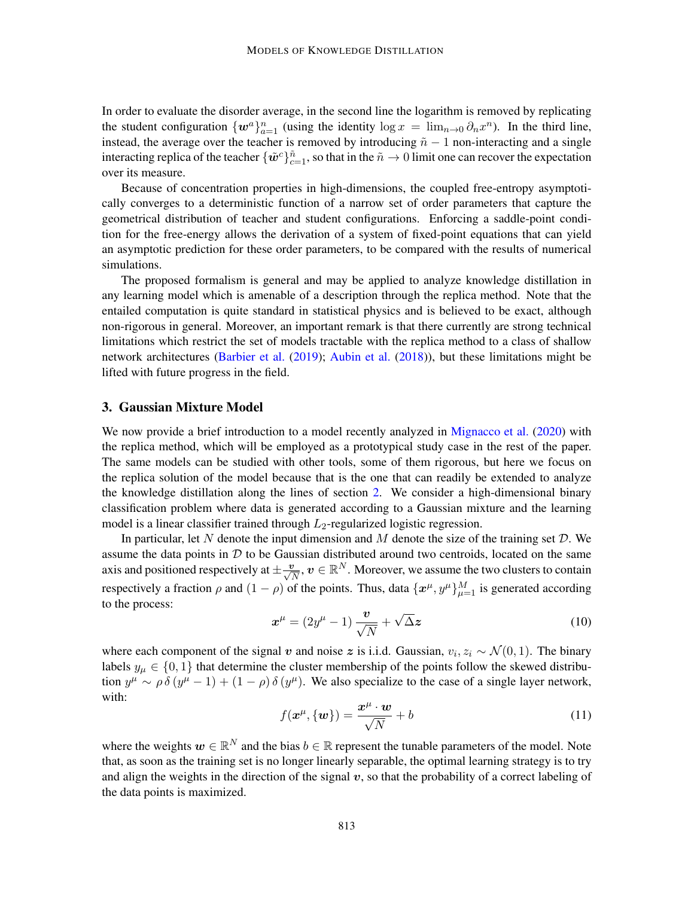In order to evaluate the disorder average, in the second line the logarithm is removed by replicating the student configuration $\{\boldsymbol{w}^a\}_{a=1}^n$ (using the identity $\log x = \lim_{n\to 0} \partial_n x^n$). In the third line, instead, the average over the teacher is removed by introducing $\tilde{n} - 1$ non-interacting and a single interacting replica of the teacher $\{\tilde{\boldsymbol{w}}^c\}_{c=1}^{\tilde{n}}$, so that in the $\tilde{n} \to 0$ limit one can recover the expectation over its measure.

Because of concentration properties in high-dimensions, the coupled free-entropy asymptotically converges to a deterministic function of a narrow set of order parameters that capture the geometrical distribution of teacher and student configurations. Enforcing a saddle-point condition for the free-energy allows the derivation of a system of fixed-point equations that can yield an asymptotic prediction for these order parameters, to be compared with the results of numerical simulations.

The proposed formalism is general and may be applied to analyze knowledge distillation in any learning model which is amenable of a description through the replica method. Note that the entailed computation is quite standard in statistical physics and is believed to be exact, although non-rigorous in general. Moreover, an important remark is that there currently are strong technical limitations which restrict the set of models tractable with the replica method to a class of shallow network architectures (Barbier et al. (2019); Aubin et al. (2018)), but these limitations might be lifted with future progress in the field.

## 3. Gaussian Mixture Model

We now provide a brief introduction to a model recently analyzed in Mignacco et al. (2020) with the replica method, which will be employed as a prototypical study case in the rest of the paper. The same models can be studied with other tools, some of them rigorous, but here we focus on the replica solution of the model because that is the one that can readily be extended to analyze the knowledge distillation along the lines of section 2. We consider a high-dimensional binary classification problem where data is generated according to a Gaussian mixture and the learning model is a linear classifier trained through $L_2$-regularized logistic regression.

In particular, let $N$ denote the input dimension and $M$ denote the size of the training set $\mathcal{D}$. We assume the data points in $\mathcal{D}$ to be Gaussian distributed around two centroids, located on the same axis and positioned respectively at $\pm\frac{\boldsymbol{v}}{\sqrt{N}}$, $\boldsymbol{v} \in \mathbb{R}^N$. Moreover, we assume the two clusters to contain respectively a fraction $\rho$ and $(1-\rho)$ of the points. Thus, data $\{\boldsymbol{x}^\mu, y^\mu\}_{\mu=1}^M$ is generated according to the process:

$$\boldsymbol{x}^\mu = (2y^\mu - 1)\,\frac{\boldsymbol{v}}{\sqrt{N}} + \sqrt{\Delta}\boldsymbol{z} \tag{10}$$

where each component of the signal $\boldsymbol{v}$ and noise $\boldsymbol{z}$ is i.i.d. Gaussian, $v_i, z_i \sim \mathcal{N}(0,1)$. The binary labels $y_\mu \in \{0,1\}$ that determine the cluster membership of the points follow the skewed distribution $y^\mu \sim \rho\,\delta\,(y^\mu - 1) + (1-\rho)\,\delta\,(y^\mu)$. We also specialize to the case of a single layer network, with:

$$f(\boldsymbol{x}^\mu, \{\boldsymbol{w}\}) = \frac{\boldsymbol{x}^\mu \cdot \boldsymbol{w}}{\sqrt{N}} + b \tag{11}$$

where the weights $\boldsymbol{w} \in \mathbb{R}^N$ and the bias $b \in \mathbb{R}$ represent the tunable parameters of the model. Note that, as soon as the training set is no longer linearly separable, the optimal learning strategy is to try and align the weights in the direction of the signal $\boldsymbol{v}$, so that the probability of a correct labeling of the data points is maximized.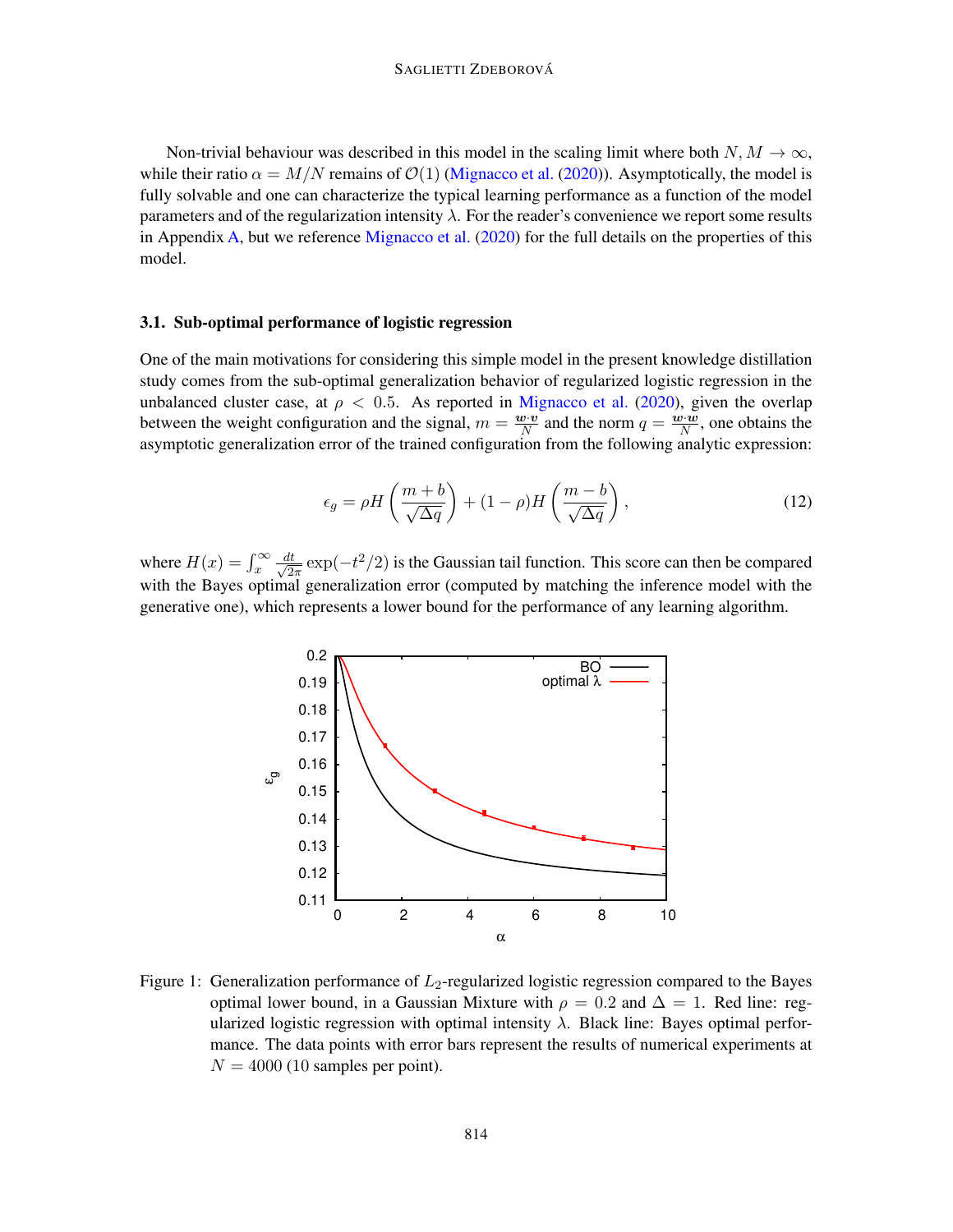Non-trivial behaviour was described in this model in the scaling limit where both $N, M \to \infty$, while their ratio $\alpha = M/N$ remains of $\mathcal{O}(1)$ (Mignacco et al. (2020)). Asymptotically, the model is fully solvable and one can characterize the typical learning performance as a function of the model parameters and of the regularization intensity $\lambda$. For the reader's convenience we report some results in Appendix A, but we reference Mignacco et al. (2020) for the full details on the properties of this model.

### 3.1. Sub-optimal performance of logistic regression

One of the main motivations for considering this simple model in the present knowledge distillation study comes from the sub-optimal generalization behavior of regularized logistic regression in the unbalanced cluster case, at $\rho < 0.5$. As reported in Mignacco et al. (2020), given the overlap between the weight configuration and the signal, $m = \frac{\boldsymbol{w} \cdot \boldsymbol{v}}{N}$ and the norm $q = \frac{\boldsymbol{w} \cdot \boldsymbol{w}}{N}$, one obtains the asymptotic generalization error of the trained configuration from the following analytic expression:

$$\epsilon_g = \rho H\left(\frac{m+b}{\sqrt{\Delta q}}\right) + (1-\rho) H\left(\frac{m-b}{\sqrt{\Delta q}}\right), \tag{12}$$

where $H(x) = \int_x^\infty \frac{dt}{\sqrt{2\pi}} \exp(-t^2/2)$ is the Gaussian tail function. This score can then be compared with the Bayes optimal generalization error (computed by matching the inference model with the generative one), which represents a lower bound for the performance of any learning algorithm.

Figure 1: Generalization performance of $L_2$-regularized logistic regression compared to the Bayes optimal lower bound, in a Gaussian Mixture with $\rho = 0.2$ and $\Delta = 1$. Red line: regularized logistic regression with optimal intensity $\lambda$. Black line: Bayes optimal performance. The data points with error bars represent the results of numerical experiments at $N = 4000$ (10 samples per point).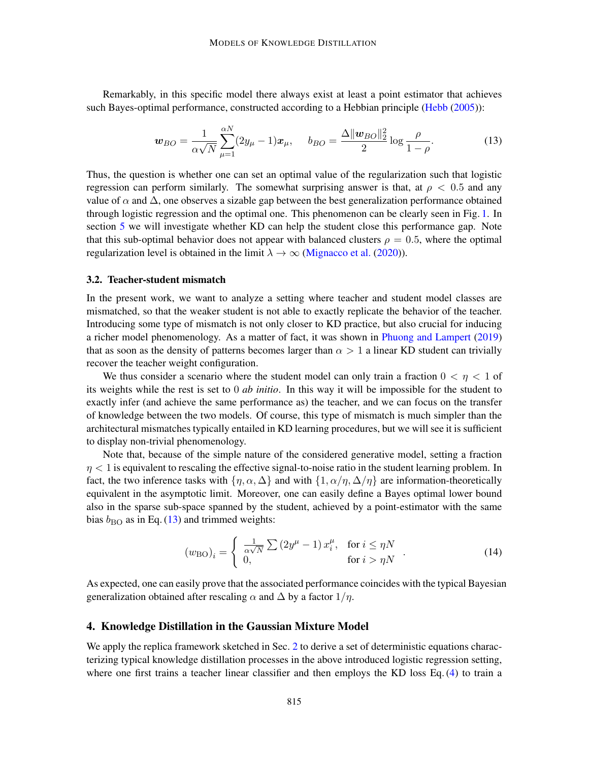Remarkably, in this specific model there always exist at least a point estimator that achieves such Bayes-optimal performance, constructed according to a Hebbian principle (Hebb (2005)):

$$\boldsymbol{w}_{BO} = \frac{1}{\alpha\sqrt{N}} \sum_{\mu=1}^{\alpha N} (2y_\mu - 1)\boldsymbol{x}_\mu, \qquad b_{BO} = \frac{\Delta \|\boldsymbol{w}_{BO}\|_2^2}{2} \log \frac{\rho}{1-\rho}. \tag{13}$$

Thus, the question is whether one can set an optimal value of the regularization such that logistic regression can perform similarly. The somewhat surprising answer is that, at $\rho < 0.5$ and any value of $\alpha$ and $\Delta$, one observes a sizable gap between the best generalization performance obtained through logistic regression and the optimal one. This phenomenon can be clearly seen in Fig. 1. In section 5 we will investigate whether KD can help the student close this performance gap. Note that this sub-optimal behavior does not appear with balanced clusters $\rho = 0.5$, where the optimal regularization level is obtained in the limit $\lambda \to \infty$ (Mignacco et al. (2020)).

### 3.2. Teacher-student mismatch

In the present work, we want to analyze a setting where teacher and student model classes are mismatched, so that the weaker student is not able to exactly replicate the behavior of the teacher. Introducing some type of mismatch is not only closer to KD practice, but also crucial for inducing a richer model phenomenology. As a matter of fact, it was shown in Phuong and Lampert (2019) that as soon as the density of patterns becomes larger than $\alpha > 1$ a linear KD student can trivially recover the teacher weight configuration.

We thus consider a scenario where the student model can only train a fraction $0 < \eta < 1$ of its weights while the rest is set to 0 *ab initio*. In this way it will be impossible for the student to exactly infer (and achieve the same performance as) the teacher, and we can focus on the transfer of knowledge between the two models. Of course, this type of mismatch is much simpler than the architectural mismatches typically entailed in KD learning procedures, but we will see it is sufficient to display non-trivial phenomenology.

Note that, because of the simple nature of the considered generative model, setting a fraction $\eta < 1$ is equivalent to rescaling the effective signal-to-noise ratio in the student learning problem. In fact, the two inference tasks with $\{\eta, \alpha, \Delta\}$ and with $\{1, \alpha/\eta, \Delta/\eta\}$ are information-theoretically equivalent in the asymptotic limit. Moreover, one can easily define a Bayes optimal lower bound also in the sparse sub-space spanned by the student, achieved by a point-estimator with the same bias $b_{\mathrm{BO}}$ as in Eq. (13) and trimmed weights:

$$(w_{\mathrm{BO}})_i = \begin{cases} \frac{1}{\alpha\sqrt{N}} \sum (2y^\mu - 1)\, x_i^\mu, & \text{for } i \leq \eta N \\ 0, & \text{for } i > \eta N \end{cases}. \tag{14}$$

As expected, one can easily prove that the associated performance coincides with the typical Bayesian generalization obtained after rescaling $\alpha$ and $\Delta$ by a factor $1/\eta$.

## 4. Knowledge Distillation in the Gaussian Mixture Model

We apply the replica framework sketched in Sec. 2 to derive a set of deterministic equations characterizing typical knowledge distillation processes in the above introduced logistic regression setting, where one first trains a teacher linear classifier and then employs the KD loss Eq. (4) to train a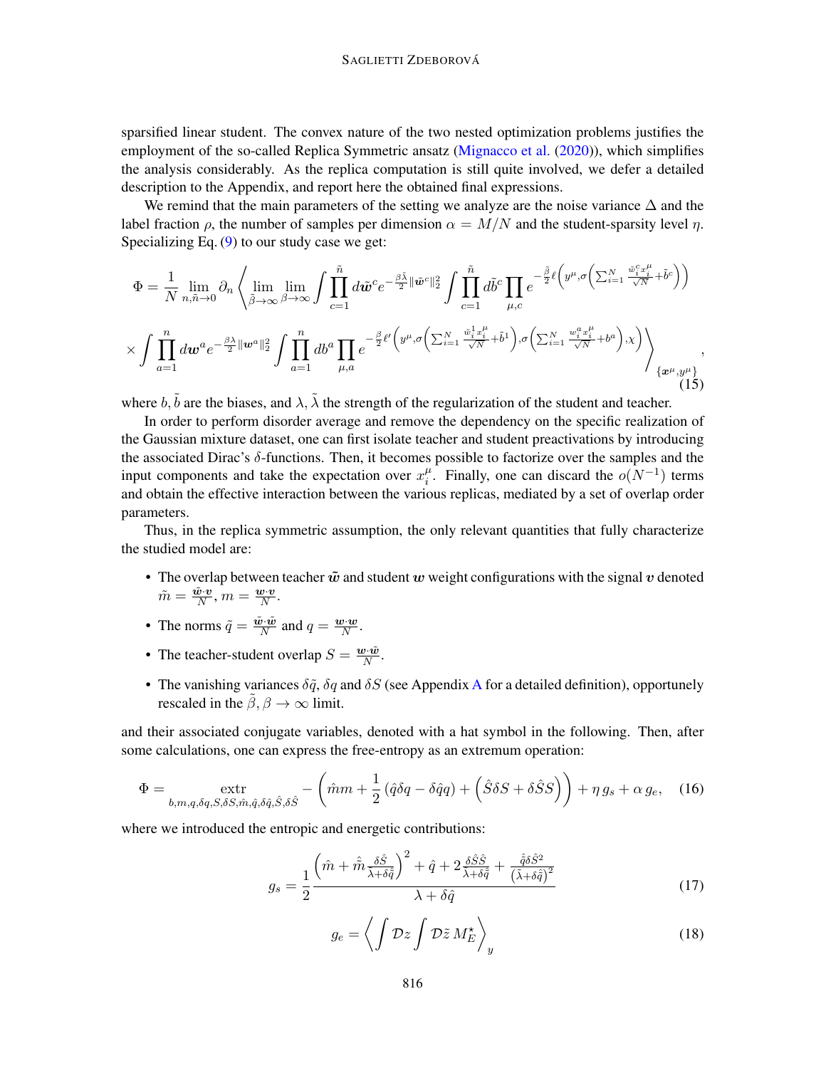sparsified linear student. The convex nature of the two nested optimization problems justifies the employment of the so-called Replica Symmetric ansatz (Mignacco et al. (2020)), which simplifies the analysis considerably. As the replica computation is still quite involved, we defer a detailed description to the Appendix, and report here the obtained final expressions.

We remind that the main parameters of the setting we analyze are the noise variance $\Delta$ and the label fraction $\rho$, the number of samples per dimension $\alpha = M/N$ and the student-sparsity level $\eta$. Specializing Eq. (9) to our study case we get:

$$
\Phi = \frac{1}{N} \lim_{n,\tilde{n} \to 0} \partial_n \left\langle \lim_{\tilde{\beta} \to \infty} \lim_{\beta \to \infty} \int \prod_{c=1}^{\tilde{n}} d\tilde{\boldsymbol{w}}^c e^{-\frac{\tilde{\beta}\tilde{\lambda}}{2} \|\tilde{\boldsymbol{w}}^c\|_2^2} \int \prod_{c=1}^{\tilde{n}} d\tilde{b}^c \prod_{\mu,c} e^{-\frac{\tilde{\beta}}{2} \ell\left(y^\mu, \sigma\left(\sum_{i=1}^N \frac{\tilde{w}_i^c x_i^\mu}{\sqrt{N}} + \tilde{b}^c\right)\right)} \right.
$$

$$
\left. \times \int \prod_{a=1}^{n} d\boldsymbol{w}^a e^{-\frac{\beta\lambda}{2}\|\boldsymbol{w}^a\|_2^2} \int \prod_{a=1}^{n} db^a \prod_{\mu,a} e^{-\frac{\beta}{2} \ell'\left(y^\mu, \sigma\left(\sum_{i=1}^N \frac{\tilde{w}_i^1 x_i^\mu}{\sqrt{N}} + \tilde{b}^1\right), \sigma\left(\sum_{i=1}^N \frac{w_i^a x_i^\mu}{\sqrt{N}} + b^a\right), \chi\right)} \right\rangle_{\{\boldsymbol{x}^\mu, y^\mu\}}, \tag{15}
$$

where $b, \tilde{b}$ are the biases, and $\lambda, \tilde{\lambda}$ the strength of the regularization of the student and teacher.

In order to perform disorder average and remove the dependency on the specific realization of the Gaussian mixture dataset, one can first isolate teacher and student preactivations by introducing the associated Dirac's $\delta$-functions. Then, it becomes possible to factorize over the samples and the input components and take the expectation over $x_i^\mu$. Finally, one can discard the $o(N^{-1})$ terms and obtain the effective interaction between the various replicas, mediated by a set of overlap order parameters.

Thus, in the replica symmetric assumption, the only relevant quantities that fully characterize the studied model are:

- The overlap between teacher $\tilde{\boldsymbol{w}}$ and student $\boldsymbol{w}$ weight configurations with the signal $\boldsymbol{v}$ denoted $\tilde{m} = \frac{\tilde{\boldsymbol{w}} \cdot \boldsymbol{v}}{N}$, $m = \frac{\boldsymbol{w} \cdot \boldsymbol{v}}{N}$.
- The norms $\tilde{q} = \frac{\tilde{\boldsymbol{w}} \cdot \tilde{\boldsymbol{w}}}{N}$ and $q = \frac{\boldsymbol{w} \cdot \boldsymbol{w}}{N}$.
- The teacher-student overlap $S = \frac{\boldsymbol{w} \cdot \tilde{\boldsymbol{w}}}{N}$.
- The vanishing variances $\delta\tilde{q}$, $\delta q$ and $\delta S$ (see Appendix A for a detailed definition), opportunely rescaled in the $\tilde{\beta}, \beta \to \infty$ limit.

and their associated conjugate variables, denoted with a hat symbol in the following. Then, after some calculations, one can express the free-entropy as an extremum operation:

$$
\Phi = \underset{b,m,q,\delta q,S,\delta S,\hat{m},\hat{q},\delta\hat{q},\hat{S},\delta\hat{S}}{\text{extr}} - \left( \hat{m}m + \frac{1}{2}\left(\hat{q}\delta q - \delta\hat{q}q\right) + \left(\hat{S}\delta S + \delta\hat{S}S\right) \right) + \eta\, g_s + \alpha\, g_e, \tag{16}
$$

where we introduced the entropic and energetic contributions:

$$
g_s = \frac{1}{2} \frac{\left(\hat{m} + \hat{\tilde{m}}\frac{\delta\hat{S}}{\tilde{\lambda}+\delta\hat{\tilde{q}}}\right)^2 + \hat{q} + 2\frac{\delta\hat{S}\hat{S}}{\tilde{\lambda}+\delta\hat{\tilde{q}}} + \frac{\hat{\tilde{q}}\delta\hat{S}^2}{\left(\tilde{\lambda}+\delta\hat{\tilde{q}}\right)^2}}{\lambda + \delta\hat{q}} \tag{17}
$$

$$
g_e = \left\langle \int \mathcal{D}z \int \mathcal{D}\tilde{z}\, M_E^\star \right\rangle_y \tag{18}
$$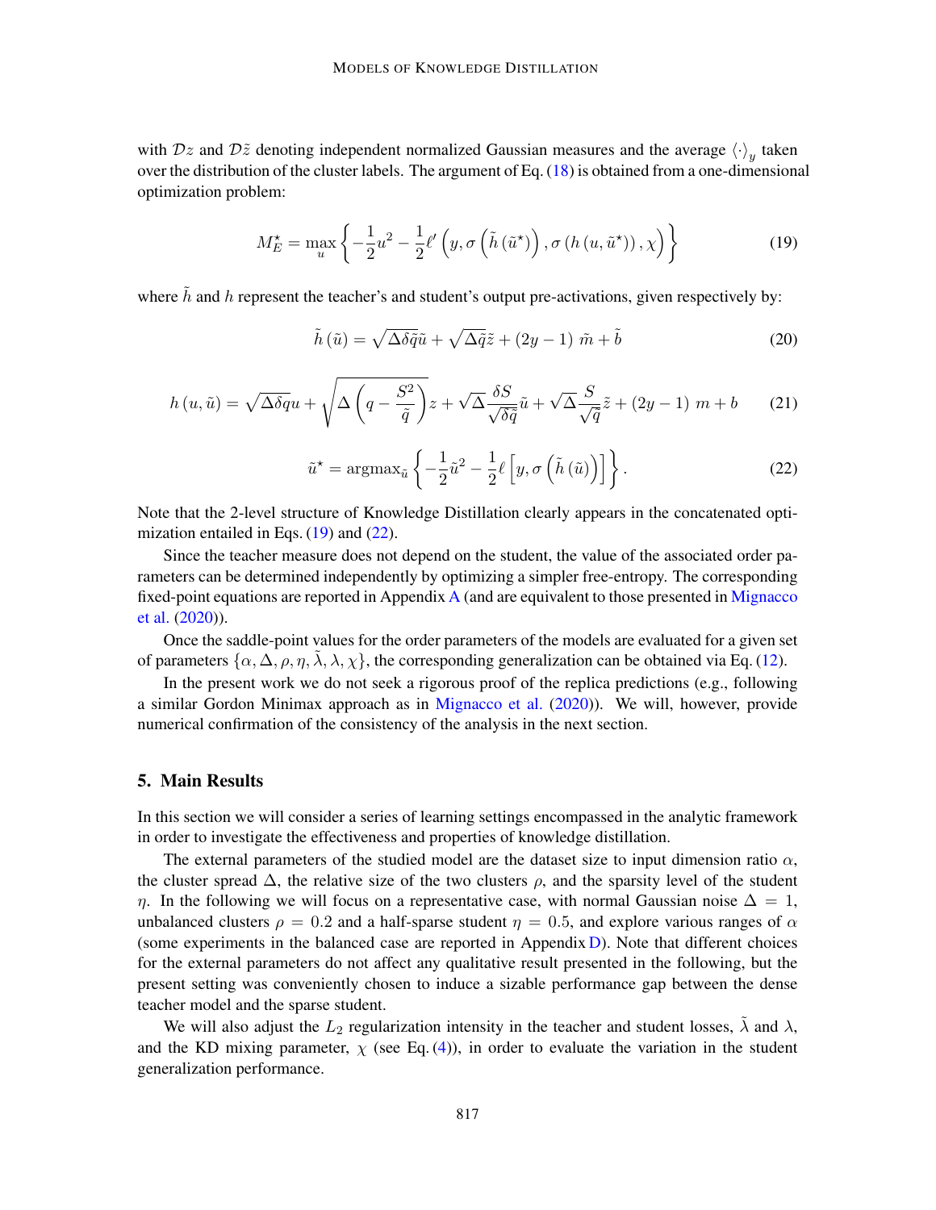with $\mathcal{D}z$ and $\mathcal{D}\tilde{z}$ denoting independent normalized Gaussian measures and the average $\langle\cdot\rangle_y$ taken over the distribution of the cluster labels. The argument of Eq. (18) is obtained from a one-dimensional optimization problem:

$$M_E^\star = \max_u \left\{ -\frac{1}{2}u^2 - \frac{1}{2}\ell'\left(y, \sigma\left(\tilde{h}\left(\tilde{u}^\star\right)\right), \sigma\left(h\left(u, \tilde{u}^\star\right)\right), \chi\right) \right\} \tag{19}$$

where $\tilde{h}$ and $h$ represent the teacher's and student's output pre-activations, given respectively by:

$$\tilde{h}\left(\tilde{u}\right) = \sqrt{\Delta\delta\tilde{q}}\tilde{u} + \sqrt{\Delta\tilde{q}}\tilde{z} + (2y-1)\ \tilde{m} + \tilde{b} \tag{20}$$

$$h\left(u, \tilde{u}\right) = \sqrt{\Delta\delta q}u + \sqrt{\Delta\left(q - \frac{S^2}{\tilde{q}}\right)}z + \sqrt{\Delta}\frac{\delta S}{\sqrt{\delta\tilde{q}}}\tilde{u} + \sqrt{\Delta}\frac{S}{\sqrt{\tilde{q}}}\tilde{z} + (2y-1)\ m + b \tag{21}$$

$$\tilde{u}^\star = \text{argmax}_{\tilde{u}} \left\{ -\frac{1}{2}\tilde{u}^2 - \frac{1}{2}\ell\left[y, \sigma\left(\tilde{h}\left(\tilde{u}\right)\right)\right] \right\}. \tag{22}$$

Note that the 2-level structure of Knowledge Distillation clearly appears in the concatenated optimization entailed in Eqs. (19) and (22).

Since the teacher measure does not depend on the student, the value of the associated order parameters can be determined independently by optimizing a simpler free-entropy. The corresponding fixed-point equations are reported in Appendix A (and are equivalent to those presented in Mignacco et al. (2020)).

Once the saddle-point values for the order parameters of the models are evaluated for a given set of parameters $\{\alpha, \Delta, \rho, \eta, \tilde{\lambda}, \lambda, \chi\}$, the corresponding generalization can be obtained via Eq. (12).

In the present work we do not seek a rigorous proof of the replica predictions (e.g., following a similar Gordon Minimax approach as in Mignacco et al. (2020)). We will, however, provide numerical confirmation of the consistency of the analysis in the next section.

## 5. Main Results

In this section we will consider a series of learning settings encompassed in the analytic framework in order to investigate the effectiveness and properties of knowledge distillation.

The external parameters of the studied model are the dataset size to input dimension ratio $\alpha$, the cluster spread $\Delta$, the relative size of the two clusters $\rho$, and the sparsity level of the student $\eta$. In the following we will focus on a representative case, with normal Gaussian noise $\Delta = 1$, unbalanced clusters $\rho = 0.2$ and a half-sparse student $\eta = 0.5$, and explore various ranges of $\alpha$ (some experiments in the balanced case are reported in Appendix D). Note that different choices for the external parameters do not affect any qualitative result presented in the following, but the present setting was conveniently chosen to induce a sizable performance gap between the dense teacher model and the sparse student.

We will also adjust the $L_2$ regularization intensity in the teacher and student losses, $\tilde{\lambda}$ and $\lambda$, and the KD mixing parameter, $\chi$ (see Eq. (4)), in order to evaluate the variation in the student generalization performance.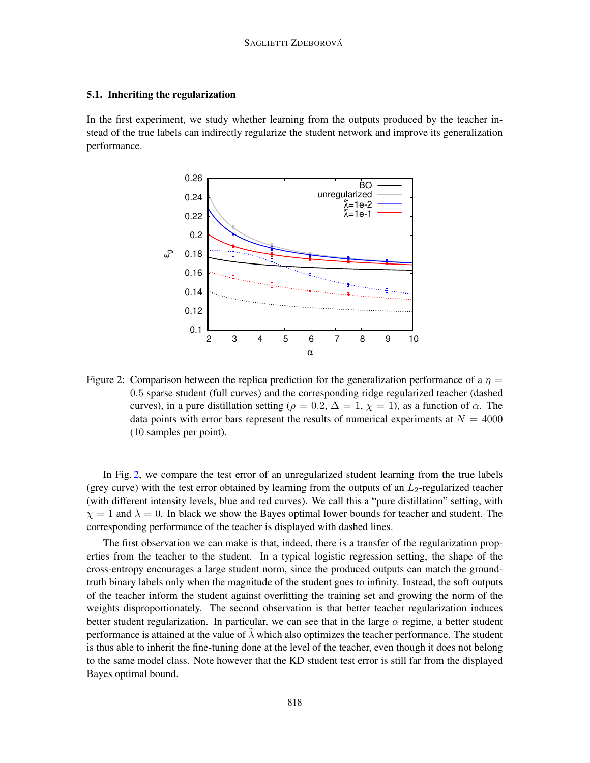### 5.1. Inheriting the regularization

In the first experiment, we study whether learning from the outputs produced by the teacher instead of the true labels can indirectly regularize the student network and improve its generalization performance.

Figure 2: Comparison between the replica prediction for the generalization performance of a $\eta = 0.5$ sparse student (full curves) and the corresponding ridge regularized teacher (dashed curves), in a pure distillation setting ($\rho = 0.2$, $\Delta = 1$, $\chi = 1$), as a function of $\alpha$. The data points with error bars represent the results of numerical experiments at $N = 4000$ (10 samples per point).

In Fig. 2, we compare the test error of an unregularized student learning from the true labels (grey curve) with the test error obtained by learning from the outputs of an $L_2$-regularized teacher (with different intensity levels, blue and red curves). We call this a "pure distillation" setting, with $\chi = 1$ and $\lambda = 0$. In black we show the Bayes optimal lower bounds for teacher and student. The corresponding performance of the teacher is displayed with dashed lines.

The first observation we can make is that, indeed, there is a transfer of the regularization properties from the teacher to the student. In a typical logistic regression setting, the shape of the cross-entropy encourages a large student norm, since the produced outputs can match the ground-truth binary labels only when the magnitude of the student goes to infinity. Instead, the soft outputs of the teacher inform the student against overfitting the training set and growing the norm of the weights disproportionately. The second observation is that better teacher regularization induces better student regularization. In particular, we can see that in the large $\alpha$ regime, a better student performance is attained at the value of $\tilde{\lambda}$ which also optimizes the teacher performance. The student is thus able to inherit the fine-tuning done at the level of the teacher, even though it does not belong to the same model class. Note however that the KD student test error is still far from the displayed Bayes optimal bound.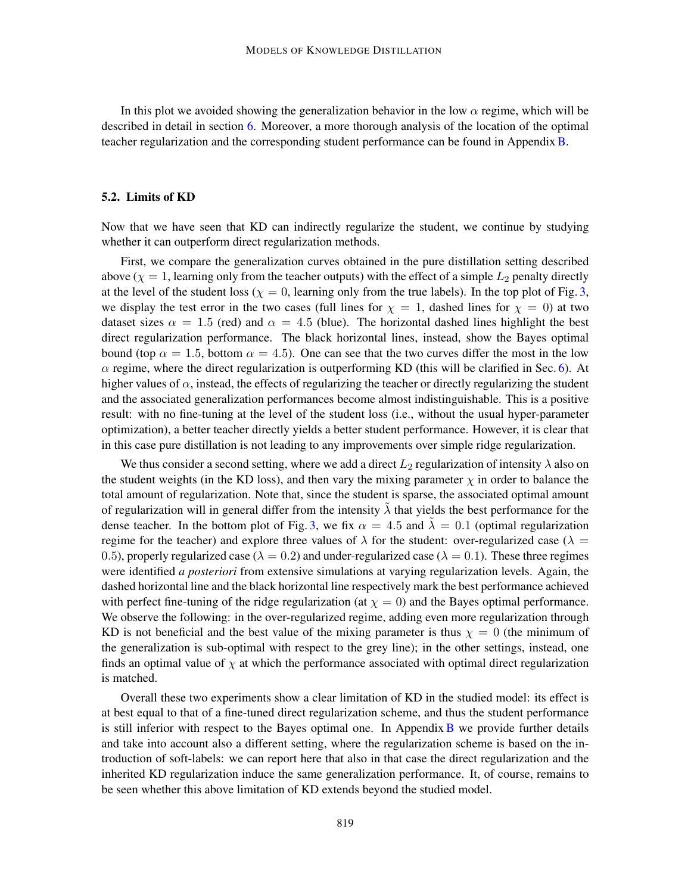In this plot we avoided showing the generalization behavior in the low $\alpha$ regime, which will be described in detail in section 6. Moreover, a more thorough analysis of the location of the optimal teacher regularization and the corresponding student performance can be found in Appendix B.

### 5.2. Limits of KD

Now that we have seen that KD can indirectly regularize the student, we continue by studying whether it can outperform direct regularization methods.

First, we compare the generalization curves obtained in the pure distillation setting described above ($\chi = 1$, learning only from the teacher outputs) with the effect of a simple $L_2$ penalty directly at the level of the student loss ($\chi = 0$, learning only from the true labels). In the top plot of Fig. 3, we display the test error in the two cases (full lines for $\chi = 1$, dashed lines for $\chi = 0$) at two dataset sizes $\alpha = 1.5$ (red) and $\alpha = 4.5$ (blue). The horizontal dashed lines highlight the best direct regularization performance. The black horizontal lines, instead, show the Bayes optimal bound (top $\alpha = 1.5$, bottom $\alpha = 4.5$). One can see that the two curves differ the most in the low $\alpha$ regime, where the direct regularization is outperforming KD (this will be clarified in Sec. 6). At higher values of $\alpha$, instead, the effects of regularizing the teacher or directly regularizing the student and the associated generalization performances become almost indistinguishable. This is a positive result: with no fine-tuning at the level of the student loss (i.e., without the usual hyper-parameter optimization), a better teacher directly yields a better student performance. However, it is clear that in this case pure distillation is not leading to any improvements over simple ridge regularization.

We thus consider a second setting, where we add a direct $L_2$ regularization of intensity $\lambda$ also on the student weights (in the KD loss), and then vary the mixing parameter $\chi$ in order to balance the total amount of regularization. Note that, since the student is sparse, the associated optimal amount of regularization will in general differ from the intensity $\tilde{\lambda}$ that yields the best performance for the dense teacher. In the bottom plot of Fig. 3, we fix $\alpha = 4.5$ and $\tilde{\lambda} = 0.1$ (optimal regularization regime for the teacher) and explore three values of $\lambda$ for the student: over-regularized case ($\lambda = 0.5$), properly regularized case ($\lambda = 0.2$) and under-regularized case ($\lambda = 0.1$). These three regimes were identified *a posteriori* from extensive simulations at varying regularization levels. Again, the dashed horizontal line and the black horizontal line respectively mark the best performance achieved with perfect fine-tuning of the ridge regularization (at $\chi = 0$) and the Bayes optimal performance. We observe the following: in the over-regularized regime, adding even more regularization through KD is not beneficial and the best value of the mixing parameter is thus $\chi = 0$ (the minimum of the generalization is sub-optimal with respect to the grey line); in the other settings, instead, one finds an optimal value of $\chi$ at which the performance associated with optimal direct regularization is matched.

Overall these two experiments show a clear limitation of KD in the studied model: its effect is at best equal to that of a fine-tuned direct regularization scheme, and thus the student performance is still inferior with respect to the Bayes optimal one. In Appendix B we provide further details and take into account also a different setting, where the regularization scheme is based on the introduction of soft-labels: we can report here that also in that case the direct regularization and the inherited KD regularization induce the same generalization performance. It, of course, remains to be seen whether this above limitation of KD extends beyond the studied model.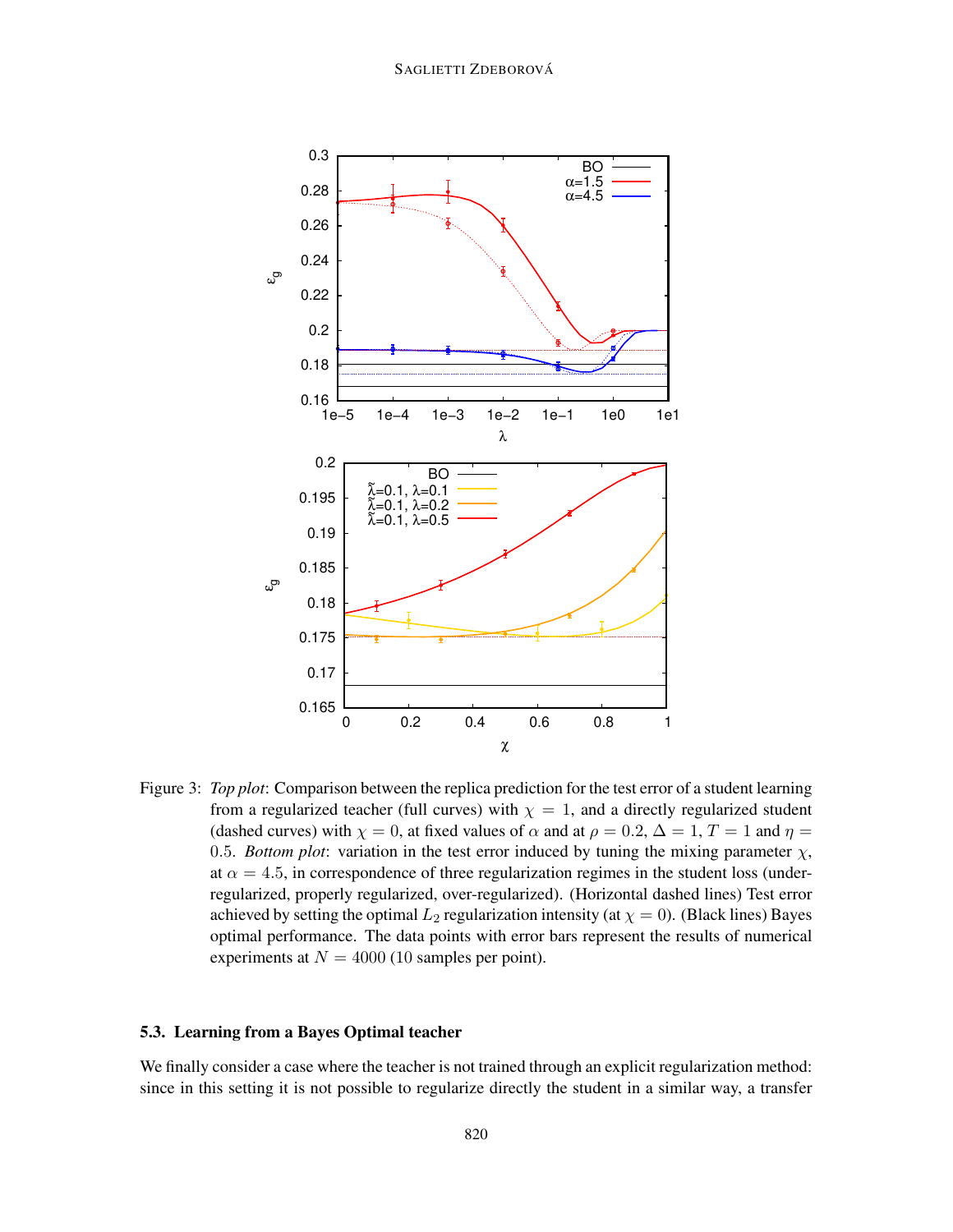Figure 3: *Top plot*: Comparison between the replica prediction for the test error of a student learning from a regularized teacher (full curves) with $\chi = 1$, and a directly regularized student (dashed curves) with $\chi = 0$, at fixed values of $\alpha$ and at $\rho = 0.2$, $\Delta = 1$, $T = 1$ and $\eta = 0.5$. *Bottom plot*: variation in the test error induced by tuning the mixing parameter $\chi$, at $\alpha = 4.5$, in correspondence of three regularization regimes in the student loss (under-regularized, properly regularized, over-regularized). (Horizontal dashed lines) Test error achieved by setting the optimal $L_2$ regularization intensity (at $\chi = 0$). (Black lines) Bayes optimal performance. The data points with error bars represent the results of numerical experiments at $N = 4000$ (10 samples per point).

### 5.3. Learning from a Bayes Optimal teacher

We finally consider a case where the teacher is not trained through an explicit regularization method: since in this setting it is not possible to regularize directly the student in a similar way, a transfer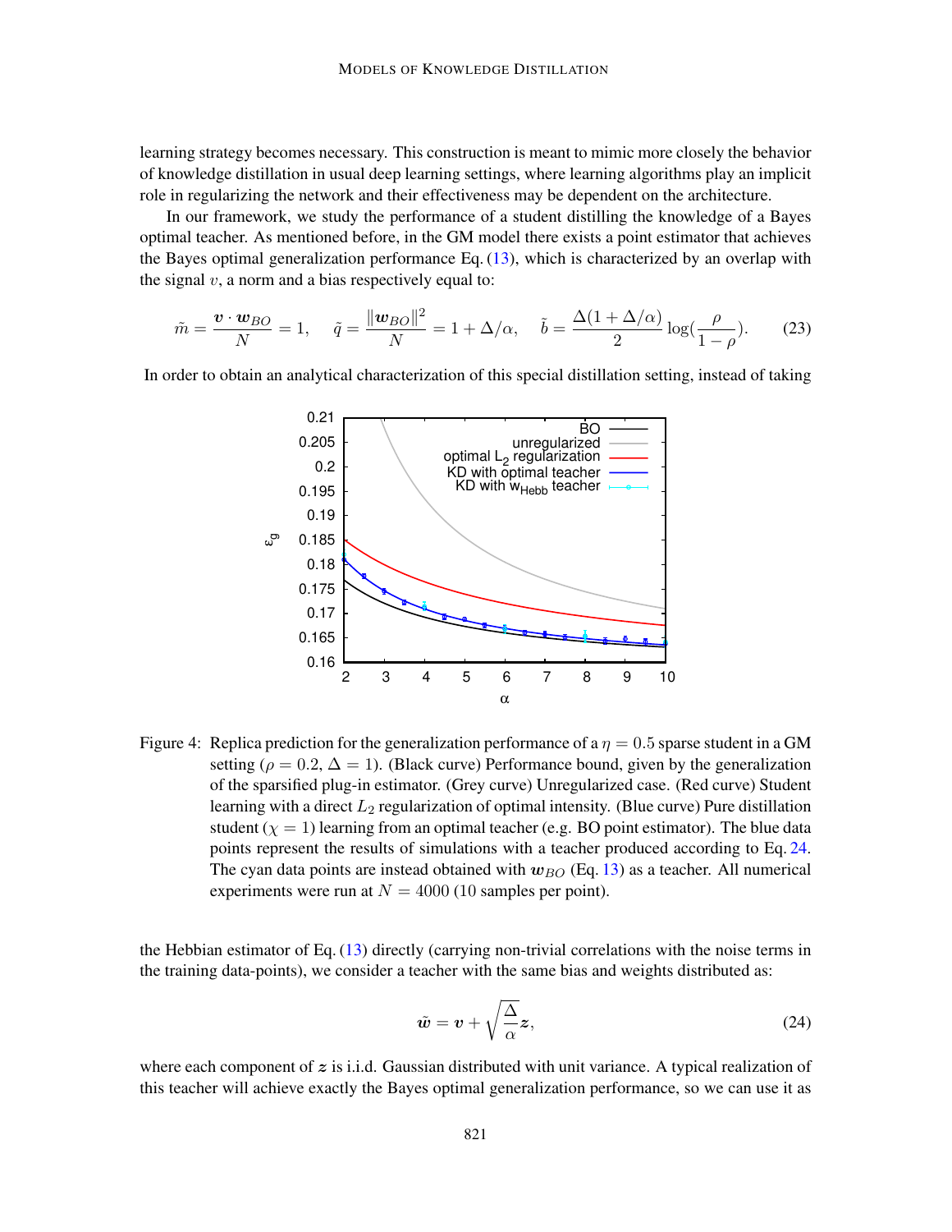learning strategy becomes necessary. This construction is meant to mimic more closely the behavior of knowledge distillation in usual deep learning settings, where learning algorithms play an implicit role in regularizing the network and their effectiveness may be dependent on the architecture.

In our framework, we study the performance of a student distilling the knowledge of a Bayes optimal teacher. As mentioned before, in the GM model there exists a point estimator that achieves the Bayes optimal generalization performance Eq. (13), which is characterized by an overlap with the signal $v$, a norm and a bias respectively equal to:

$$\tilde{m} = \frac{\boldsymbol{v} \cdot \boldsymbol{w}_{BO}}{N} = 1, \quad \tilde{q} = \frac{\|\boldsymbol{w}_{BO}\|^2}{N} = 1 + \Delta/\alpha, \quad \tilde{b} = \frac{\Delta(1+\Delta/\alpha)}{2} \log(\frac{\rho}{1-\rho}). \tag{23}$$

In order to obtain an analytical characterization of this special distillation setting, instead of taking

Figure 4: Replica prediction for the generalization performance of a $\eta = 0.5$ sparse student in a GM setting ($\rho = 0.2$, $\Delta = 1$). (Black curve) Performance bound, given by the generalization of the sparsified plug-in estimator. (Grey curve) Unregularized case. (Red curve) Student learning with a direct $L_2$ regularization of optimal intensity. (Blue curve) Pure distillation student ($\chi = 1$) learning from an optimal teacher (e.g. BO point estimator). The blue data points represent the results of simulations with a teacher produced according to Eq. 24. The cyan data points are instead obtained with $\boldsymbol{w}_{BO}$ (Eq. 13) as a teacher. All numerical experiments were run at $N = 4000$ (10 samples per point).

the Hebbian estimator of Eq. (13) directly (carrying non-trivial correlations with the noise terms in the training data-points), we consider a teacher with the same bias and weights distributed as:

$$\tilde{\boldsymbol{w}} = \boldsymbol{v} + \sqrt{\frac{\Delta}{\alpha}}\boldsymbol{z}, \tag{24}$$

where each component of $\boldsymbol{z}$ is i.i.d. Gaussian distributed with unit variance. A typical realization of this teacher will achieve exactly the Bayes optimal generalization performance, so we can use it as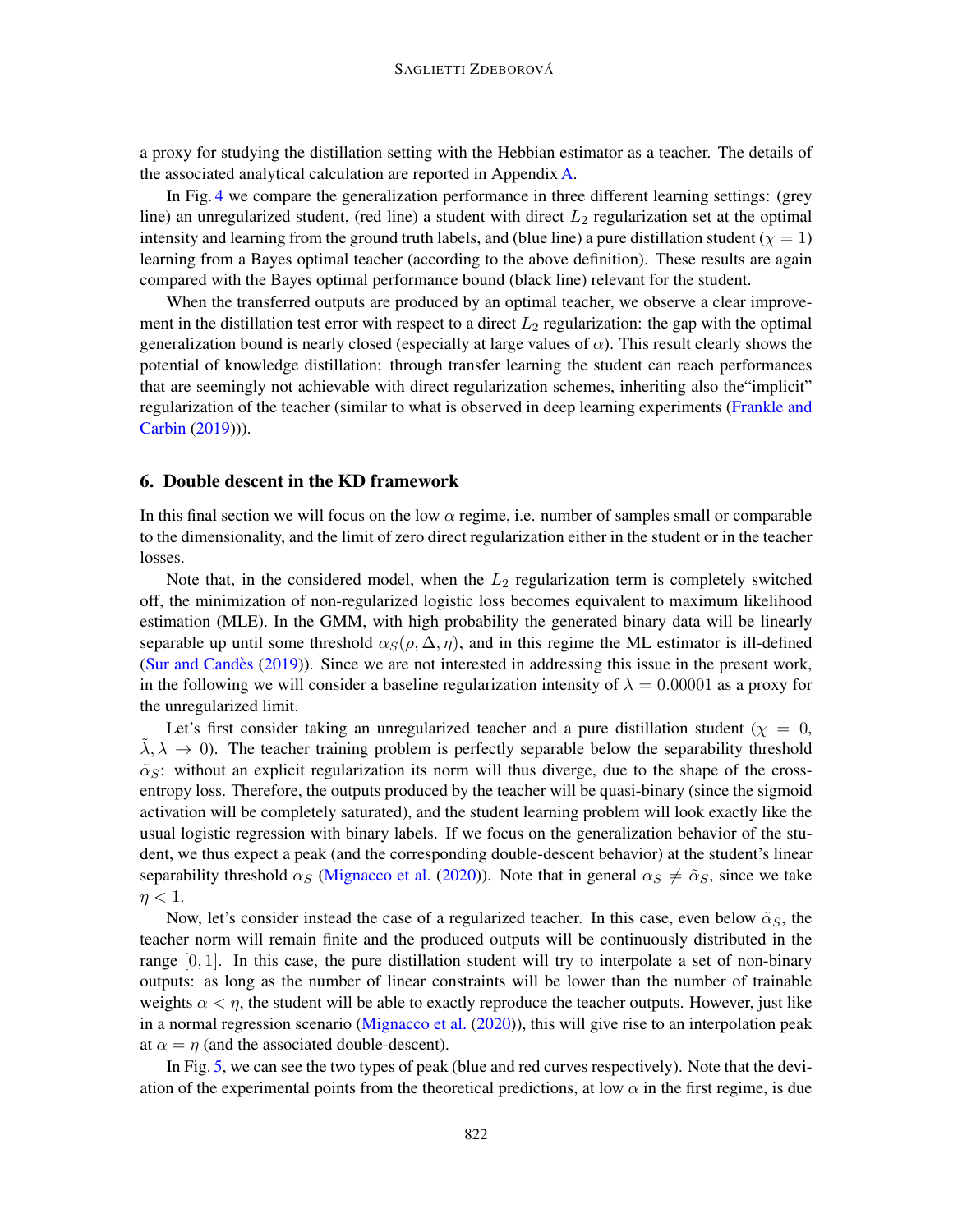a proxy for studying the distillation setting with the Hebbian estimator as a teacher. The details of the associated analytical calculation are reported in Appendix A.

In Fig. 4 we compare the generalization performance in three different learning settings: (grey line) an unregularized student, (red line) a student with direct $L_2$ regularization set at the optimal intensity and learning from the ground truth labels, and (blue line) a pure distillation student ($\chi = 1$) learning from a Bayes optimal teacher (according to the above definition). These results are again compared with the Bayes optimal performance bound (black line) relevant for the student.

When the transferred outputs are produced by an optimal teacher, we observe a clear improvement in the distillation test error with respect to a direct $L_2$ regularization: the gap with the optimal generalization bound is nearly closed (especially at large values of $\alpha$). This result clearly shows the potential of knowledge distillation: through transfer learning the student can reach performances that are seemingly not achievable with direct regularization schemes, inheriting also the"implicit" regularization of the teacher (similar to what is observed in deep learning experiments (Frankle and Carbin (2019))).

## 6. Double descent in the KD framework

In this final section we will focus on the low $\alpha$ regime, i.e. number of samples small or comparable to the dimensionality, and the limit of zero direct regularization either in the student or in the teacher losses.

Note that, in the considered model, when the $L_2$ regularization term is completely switched off, the minimization of non-regularized logistic loss becomes equivalent to maximum likelihood estimation (MLE). In the GMM, with high probability the generated binary data will be linearly separable up until some threshold $\alpha_S(\rho, \Delta, \eta)$, and in this regime the ML estimator is ill-defined (Sur and Candès (2019)). Since we are not interested in addressing this issue in the present work, in the following we will consider a baseline regularization intensity of $\lambda = 0.00001$ as a proxy for the unregularized limit.

Let's first consider taking an unregularized teacher and a pure distillation student ($\chi = 0$, $\tilde{\lambda}, \lambda \to 0$). The teacher training problem is perfectly separable below the separability threshold $\tilde{\alpha}_S$: without an explicit regularization its norm will thus diverge, due to the shape of the cross-entropy loss. Therefore, the outputs produced by the teacher will be quasi-binary (since the sigmoid activation will be completely saturated), and the student learning problem will look exactly like the usual logistic regression with binary labels. If we focus on the generalization behavior of the student, we thus expect a peak (and the corresponding double-descent behavior) at the student's linear separability threshold $\alpha_S$ (Mignacco et al. (2020)). Note that in general $\alpha_S \neq \tilde{\alpha}_S$, since we take $\eta < 1$.

Now, let's consider instead the case of a regularized teacher. In this case, even below $\tilde{\alpha}_S$, the teacher norm will remain finite and the produced outputs will be continuously distributed in the range $[0, 1]$. In this case, the pure distillation student will try to interpolate a set of non-binary outputs: as long as the number of linear constraints will be lower than the number of trainable weights $\alpha < \eta$, the student will be able to exactly reproduce the teacher outputs. However, just like in a normal regression scenario (Mignacco et al. (2020)), this will give rise to an interpolation peak at $\alpha = \eta$ (and the associated double-descent).

In Fig. 5, we can see the two types of peak (blue and red curves respectively). Note that the deviation of the experimental points from the theoretical predictions, at low $\alpha$ in the first regime, is due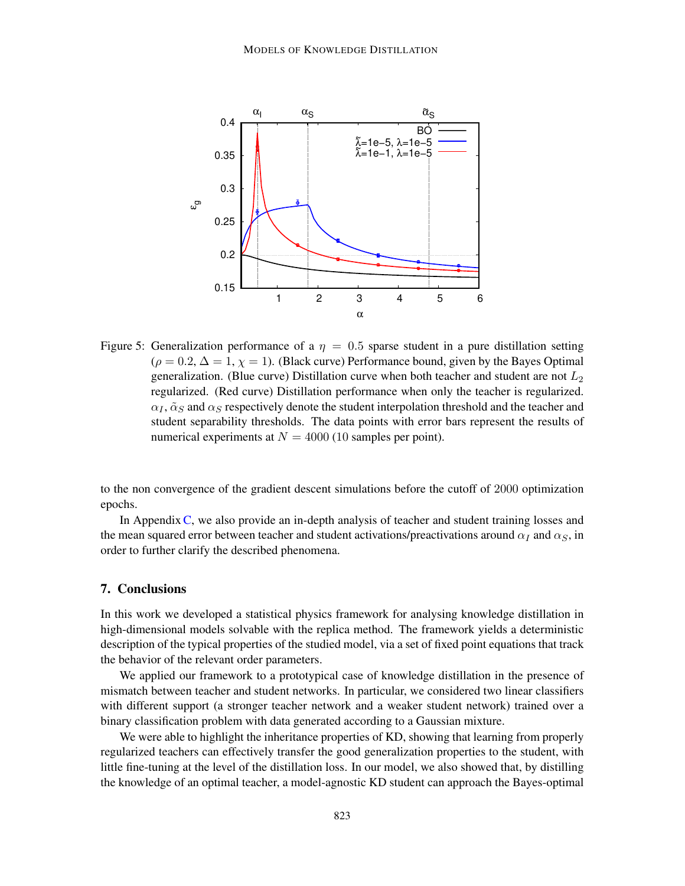Figure 5: Generalization performance of a $\eta = 0.5$ sparse student in a pure distillation setting ($\rho = 0.2$, $\Delta = 1$, $\chi = 1$). (Black curve) Performance bound, given by the Bayes Optimal generalization. (Blue curve) Distillation curve when both teacher and student are not $L_2$ regularized. (Red curve) Distillation performance when only the teacher is regularized. $\alpha_I$, $\tilde{\alpha}_S$ and $\alpha_S$ respectively denote the student interpolation threshold and the teacher and student separability thresholds. The data points with error bars represent the results of numerical experiments at $N = 4000$ (10 samples per point).

to the non convergence of the gradient descent simulations before the cutoff of 2000 optimization epochs.

In Appendix C, we also provide an in-depth analysis of teacher and student training losses and the mean squared error between teacher and student activations/preactivations around $\alpha_I$ and $\alpha_S$, in order to further clarify the described phenomena.

## 7. Conclusions

In this work we developed a statistical physics framework for analysing knowledge distillation in high-dimensional models solvable with the replica method. The framework yields a deterministic description of the typical properties of the studied model, via a set of fixed point equations that track the behavior of the relevant order parameters.

We applied our framework to a prototypical case of knowledge distillation in the presence of mismatch between teacher and student networks. In particular, we considered two linear classifiers with different support (a stronger teacher network and a weaker student network) trained over a binary classification problem with data generated according to a Gaussian mixture.

We were able to highlight the inheritance properties of KD, showing that learning from properly regularized teachers can effectively transfer the good generalization properties to the student, with little fine-tuning at the level of the distillation loss. In our model, we also showed that, by distilling the knowledge of an optimal teacher, a model-agnostic KD student can approach the Bayes-optimal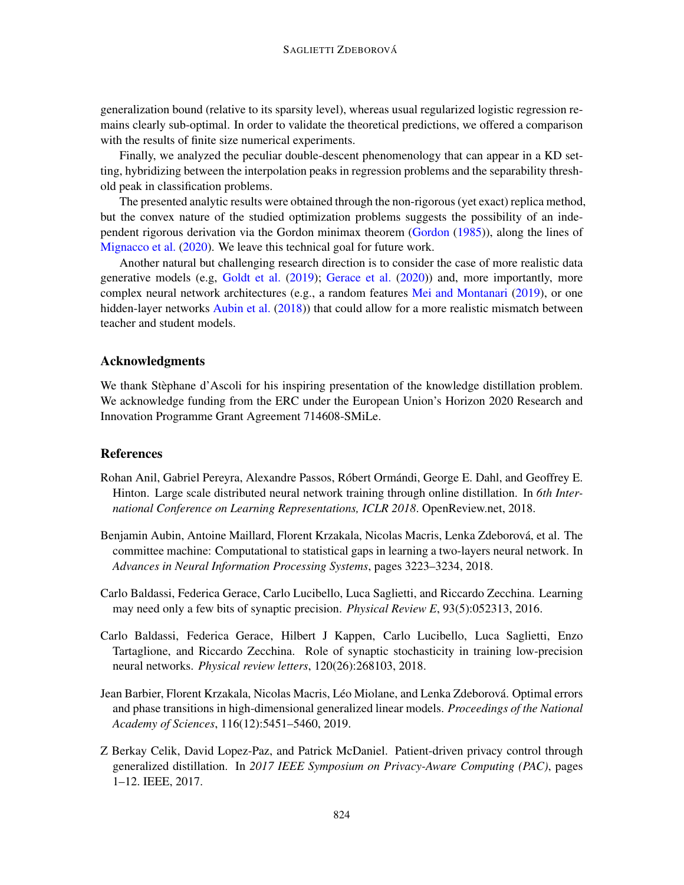generalization bound (relative to its sparsity level), whereas usual regularized logistic regression remains clearly sub-optimal. In order to validate the theoretical predictions, we offered a comparison with the results of finite size numerical experiments.

Finally, we analyzed the peculiar double-descent phenomenology that can appear in a KD setting, hybridizing between the interpolation peaks in regression problems and the separability threshold peak in classification problems.

The presented analytic results were obtained through the non-rigorous (yet exact) replica method, but the convex nature of the studied optimization problems suggests the possibility of an independent rigorous derivation via the Gordon minimax theorem (Gordon (1985)), along the lines of Mignacco et al. (2020). We leave this technical goal for future work.

Another natural but challenging research direction is to consider the case of more realistic data generative models (e.g, Goldt et al. (2019); Gerace et al. (2020)) and, more importantly, more complex neural network architectures (e.g., a random features Mei and Montanari (2019), or one hidden-layer networks Aubin et al. (2018)) that could allow for a more realistic mismatch between teacher and student models.

## Acknowledgments

We thank Stèphane d'Ascoli for his inspiring presentation of the knowledge distillation problem. We acknowledge funding from the ERC under the European Union's Horizon 2020 Research and Innovation Programme Grant Agreement 714608-SMiLe.

## References

Rohan Anil, Gabriel Pereyra, Alexandre Passos, Róbert Ormándi, George E. Dahl, and Geoffrey E. Hinton. Large scale distributed neural network training through online distillation. In *6th International Conference on Learning Representations, ICLR 2018*. OpenReview.net, 2018.

Benjamin Aubin, Antoine Maillard, Florent Krzakala, Nicolas Macris, Lenka Zdeborová, et al. The committee machine: Computational to statistical gaps in learning a two-layers neural network. In *Advances in Neural Information Processing Systems*, pages 3223–3234, 2018.

Carlo Baldassi, Federica Gerace, Carlo Lucibello, Luca Saglietti, and Riccardo Zecchina. Learning may need only a few bits of synaptic precision. *Physical Review E*, 93(5):052313, 2016.

Carlo Baldassi, Federica Gerace, Hilbert J Kappen, Carlo Lucibello, Luca Saglietti, Enzo Tartaglione, and Riccardo Zecchina. Role of synaptic stochasticity in training low-precision neural networks. *Physical review letters*, 120(26):268103, 2018.

Jean Barbier, Florent Krzakala, Nicolas Macris, Léo Miolane, and Lenka Zdeborová. Optimal errors and phase transitions in high-dimensional generalized linear models. *Proceedings of the National Academy of Sciences*, 116(12):5451–5460, 2019.

Z Berkay Celik, David Lopez-Paz, and Patrick McDaniel. Patient-driven privacy control through generalized distillation. In *2017 IEEE Symposium on Privacy-Aware Computing (PAC)*, pages 1–12. IEEE, 2017.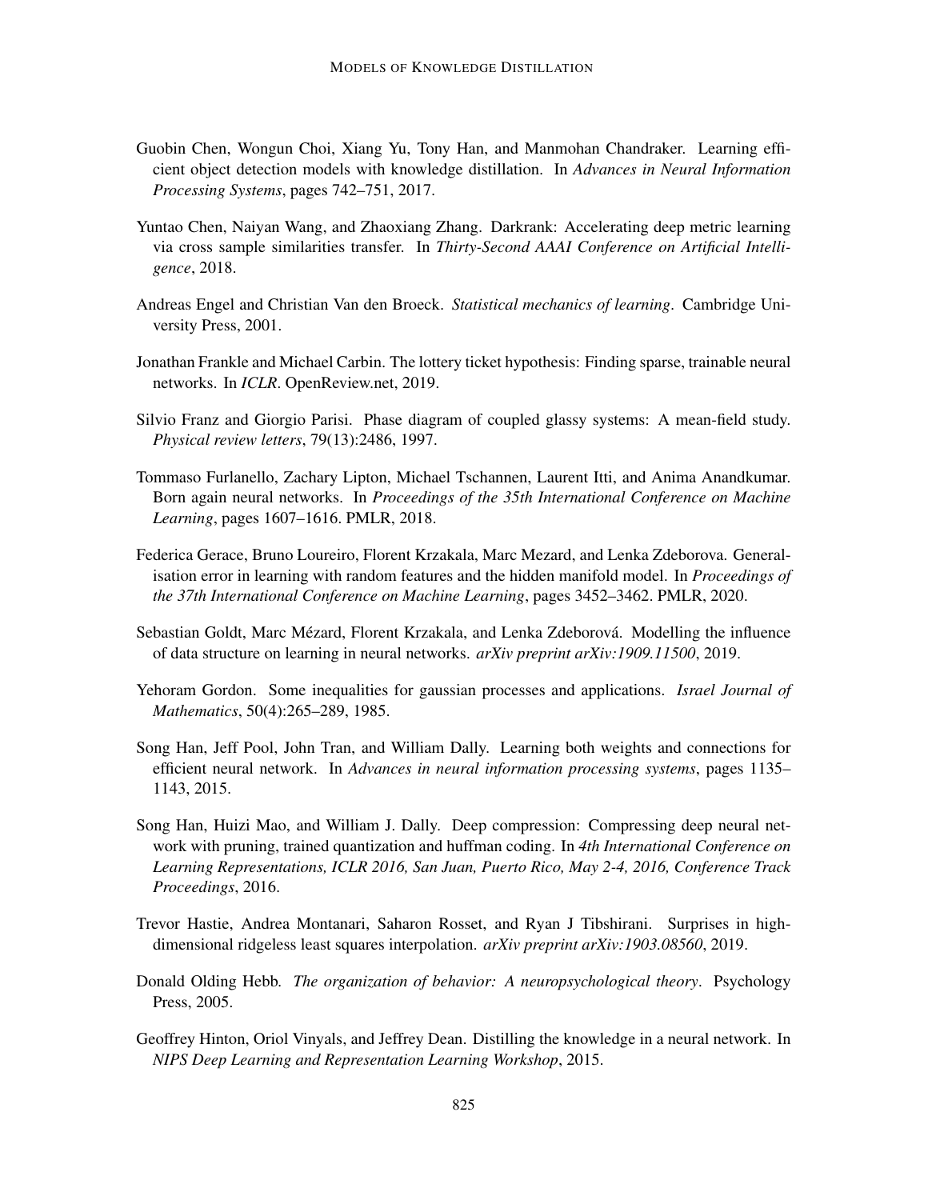Guobin Chen, Wongun Choi, Xiang Yu, Tony Han, and Manmohan Chandraker. Learning efficient object detection models with knowledge distillation. In *Advances in Neural Information Processing Systems*, pages 742–751, 2017.

Yuntao Chen, Naiyan Wang, and Zhaoxiang Zhang. Darkrank: Accelerating deep metric learning via cross sample similarities transfer. In *Thirty-Second AAAI Conference on Artificial Intelligence*, 2018.

Andreas Engel and Christian Van den Broeck. *Statistical mechanics of learning*. Cambridge University Press, 2001.

Jonathan Frankle and Michael Carbin. The lottery ticket hypothesis: Finding sparse, trainable neural networks. In *ICLR*. OpenReview.net, 2019.

Silvio Franz and Giorgio Parisi. Phase diagram of coupled glassy systems: A mean-field study. *Physical review letters*, 79(13):2486, 1997.

Tommaso Furlanello, Zachary Lipton, Michael Tschannen, Laurent Itti, and Anima Anandkumar. Born again neural networks. In *Proceedings of the 35th International Conference on Machine Learning*, pages 1607–1616. PMLR, 2018.

Federica Gerace, Bruno Loureiro, Florent Krzakala, Marc Mezard, and Lenka Zdeborova. Generalisation error in learning with random features and the hidden manifold model. In *Proceedings of the 37th International Conference on Machine Learning*, pages 3452–3462. PMLR, 2020.

Sebastian Goldt, Marc Mézard, Florent Krzakala, and Lenka Zdeborová. Modelling the influence of data structure on learning in neural networks. *arXiv preprint arXiv:1909.11500*, 2019.

Yehoram Gordon. Some inequalities for gaussian processes and applications. *Israel Journal of Mathematics*, 50(4):265–289, 1985.

Song Han, Jeff Pool, John Tran, and William Dally. Learning both weights and connections for efficient neural network. In *Advances in neural information processing systems*, pages 1135–1143, 2015.

Song Han, Huizi Mao, and William J. Dally. Deep compression: Compressing deep neural network with pruning, trained quantization and huffman coding. In *4th International Conference on Learning Representations, ICLR 2016, San Juan, Puerto Rico, May 2-4, 2016, Conference Track Proceedings*, 2016.

Trevor Hastie, Andrea Montanari, Saharon Rosset, and Ryan J Tibshirani. Surprises in high-dimensional ridgeless least squares interpolation. *arXiv preprint arXiv:1903.08560*, 2019.

Donald Olding Hebb. *The organization of behavior: A neuropsychological theory*. Psychology Press, 2005.

Geoffrey Hinton, Oriol Vinyals, and Jeffrey Dean. Distilling the knowledge in a neural network. In *NIPS Deep Learning and Representation Learning Workshop*, 2015.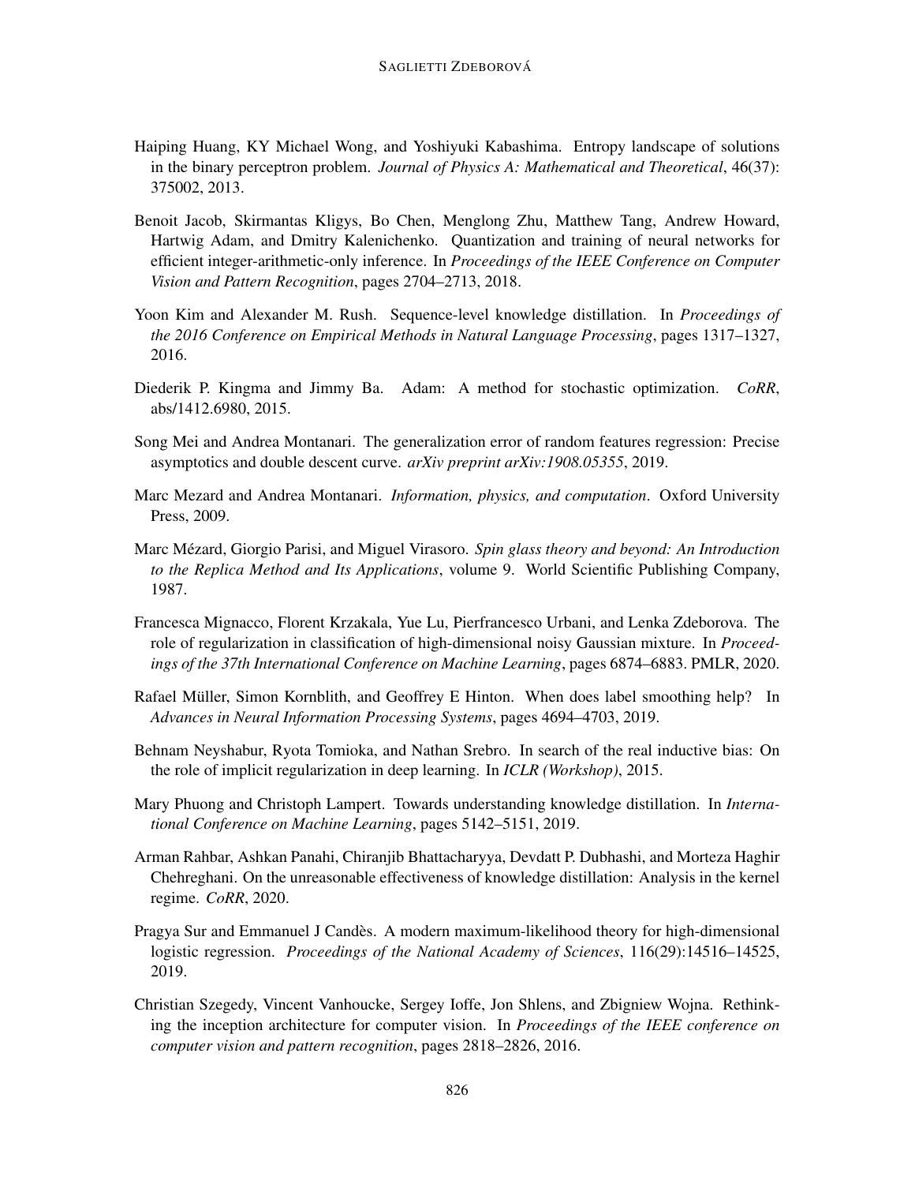Haiping Huang, KY Michael Wong, and Yoshiyuki Kabashima. Entropy landscape of solutions in the binary perceptron problem. *Journal of Physics A: Mathematical and Theoretical*, 46(37): 375002, 2013.

Benoit Jacob, Skirmantas Kligys, Bo Chen, Menglong Zhu, Matthew Tang, Andrew Howard, Hartwig Adam, and Dmitry Kalenichenko. Quantization and training of neural networks for efficient integer-arithmetic-only inference. In *Proceedings of the IEEE Conference on Computer Vision and Pattern Recognition*, pages 2704–2713, 2018.

Yoon Kim and Alexander M. Rush. Sequence-level knowledge distillation. In *Proceedings of the 2016 Conference on Empirical Methods in Natural Language Processing*, pages 1317–1327, 2016.

Diederik P. Kingma and Jimmy Ba. Adam: A method for stochastic optimization. *CoRR*, abs/1412.6980, 2015.

Song Mei and Andrea Montanari. The generalization error of random features regression: Precise asymptotics and double descent curve. *arXiv preprint arXiv:1908.05355*, 2019.

Marc Mezard and Andrea Montanari. *Information, physics, and computation*. Oxford University Press, 2009.

Marc Mézard, Giorgio Parisi, and Miguel Virasoro. *Spin glass theory and beyond: An Introduction to the Replica Method and Its Applications*, volume 9. World Scientific Publishing Company, 1987.

Francesca Mignacco, Florent Krzakala, Yue Lu, Pierfrancesco Urbani, and Lenka Zdeborova. The role of regularization in classification of high-dimensional noisy Gaussian mixture. In *Proceedings of the 37th International Conference on Machine Learning*, pages 6874–6883. PMLR, 2020.

Rafael Müller, Simon Kornblith, and Geoffrey E Hinton. When does label smoothing help? In *Advances in Neural Information Processing Systems*, pages 4694–4703, 2019.

Behnam Neyshabur, Ryota Tomioka, and Nathan Srebro. In search of the real inductive bias: On the role of implicit regularization in deep learning. In *ICLR (Workshop)*, 2015.

Mary Phuong and Christoph Lampert. Towards understanding knowledge distillation. In *International Conference on Machine Learning*, pages 5142–5151, 2019.

Arman Rahbar, Ashkan Panahi, Chiranjib Bhattacharyya, Devdatt P. Dubhashi, and Morteza Haghir Chehreghani. On the unreasonable effectiveness of knowledge distillation: Analysis in the kernel regime. *CoRR*, 2020.

Pragya Sur and Emmanuel J Candès. A modern maximum-likelihood theory for high-dimensional logistic regression. *Proceedings of the National Academy of Sciences*, 116(29):14516–14525, 2019.

Christian Szegedy, Vincent Vanhoucke, Sergey Ioffe, Jon Shlens, and Zbigniew Wojna. Rethinking the inception architecture for computer vision. In *Proceedings of the IEEE conference on computer vision and pattern recognition*, pages 2818–2826, 2016.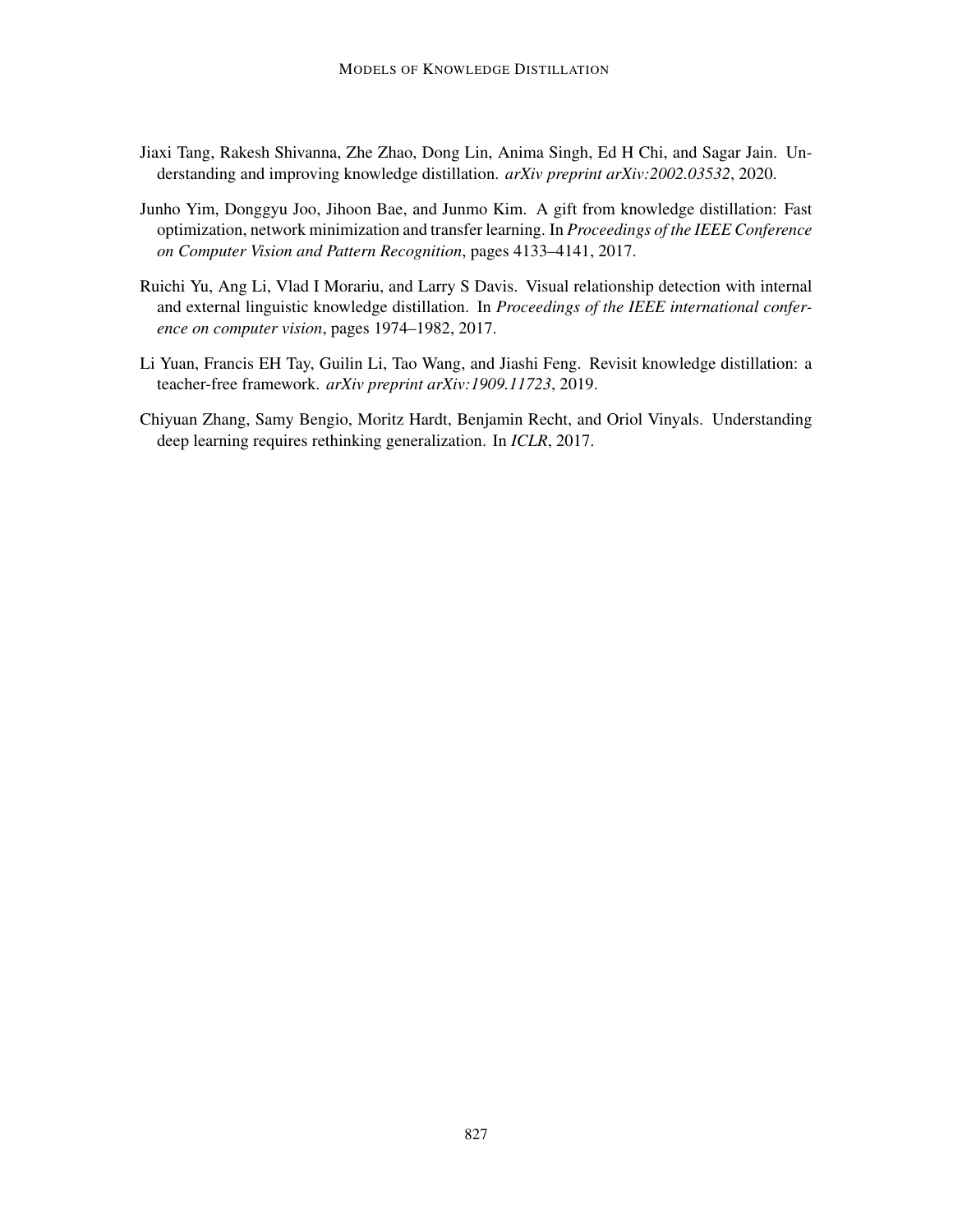Jiaxi Tang, Rakesh Shivanna, Zhe Zhao, Dong Lin, Anima Singh, Ed H Chi, and Sagar Jain. Understanding and improving knowledge distillation. *arXiv preprint arXiv:2002.03532*, 2020.

Junho Yim, Donggyu Joo, Jihoon Bae, and Junmo Kim. A gift from knowledge distillation: Fast optimization, network minimization and transfer learning. In *Proceedings of the IEEE Conference on Computer Vision and Pattern Recognition*, pages 4133–4141, 2017.

Ruichi Yu, Ang Li, Vlad I Morariu, and Larry S Davis. Visual relationship detection with internal and external linguistic knowledge distillation. In *Proceedings of the IEEE international conference on computer vision*, pages 1974–1982, 2017.

Li Yuan, Francis EH Tay, Guilin Li, Tao Wang, and Jiashi Feng. Revisit knowledge distillation: a teacher-free framework. *arXiv preprint arXiv:1909.11723*, 2019.

Chiyuan Zhang, Samy Bengio, Moritz Hardt, Benjamin Recht, and Oriol Vinyals. Understanding deep learning requires rethinking generalization. In *ICLR*, 2017.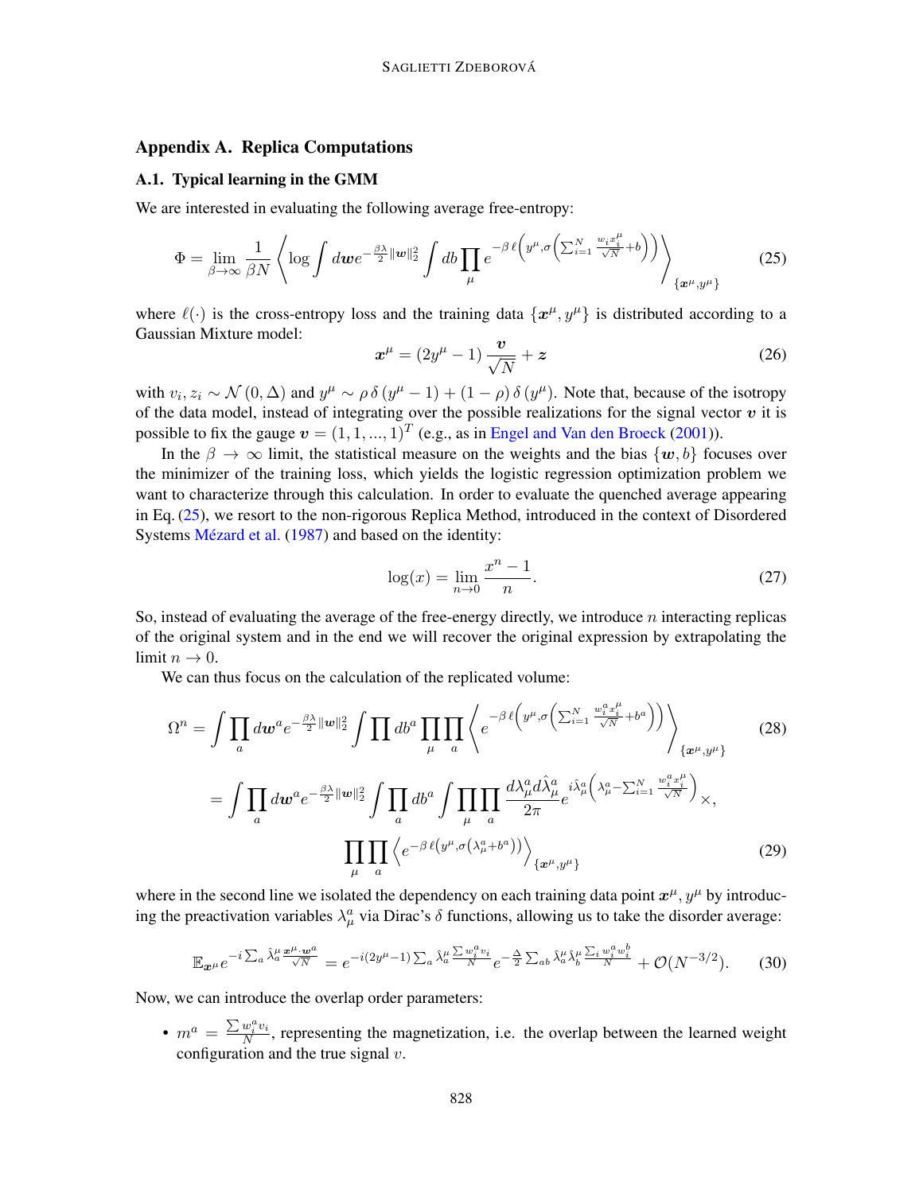## Appendix A. Replica Computations

### A.1. Typical learning in the GMM

We are interested in evaluating the following average free-entropy:

$$\Phi = \lim_{\beta\to\infty} \frac{1}{\beta N} \left\langle \log \int d\boldsymbol{w} e^{-\frac{\beta\lambda}{2}\|\boldsymbol{w}\|_2^2} \int db \prod_\mu e^{-\beta\,\ell\left(y^\mu, \sigma\left(\sum_{i=1}^N \frac{w_i x_i^\mu}{\sqrt{N}} + b\right)\right)} \right\rangle_{\{\boldsymbol{x}^\mu, y^\mu\}} \tag{25}$$

where $\ell(\cdot)$ is the cross-entropy loss and the training data $\{\boldsymbol{x}^\mu, y^\mu\}$ is distributed according to a Gaussian Mixture model:

$$\boldsymbol{x}^\mu = (2y^\mu - 1)\frac{\boldsymbol{v}}{\sqrt{N}} + \boldsymbol{z} \tag{26}$$

with $v_i, z_i \sim \mathcal{N}(0, \Delta)$ and $y^\mu \sim \rho\,\delta(y^\mu - 1) + (1-\rho)\,\delta(y^\mu)$. Note that, because of the isotropy of the data model, instead of integrating over the possible realizations for the signal vector $\boldsymbol{v}$ it is possible to fix the gauge $\boldsymbol{v} = (1, 1, ..., 1)^T$ (e.g., as in Engel and Van den Broeck (2001)).

In the $\beta \to \infty$ limit, the statistical measure on the weights and the bias $\{\boldsymbol{w}, b\}$ focuses over the minimizer of the training loss, which yields the logistic regression optimization problem we want to characterize through this calculation. In order to evaluate the quenched average appearing in Eq. (25), we resort to the non-rigorous Replica Method, introduced in the context of Disordered Systems Mézard et al. (1987) and based on the identity:

$$\log(x) = \lim_{n\to 0} \frac{x^n - 1}{n}. \tag{27}$$

So, instead of evaluating the average of the free-energy directly, we introduce $n$ interacting replicas of the original system and in the end we will recover the original expression by extrapolating the limit $n \to 0$.

We can thus focus on the calculation of the replicated volume:

$$\Omega^n = \int \prod_a d\boldsymbol{w}^a e^{-\frac{\beta\lambda}{2}\|\boldsymbol{w}\|_2^2} \int \prod db^a \prod_\mu \prod_a \left\langle e^{-\beta\,\ell\left(y^\mu, \sigma\left(\sum_{i=1}^N \frac{w_i^a x_i^\mu}{\sqrt{N}} + b^a\right)\right)} \right\rangle_{\{\boldsymbol{x}^\mu, y^\mu\}} \tag{28}$$

$$= \int \prod_a d\boldsymbol{w}^a e^{-\frac{\beta\lambda}{2}\|\boldsymbol{w}\|_2^2} \int \prod_a db^a \int \prod_\mu \prod_a \frac{d\lambda_\mu^a d\hat{\lambda}_\mu^a}{2\pi} e^{i\hat{\lambda}_\mu^a\left(\lambda_\mu^a - \sum_{i=1}^N \frac{w_i^a x_i^\mu}{\sqrt{N}}\right)} \times,$$

$$\prod_\mu \prod_a \left\langle e^{-\beta\,\ell\left(y^\mu, \sigma\left(\lambda_\mu^a + b^a\right)\right)} \right\rangle_{\{\boldsymbol{x}^\mu, y^\mu\}} \tag{29}$$

where in the second line we isolated the dependency on each training data point $\boldsymbol{x}^\mu, y^\mu$ by introducing the preactivation variables $\lambda_\mu^a$ via Dirac's $\delta$ functions, allowing us to take the disorder average:

$$\mathbb{E}_{\boldsymbol{x}^\mu} e^{-i\sum_a \hat{\lambda}_a^\mu \frac{\boldsymbol{x}^\mu \cdot \boldsymbol{w}^a}{\sqrt{N}}} = e^{-i(2y^\mu - 1)\sum_a \hat{\lambda}_a^\mu \frac{\sum w_i^a v_i}{N}} e^{-\frac{\Delta}{2}\sum_{ab} \hat{\lambda}_a^\mu \hat{\lambda}_b^\mu \frac{\sum_i w_i^a w_i^b}{N}} + \mathcal{O}(N^{-3/2}). \tag{30}$$

Now, we can introduce the overlap order parameters:

- $m^a = \frac{\sum w_i^a v_i}{N}$, representing the magnetization, i.e. the overlap between the learned weight configuration and the true signal $v$.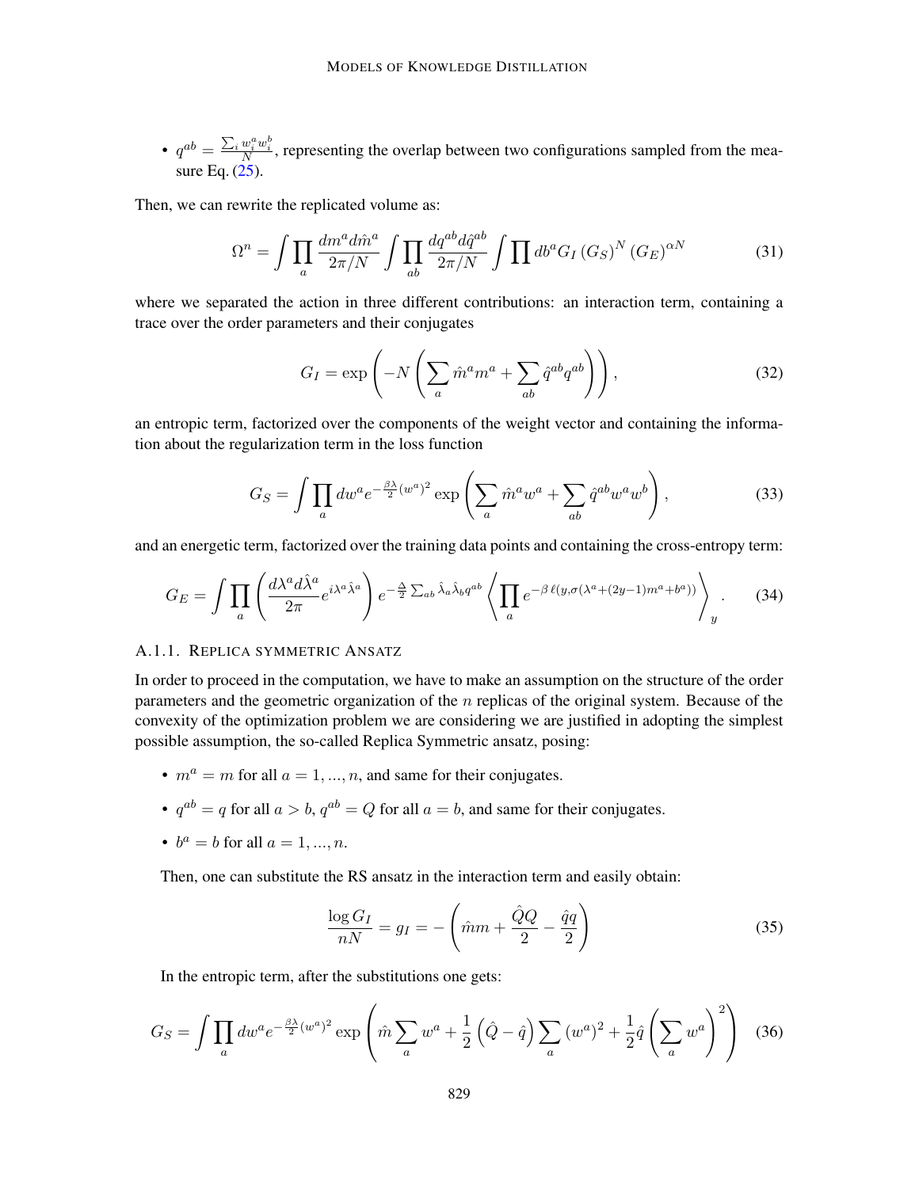- $q^{ab} = \frac{\sum_i w_i^a w_i^b}{N}$, representing the overlap between two configurations sampled from the measure Eq. (25).

Then, we can rewrite the replicated volume as:

$$\Omega^n = \int \prod_a \frac{dm^a d\hat{m}^a}{2\pi/N} \int \prod_{ab} \frac{dq^{ab} d\hat{q}^{ab}}{2\pi/N} \int \prod db^a G_I \left(G_S\right)^N \left(G_E\right)^{\alpha N} \tag{31}$$

where we separated the action in three different contributions: an interaction term, containing a trace over the order parameters and their conjugates

$$G_I = \exp\left(-N\left(\sum_a \hat{m}^a m^a + \sum_{ab} \hat{q}^{ab} q^{ab}\right)\right), \tag{32}$$

an entropic term, factorized over the components of the weight vector and containing the information about the regularization term in the loss function

$$G_S = \int \prod_a dw^a e^{-\frac{\beta\lambda}{2}(w^a)^2} \exp\left(\sum_a \hat{m}^a w^a + \sum_{ab} \hat{q}^{ab} w^a w^b\right), \tag{33}$$

and an energetic term, factorized over the training data points and containing the cross-entropy term:

$$G_E = \int \prod_a \left(\frac{d\lambda^a d\hat{\lambda}^a}{2\pi} e^{i\lambda^a \hat{\lambda}^a}\right) e^{-\frac{\Delta}{2}\sum_{ab} \hat{\lambda}_a \hat{\lambda}_b q^{ab}} \left\langle \prod_a e^{-\beta\, \ell(y, \sigma(\lambda^a + (2y-1)m^a + b^a))} \right\rangle_y. \tag{34}$$

### A.1.1. Replica symmetric Ansatz

In order to proceed in the computation, we have to make an assumption on the structure of the order parameters and the geometric organization of the $n$ replicas of the original system. Because of the convexity of the optimization problem we are considering we are justified in adopting the simplest possible assumption, the so-called Replica Symmetric ansatz, posing:

- $m^a = m$ for all $a = 1, ..., n$, and same for their conjugates.
- $q^{ab} = q$ for all $a > b$, $q^{ab} = Q$ for all $a = b$, and same for their conjugates.
- $b^a = b$ for all $a = 1, ..., n$.

Then, one can substitute the RS ansatz in the interaction term and easily obtain:

$$\frac{\log G_I}{nN} = g_I = -\left(\hat{m}m + \frac{\hat{Q}Q}{2} - \frac{\hat{q}q}{2}\right) \tag{35}$$

In the entropic term, after the substitutions one gets:

$$G_S = \int \prod_a dw^a e^{-\frac{\beta\lambda}{2}(w^a)^2} \exp\left(\hat{m}\sum_a w^a + \frac{1}{2}\left(\hat{Q} - \hat{q}\right)\sum_a (w^a)^2 + \frac{1}{2}\hat{q}\left(\sum_a w^a\right)^2\right) \tag{36}$$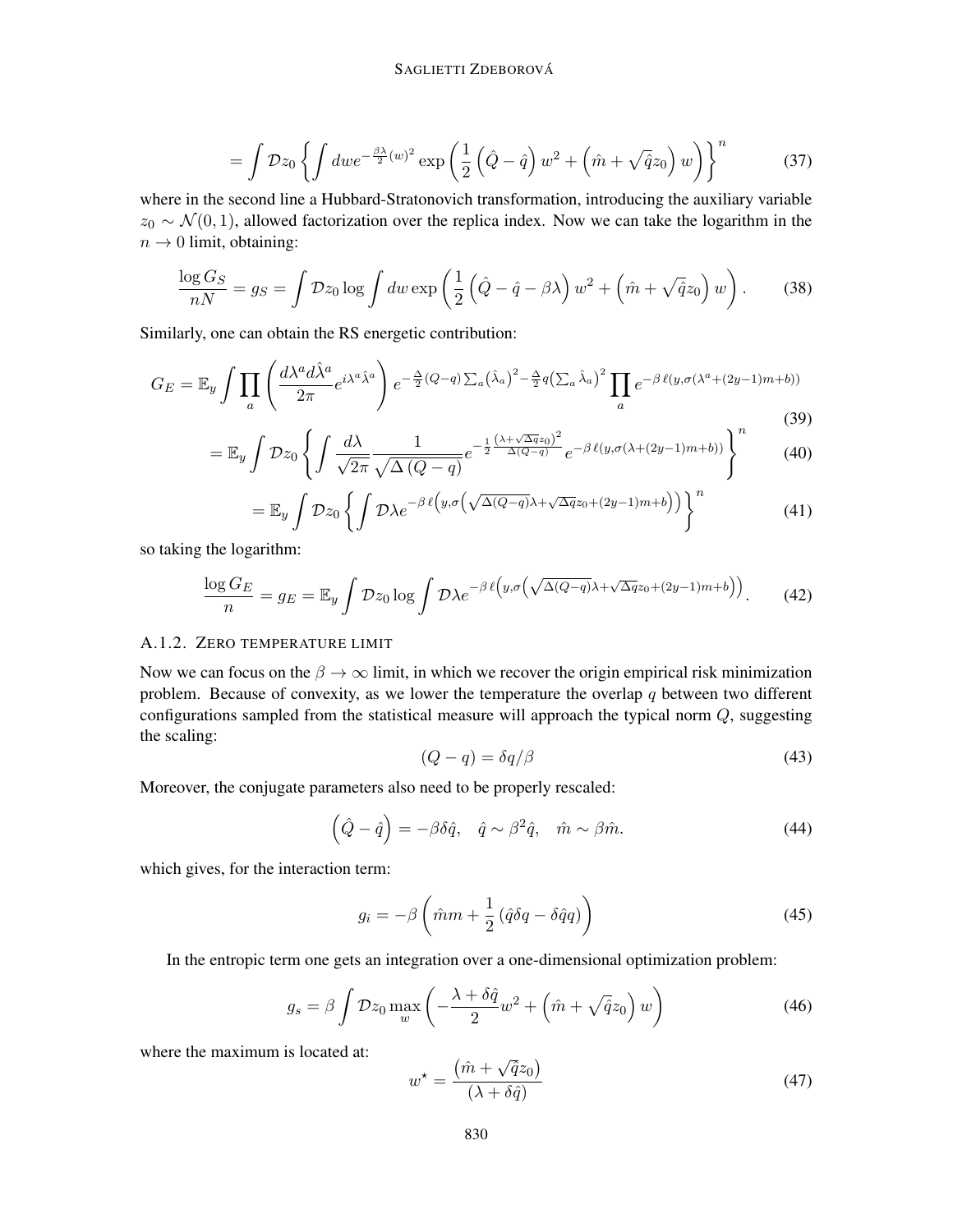$$= \int \mathcal{D}z_0 \left\{ \int dw e^{-\frac{\beta\lambda}{2}(w)^2} \exp\left( \frac{1}{2}\left(\hat{Q} - \hat{q}\right) w^2 + \left(\hat{m} + \sqrt{\hat{q}} z_0\right) w \right) \right\}^n \tag{37}$$

where in the second line a Hubbard-Stratonovich transformation, introducing the auxiliary variable $z_0 \sim \mathcal{N}(0,1)$, allowed factorization over the replica index. Now we can take the logarithm in the $n \to 0$ limit, obtaining:

$$\frac{\log G_S}{nN} = g_S = \int \mathcal{D}z_0 \log \int dw \exp\left( \frac{1}{2}\left(\hat{Q} - \hat{q} - \beta\lambda\right) w^2 + \left(\hat{m} + \sqrt{\hat{q}} z_0\right) w \right). \tag{38}$$

Similarly, one can obtain the RS energetic contribution:

$$G_E = \mathbb{E}_y \int \prod_a \left( \frac{d\lambda^a d\hat{\lambda}^a}{2\pi} e^{i\lambda^a \hat{\lambda}^a} \right) e^{-\frac{\Delta}{2}(Q-q)\sum_a \left(\hat{\lambda}_a\right)^2 - \frac{\Delta}{2} q \left(\sum_a \hat{\lambda}_a\right)^2} \prod_a e^{-\beta\, \ell(y, \sigma(\lambda^a + (2y-1)m + b))} \tag{39}$$

$$= \mathbb{E}_y \int \mathcal{D}z_0 \left\{ \int \frac{d\lambda}{\sqrt{2\pi}} \frac{1}{\sqrt{\Delta\left(Q-q\right)}} e^{-\frac{1}{2}\frac{\left(\lambda + \sqrt{\Delta q} z_0\right)^2}{\Delta(Q-q)}} e^{-\beta\, \ell(y, \sigma(\lambda + (2y-1)m + b))} \right\}^n \tag{40}$$

$$= \mathbb{E}_y \int \mathcal{D}z_0 \left\{ \int \mathcal{D}\lambda e^{-\beta\, \ell\left(y, \sigma\left(\sqrt{\Delta(Q-q)}\lambda + \sqrt{\Delta q} z_0 + (2y-1)m + b\right)\right)} \right\}^n \tag{41}$$

so taking the logarithm:

$$\frac{\log G_E}{n} = g_E = \mathbb{E}_y \int \mathcal{D}z_0 \log \int \mathcal{D}\lambda e^{-\beta\, \ell\left(y, \sigma\left(\sqrt{\Delta(Q-q)}\lambda + \sqrt{\Delta q} z_0 + (2y-1)m + b\right)\right)}. \tag{42}$$

### A.1.2. Zero temperature limit

Now we can focus on the $\beta \to \infty$ limit, in which we recover the origin empirical risk minimization problem. Because of convexity, as we lower the temperature the overlap $q$ between two different configurations sampled from the statistical measure will approach the typical norm $Q$, suggesting the scaling:

$$(Q - q) = \delta q / \beta \tag{43}$$

Moreover, the conjugate parameters also need to be properly rescaled:

$$\left(\hat{Q} - \hat{q}\right) = -\beta \delta\hat{q}, \quad \hat{q} \sim \beta^2 \hat{q}, \quad \hat{m} \sim \beta \hat{m}. \tag{44}$$

which gives, for the interaction term:

$$g_i = -\beta \left( \hat{m} m + \frac{1}{2}\left(\hat{q}\delta q - \delta\hat{q} q\right) \right) \tag{45}$$

In the entropic term one gets an integration over a one-dimensional optimization problem:

$$g_s = \beta \int \mathcal{D}z_0 \max_w \left( -\frac{\lambda + \delta\hat{q}}{2} w^2 + \left(\hat{m} + \sqrt{\hat{q}} z_0\right) w \right) \tag{46}$$

where the maximum is located at:

$$w^\star = \frac{\left(\hat{m} + \sqrt{\hat{q}} z_0\right)}{\left(\lambda + \delta\hat{q}\right)} \tag{47}$$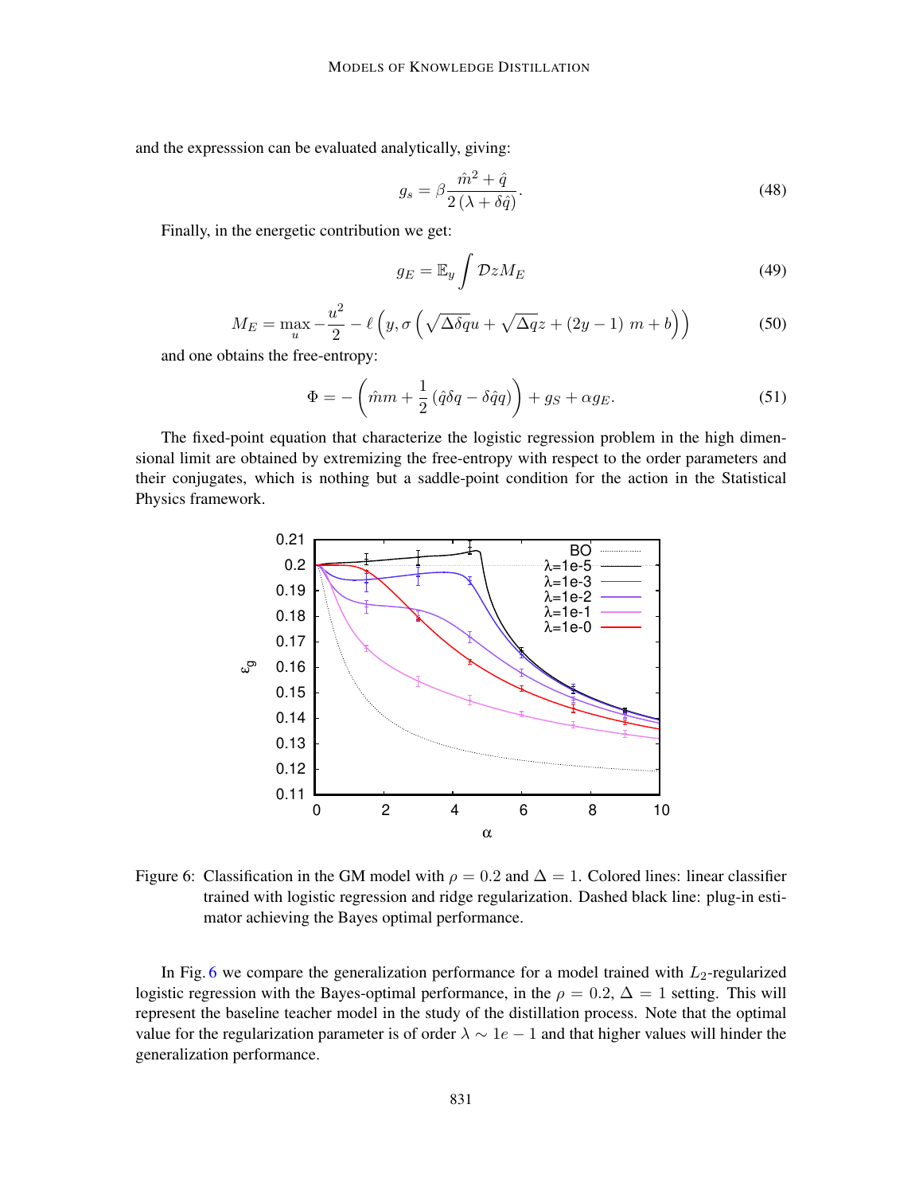and the expresssion can be evaluated analytically, giving:

$$g_s = \beta \frac{\hat{m}^2 + \hat{q}}{2\left(\lambda + \delta \hat{q}\right)}. \tag{48}$$

Finally, in the energetic contribution we get:

$$g_E = \mathbb{E}_y \int \mathcal{D}z M_E \tag{49}$$

$$M_E = \max_u -\frac{u^2}{2} - \ell\left(y, \sigma\left(\sqrt{\Delta \delta q} u + \sqrt{\Delta q} z + (2y-1)\ m + b\right)\right) \tag{50}$$

and one obtains the free-entropy:

$$\Phi = -\left(\hat{m}m + \frac{1}{2}\left(\hat{q}\delta q - \delta \hat{q} q\right)\right) + g_S + \alpha g_E. \tag{51}$$

The fixed-point equation that characterize the logistic regression problem in the high dimensional limit are obtained by extremizing the free-entropy with respect to the order parameters and their conjugates, which is nothing but a saddle-point condition for the action in the Statistical Physics framework.

Figure 6: Classification in the GM model with $\rho = 0.2$ and $\Delta = 1$. Colored lines: linear classifier trained with logistic regression and ridge regularization. Dashed black line: plug-in estimator achieving the Bayes optimal performance.

In Fig. 6 we compare the generalization performance for a model trained with $L_2$-regularized logistic regression with the Bayes-optimal performance, in the $\rho = 0.2$, $\Delta = 1$ setting. This will represent the baseline teacher model in the study of the distillation process. Note that the optimal value for the regularization parameter is of order $\lambda \sim 1e-1$ and that higher values will hinder the generalization performance.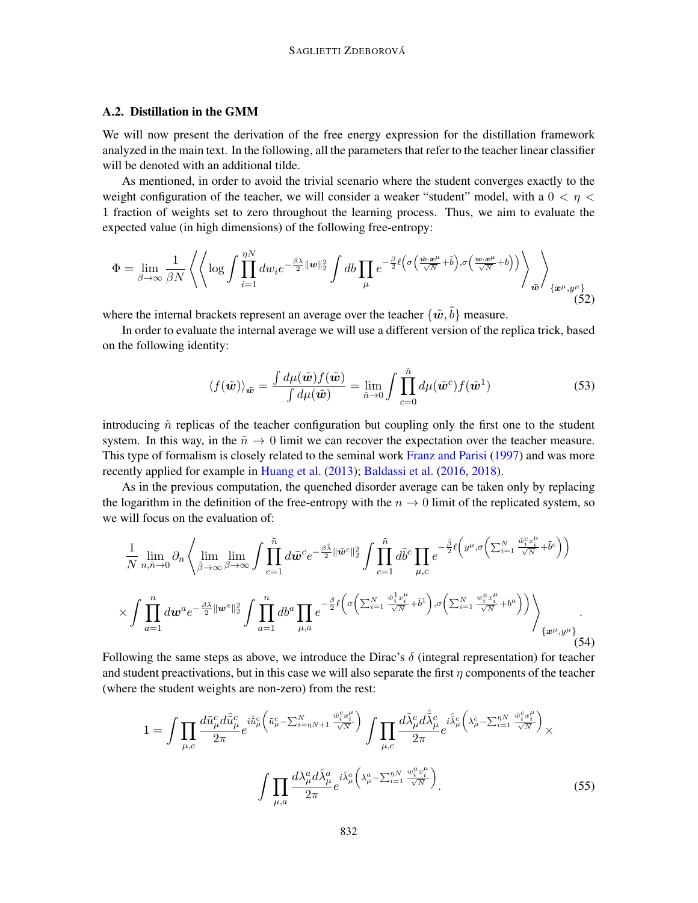### A.2. Distillation in the GMM

We will now present the derivation of the free energy expression for the distillation framework analyzed in the main text. In the following, all the parameters that refer to the teacher linear classifier will be denoted with an additional tilde.

As mentioned, in order to avoid the trivial scenario where the student converges exactly to the weight configuration of the teacher, we will consider a weaker "student" model, with a $0 < \eta < 1$ fraction of weights set to zero throughout the learning process. Thus, we aim to evaluate the expected value (in high dimensions) of the following free-entropy:

$$\Phi = \lim_{\beta \to \infty} \frac{1}{\beta N} \left\langle \left\langle \log \int \prod_{i=1}^{\eta N} dw_i e^{-\frac{\beta\lambda}{2}\|\boldsymbol{w}\|_2^2} \int db \prod_{\mu} e^{-\frac{\beta}{2}\ell\left(\sigma\left(\frac{\tilde{\boldsymbol{w}}\cdot\boldsymbol{x}^\mu}{\sqrt{N}}+\tilde{b}\right),\sigma\left(\frac{\boldsymbol{w}\cdot\boldsymbol{x}^\mu}{\sqrt{N}}+b\right)\right)} \right\rangle_{\tilde{\boldsymbol{w}}} \right\rangle_{\{\boldsymbol{x}^\mu, y^\mu\}} \tag{52}$$

where the internal brackets represent an average over the teacher $\{\tilde{\boldsymbol{w}}, \tilde{b}\}$ measure.

In order to evaluate the internal average we will use a different version of the replica trick, based on the following identity:

$$\langle f(\tilde{\boldsymbol{w}}) \rangle_{\tilde{\boldsymbol{w}}} = \frac{\int d\mu(\tilde{\boldsymbol{w}}) f(\tilde{\boldsymbol{w}})}{\int d\mu(\tilde{\boldsymbol{w}})} = \lim_{\tilde{n} \to 0} \int \prod_{c=0}^{\tilde{n}} d\mu(\tilde{\boldsymbol{w}}^c) f(\tilde{\boldsymbol{w}}^1) \tag{53}$$

introducing $\tilde{n}$ replicas of the teacher configuration but coupling only the first one to the student system. In this way, in the $\tilde{n} \to 0$ limit we can recover the expectation over the teacher measure. This type of formalism is closely related to the seminal work Franz and Parisi (1997) and was more recently applied for example in Huang et al. (2013); Baldassi et al. (2016, 2018).

As in the previous computation, the quenched disorder average can be taken only by replacing the logarithm in the definition of the free-entropy with the $n \to 0$ limit of the replicated system, so we will focus on the evaluation of:

$$\frac{1}{N} \lim_{n, \tilde{n} \to 0} \partial_n \left\langle \lim_{\tilde{\beta} \to \infty} \lim_{\beta \to \infty} \int \prod_{c=1}^{\tilde{n}} d\tilde{\boldsymbol{w}}^c e^{-\frac{\tilde{\beta}\tilde{\lambda}}{2}\|\tilde{\boldsymbol{w}}^c\|_2^2} \int \prod_{c=1}^{\tilde{n}} d\tilde{b}^c \prod_{\mu, c} e^{-\frac{\tilde{\beta}}{2}\ell\left(y^\mu, \sigma\left(\sum_{i=1}^N \frac{\tilde{w}_i^c x_i^\mu}{\sqrt{N}} + \tilde{b}^c\right)\right)} \right.$$

$$\left. \times \int \prod_{a=1}^{n} d\boldsymbol{w}^a e^{-\frac{\beta\lambda}{2}\|\boldsymbol{w}^a\|_2^2} \int \prod_{a=1}^{n} db^a \prod_{\mu, a} e^{-\frac{\beta}{2}\ell\left(\sigma\left(\sum_{i=1}^N \frac{\tilde{w}_i^1 x_i^\mu}{\sqrt{N}} + \tilde{b}^1\right), \sigma\left(\sum_{i=1}^N \frac{w_i^a x_i^\mu}{\sqrt{N}} + b^a\right)\right)} \right\rangle_{\{\boldsymbol{x}^\mu, y^\mu\}}. \tag{54}$$

Following the same steps as above, we introduce the Dirac's $\delta$ (integral representation) for teacher and student preactivations, but in this case we will also separate the first $\eta$ components of the teacher (where the student weights are non-zero) from the rest:

$$1 = \int \prod_{\mu, c} \frac{d\tilde{u}_\mu^c d\hat{\tilde{u}}_\mu^c}{2\pi} e^{i\hat{\tilde{u}}_\mu^c\left(\tilde{u}_\mu^c - \sum_{i=\eta N+1}^N \frac{\tilde{w}_i^c x_i^\mu}{\sqrt{N}}\right)} \int \prod_{\mu, c} \frac{d\tilde{\lambda}_\mu^c d\hat{\tilde{\lambda}}_\mu^c}{2\pi} e^{i\hat{\tilde{\lambda}}_\mu^c\left(\lambda_\mu^c - \sum_{i=1}^{\eta N} \frac{\tilde{w}_i^c x_i^\mu}{\sqrt{N}}\right)} \times$$

$$\int \prod_{\mu, a} \frac{d\lambda_\mu^a d\hat{\lambda}_\mu^a}{2\pi} e^{i\hat{\lambda}_\mu^a\left(\lambda_\mu^a - \sum_{i=1}^{\eta N} \frac{w_i^a x_i^\mu}{\sqrt{N}}\right)}. \tag{55}$$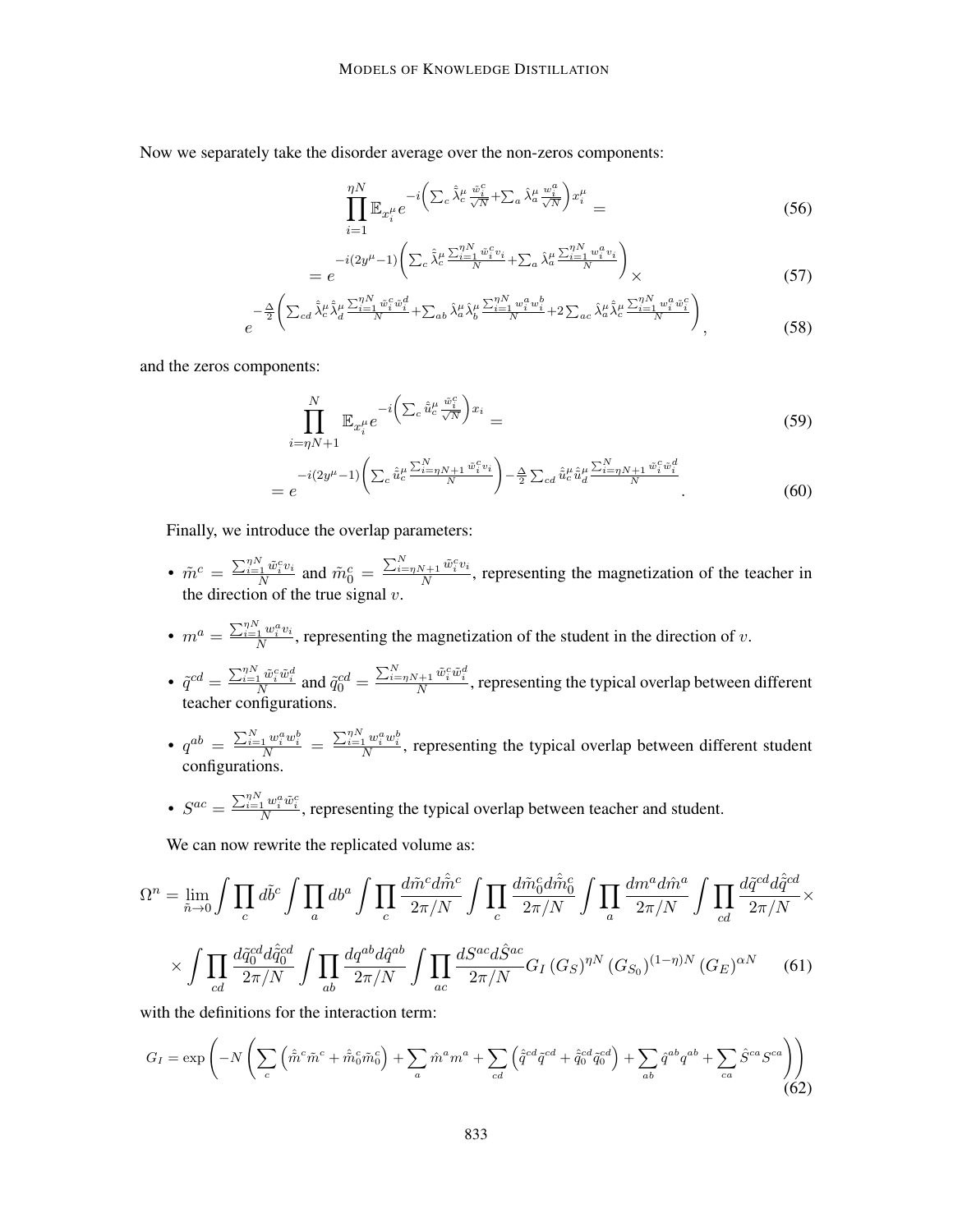Now we separately take the disorder average over the non-zeros components:

$$\prod_{i=1}^{\eta N} \mathbb{E}_{x_i^\mu} e^{-i\left(\sum_c \hat{\tilde{\lambda}}_c^\mu \frac{\tilde{w}_i^c}{\sqrt{N}} + \sum_a \hat{\lambda}_a^\mu \frac{w_i^a}{\sqrt{N}}\right) x_i^\mu} = \tag{56}$$

$$= e^{-i(2y^\mu - 1)\left(\sum_c \hat{\tilde{\lambda}}_c^\mu \frac{\sum_{i=1}^{\eta N} \tilde{w}_i^c v_i}{N} + \sum_a \hat{\lambda}_a^\mu \frac{\sum_{i=1}^{\eta N} w_i^a v_i}{N}\right)} \times \tag{57}$$

$$e^{-\frac{\Delta}{2}\left(\sum_{cd} \hat{\tilde{\lambda}}_c^\mu \hat{\tilde{\lambda}}_d^\mu \frac{\sum_{i=1}^{\eta N} \tilde{w}_i^c \tilde{w}_i^d}{N} + \sum_{ab} \hat{\lambda}_a^\mu \hat{\lambda}_b^\mu \frac{\sum_{i=1}^{\eta N} w_i^a w_i^b}{N} + 2\sum_{ac} \hat{\lambda}_a^\mu \hat{\tilde{\lambda}}_c^\mu \frac{\sum_{i=1}^{\eta N} w_i^a \tilde{w}_i^c}{N}\right)}, \tag{58}$$

and the zeros components:

$$\prod_{i=\eta N+1}^{N} \mathbb{E}_{x_i^\mu} e^{-i\left(\sum_c \hat{\tilde{u}}_c^\mu \frac{\tilde{w}_i^c}{\sqrt{N}}\right) x_i} = \tag{59}$$

$$= e^{-i(2y^\mu - 1)\left(\sum_c \hat{\tilde{u}}_c^\mu \frac{\sum_{i=\eta N+1}^{N} \tilde{w}_i^c v_i}{N}\right) - \frac{\Delta}{2}\sum_{cd} \hat{\tilde{u}}_c^\mu \hat{\tilde{u}}_d^\mu \frac{\sum_{i=\eta N+1}^{N} \tilde{w}_i^c \tilde{w}_i^d}{N}}. \tag{60}$$

Finally, we introduce the overlap parameters:

- $\tilde{m}^c = \frac{\sum_{i=1}^{\eta N} \tilde{w}_i^c v_i}{N}$ and $\tilde{m}_0^c = \frac{\sum_{i=\eta N+1}^{N} \tilde{w}_i^c v_i}{N}$, representing the magnetization of the teacher in the direction of the true signal $v$.
- $m^a = \frac{\sum_{i=1}^{\eta N} w_i^a v_i}{N}$, representing the magnetization of the student in the direction of $v$.
- $\tilde{q}^{cd} = \frac{\sum_{i=1}^{\eta N} \tilde{w}_i^c \tilde{w}_i^d}{N}$ and $\tilde{q}_0^{cd} = \frac{\sum_{i=\eta N+1}^{N} \tilde{w}_i^c \tilde{w}_i^d}{N}$, representing the typical overlap between different teacher configurations.
- $q^{ab} = \frac{\sum_{i=1}^{N} w_i^a w_i^b}{N} = \frac{\sum_{i=1}^{\eta N} w_i^a w_i^b}{N}$, representing the typical overlap between different student configurations.
- $S^{ac} = \frac{\sum_{i=1}^{\eta N} w_i^a \tilde{w}_i^c}{N}$, representing the typical overlap between teacher and student.

We can now rewrite the replicated volume as:

$$\Omega^n = \lim_{\tilde{n}\to 0} \int \prod_c d\tilde{b}^c \int \prod_a db^a \int \prod_c \frac{d\tilde{m}^c d\hat{\tilde{m}}^c}{2\pi/N} \int \prod_c \frac{d\tilde{m}_0^c d\hat{\tilde{m}}_0^c}{2\pi/N} \int \prod_a \frac{dm^a d\hat{m}^a}{2\pi/N} \int \prod_{cd} \frac{d\tilde{q}^{cd} d\hat{\tilde{q}}^{cd}}{2\pi/N} \times$$

$$\times \int \prod_{cd} \frac{d\tilde{q}_0^{cd} d\hat{\tilde{q}}_0^{cd}}{2\pi/N} \int \prod_{ab} \frac{dq^{ab} d\hat{q}^{ab}}{2\pi/N} \int \prod_{ac} \frac{dS^{ac} d\hat{S}^{ac}}{2\pi/N} G_I \left(G_S\right)^{\eta N} \left(G_{S_0}\right)^{(1-\eta)N} \left(G_E\right)^{\alpha N} \tag{61}$$

with the definitions for the interaction term:

$$G_I = \exp\left(-N\left(\sum_c \left(\hat{\tilde{m}}^c \tilde{m}^c + \hat{\tilde{m}}_0^c \tilde{m}_0^c\right) + \sum_a \hat{m}^a m^a + \sum_{cd}\left(\hat{\tilde{q}}^{cd} \tilde{q}^{cd} + \hat{\tilde{q}}_0^{cd} \tilde{q}_0^{cd}\right) + \sum_{ab} \hat{q}^{ab} q^{ab} + \sum_{ca} \hat{S}^{ca} S^{ca}\right)\right) \tag{62}$$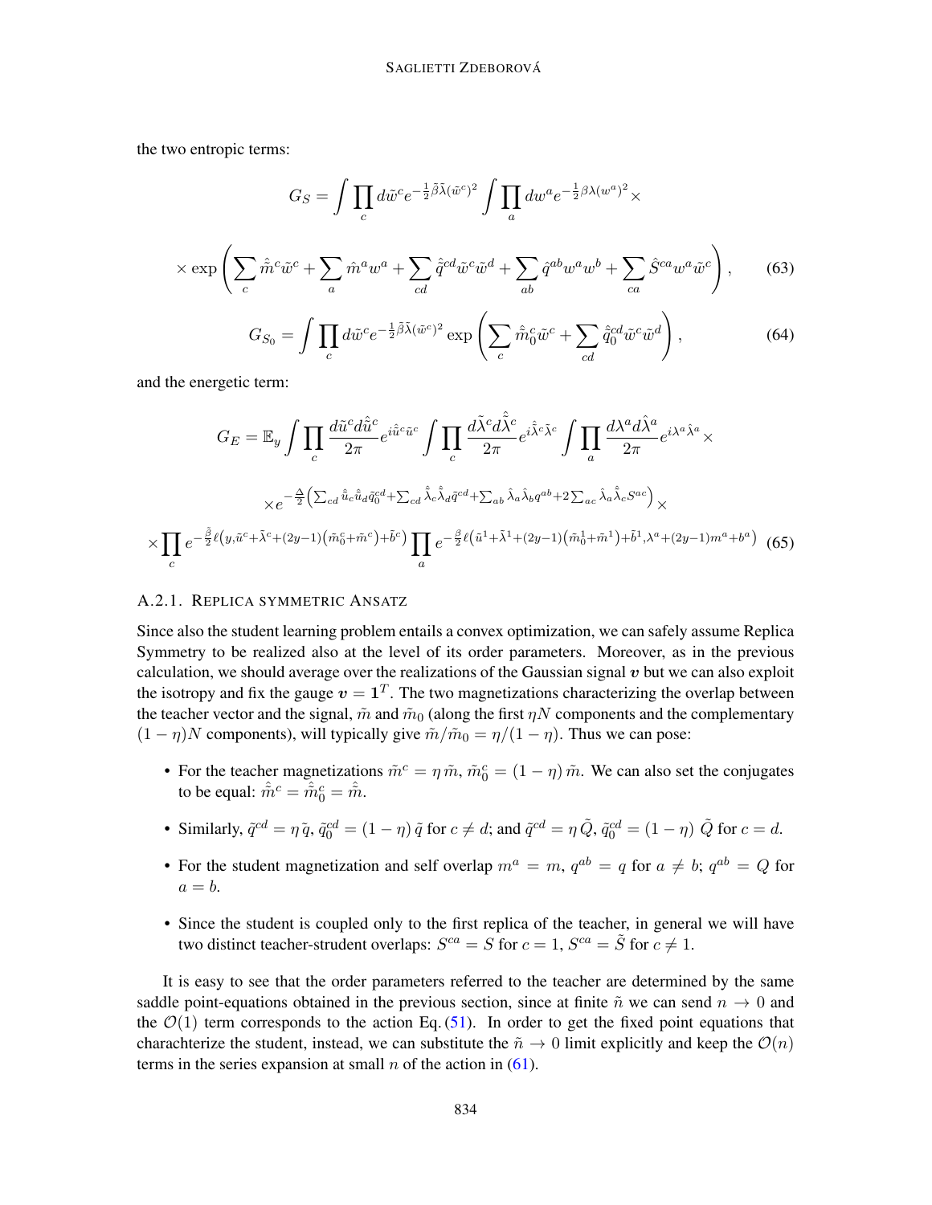the two entropic terms:

$$G_S = \int \prod_c d\tilde{w}^c e^{-\frac{1}{2}\tilde{\beta}\tilde{\lambda}(\tilde{w}^c)^2} \int \prod_a dw^a e^{-\frac{1}{2}\beta\lambda(w^a)^2} \times$$

$$\times \exp\left( \sum_c \hat{\tilde{m}}^c \tilde{w}^c + \sum_a \hat{m}^a w^a + \sum_{cd} \hat{\tilde{q}}^{cd} \tilde{w}^c \tilde{w}^d + \sum_{ab} \hat{q}^{ab} w^a w^b + \sum_{ca} \hat{S}^{ca} w^a \tilde{w}^c \right), \tag{63}$$

$$G_{S_0} = \int \prod_c d\tilde{w}^c e^{-\frac{1}{2}\tilde{\beta}\tilde{\lambda}(\tilde{w}^c)^2} \exp\left( \sum_c \hat{\tilde{m}}_0^c \tilde{w}^c + \sum_{cd} \hat{\tilde{q}}_0^{cd} \tilde{w}^c \tilde{w}^d \right), \tag{64}$$

and the energetic term:

$$G_E = \mathbb{E}_y \int \prod_c \frac{d\tilde{u}^c d\hat{\tilde{u}}^c}{2\pi} e^{i\hat{\tilde{u}}^c \tilde{u}^c} \int \prod_c \frac{d\tilde{\lambda}^c d\hat{\tilde{\lambda}}^c}{2\pi} e^{i\hat{\tilde{\lambda}}^c \tilde{\lambda}^c} \int \prod_a \frac{d\lambda^a d\hat{\lambda}^a}{2\pi} e^{i\lambda^a \hat{\lambda}^a} \times$$

$$\times e^{-\frac{\Delta}{2}\left( \sum_{cd} \hat{\tilde{u}}_c \hat{\tilde{u}}_d \tilde{q}_0^{cd} + \sum_{cd} \hat{\tilde{\lambda}}_c \hat{\tilde{\lambda}}_d \tilde{q}^{cd} + \sum_{ab} \hat{\lambda}_a \hat{\lambda}_b q^{ab} + 2\sum_{ac} \hat{\lambda}_a \hat{\tilde{\lambda}}_c S^{ac} \right)} \times$$

$$\times \prod_c e^{-\frac{\tilde{\beta}}{2}\ell\left(y, \tilde{u}^c + \tilde{\lambda}^c + (2y-1)\left(\tilde{m}_0^c + \tilde{m}^c\right) + \tilde{b}^c\right)} \prod_a e^{-\frac{\beta}{2}\ell\left(\tilde{u}^1 + \tilde{\lambda}^1 + (2y-1)\left(\tilde{m}_0^1 + \tilde{m}^1\right) + \tilde{b}^1, \lambda^a + (2y-1)m^a + b^a\right)} \tag{65}$$

#### A.2.1. Replica symmetric Ansatz

Since also the student learning problem entails a convex optimization, we can safely assume Replica Symmetry to be realized also at the level of its order parameters. Moreover, as in the previous calculation, we should average over the realizations of the Gaussian signal $\boldsymbol{v}$ but we can also exploit the isotropy and fix the gauge $\boldsymbol{v} = \mathbf{1}^T$. The two magnetizations characterizing the overlap between the teacher vector and the signal, $\tilde{m}$ and $\tilde{m}_0$ (along the first $\eta N$ components and the complementary $(1-\eta)N$ components), will typically give $\tilde{m}/\tilde{m}_0 = \eta/(1-\eta)$. Thus we can pose:

- For the teacher magnetizations $\tilde{m}^c = \eta\, \tilde{m}$, $\tilde{m}_0^c = (1-\eta)\, \tilde{m}$. We can also set the conjugates to be equal: $\hat{\tilde{m}}^c = \hat{\tilde{m}}_0^c = \hat{\tilde{m}}$.
- Similarly, $\tilde{q}^{cd} = \eta\, \tilde{q}$, $\tilde{q}_0^{cd} = (1-\eta)\, \tilde{q}$ for $c \neq d$; and $\tilde{q}^{cd} = \eta\, \tilde{Q}$, $\tilde{q}_0^{cd} = (1-\eta)\, \tilde{Q}$ for $c = d$.
- For the student magnetization and self overlap $m^a = m$, $q^{ab} = q$ for $a \neq b$; $q^{ab} = Q$ for $a = b$.
- Since the student is coupled only to the first replica of the teacher, in general we will have two distinct teacher-strudent overlaps: $S^{ca} = S$ for $c = 1$, $S^{ca} = \tilde{S}$ for $c \neq 1$.

It is easy to see that the order parameters referred to the teacher are determined by the same saddle point-equations obtained in the previous section, since at finite $\tilde{n}$ we can send $n \to 0$ and the $\mathcal{O}(1)$ term corresponds to the action Eq. (51). In order to get the fixed point equations that charachterize the student, instead, we can substitute the $\tilde{n} \to 0$ limit explicitly and keep the $\mathcal{O}(n)$ terms in the series expansion at small $n$ of the action in (61).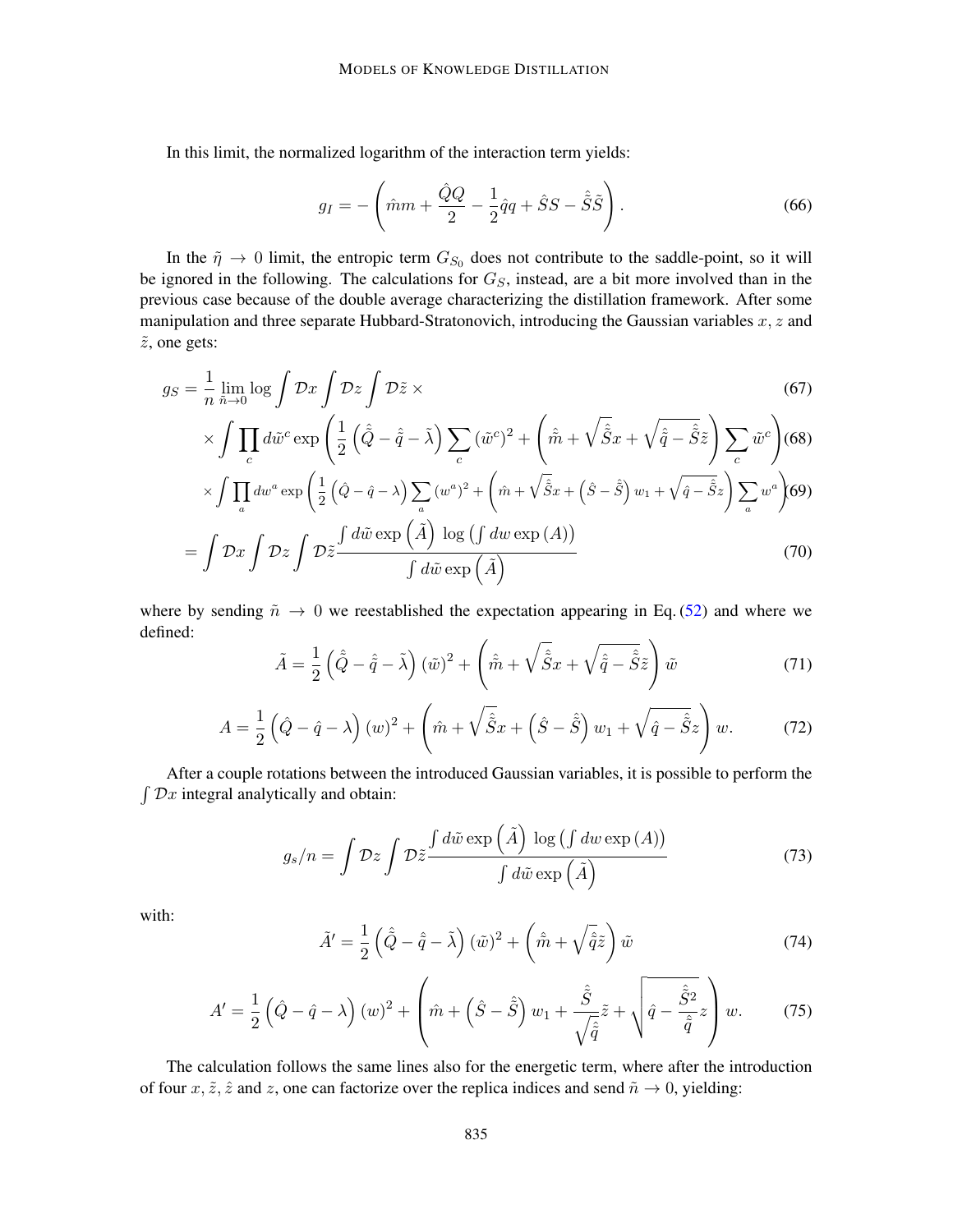In this limit, the normalized logarithm of the interaction term yields:

$$g_I = -\left(\hat{m}m + \frac{\hat{Q}Q}{2} - \frac{1}{2}\hat{q}q + \hat{S}S - \hat{\tilde{S}}\tilde{S}\right). \tag{66}$$

In the $\tilde{\eta} \to 0$ limit, the entropic term $G_{S_0}$ does not contribute to the saddle-point, so it will be ignored in the following. The calculations for $G_S$, instead, are a bit more involved than in the previous case because of the double average characterizing the distillation framework. After some manipulation and three separate Hubbard-Stratonovich, introducing the Gaussian variables $x, z$ and $\tilde{z}$, one gets:

$$g_S = \frac{1}{n}\lim_{\tilde{n}\to 0}\log\int \mathcal{D}x\int \mathcal{D}z\int \mathcal{D}\tilde{z}\,\times \tag{67}$$

$$\times\int\prod_c d\tilde{w}^c \exp\left(\frac{1}{2}\left(\hat{\tilde{Q}} - \hat{\tilde{q}} - \tilde{\lambda}\right)\sum_c (\tilde{w}^c)^2 + \left(\hat{\tilde{m}} + \sqrt{\hat{\tilde{S}}}x + \sqrt{\hat{\tilde{q}} - \hat{\tilde{S}}}\tilde{z}\right)\sum_c \tilde{w}^c\right) \tag{68}$$

$$\times\int\prod_a dw^a \exp\left(\frac{1}{2}\left(\hat{Q} - \hat{q} - \lambda\right)\sum_a (w^a)^2 + \left(\hat{m} + \sqrt{\hat{\tilde{S}}}x + \left(\hat{S} - \hat{\tilde{S}}\right)w_1 + \sqrt{\hat{q} - \hat{\tilde{S}}}z\right)\sum_a w^a\right) \tag{69}$$

$$= \int \mathcal{D}x\int \mathcal{D}z\int \mathcal{D}\tilde{z}\frac{\int d\tilde{w}\exp\left(\tilde{A}\right)\,\log\left(\int dw\exp\left(A\right)\right)}{\int d\tilde{w}\exp\left(\tilde{A}\right)} \tag{70}$$

where by sending $\tilde{n} \to 0$ we reestablished the expectation appearing in Eq. (52) and where we defined:

$$\tilde{A} = \frac{1}{2}\left(\hat{\tilde{Q}} - \hat{\tilde{q}} - \tilde{\lambda}\right)(\tilde{w})^2 + \left(\hat{\tilde{m}} + \sqrt{\hat{\tilde{S}}}x + \sqrt{\hat{\tilde{q}} - \hat{\tilde{S}}}\tilde{z}\right)\tilde{w} \tag{71}$$

$$A = \frac{1}{2}\left(\hat{Q} - \hat{q} - \lambda\right)(w)^2 + \left(\hat{m} + \sqrt{\hat{\tilde{S}}}x + \left(\hat{S} - \hat{\tilde{S}}\right)w_1 + \sqrt{\hat{q} - \hat{\tilde{S}}}z\right)w. \tag{72}$$

After a couple rotations between the introduced Gaussian variables, it is possible to perform the $\int \mathcal{D}x$ integral analytically and obtain:

$$g_s/n = \int \mathcal{D}z\int \mathcal{D}\tilde{z}\frac{\int d\tilde{w}\exp\left(\tilde{A}\right)\,\log\left(\int dw\exp\left(A\right)\right)}{\int d\tilde{w}\exp\left(\tilde{A}\right)} \tag{73}$$

with:

$$\tilde{A}' = \frac{1}{2}\left(\hat{\tilde{Q}} - \hat{\tilde{q}} - \tilde{\lambda}\right)(\tilde{w})^2 + \left(\hat{\tilde{m}} + \sqrt{\hat{\tilde{q}}}\tilde{z}\right)\tilde{w} \tag{74}$$

$$A' = \frac{1}{2}\left(\hat{Q} - \hat{q} - \lambda\right)(w)^2 + \left(\hat{m} + \left(\hat{S} - \hat{\tilde{S}}\right)w_1 + \frac{\hat{\tilde{S}}}{\sqrt{\hat{\tilde{q}}}}\tilde{z} + \sqrt{\hat{q} - \frac{\hat{\tilde{S}}^2}{\hat{\tilde{q}}}}z\right)w. \tag{75}$$

The calculation follows the same lines also for the energetic term, where after the introduction of four $x, \tilde{z}, \hat{z}$ and $z$, one can factorize over the replica indices and send $\tilde{n} \to 0$, yielding: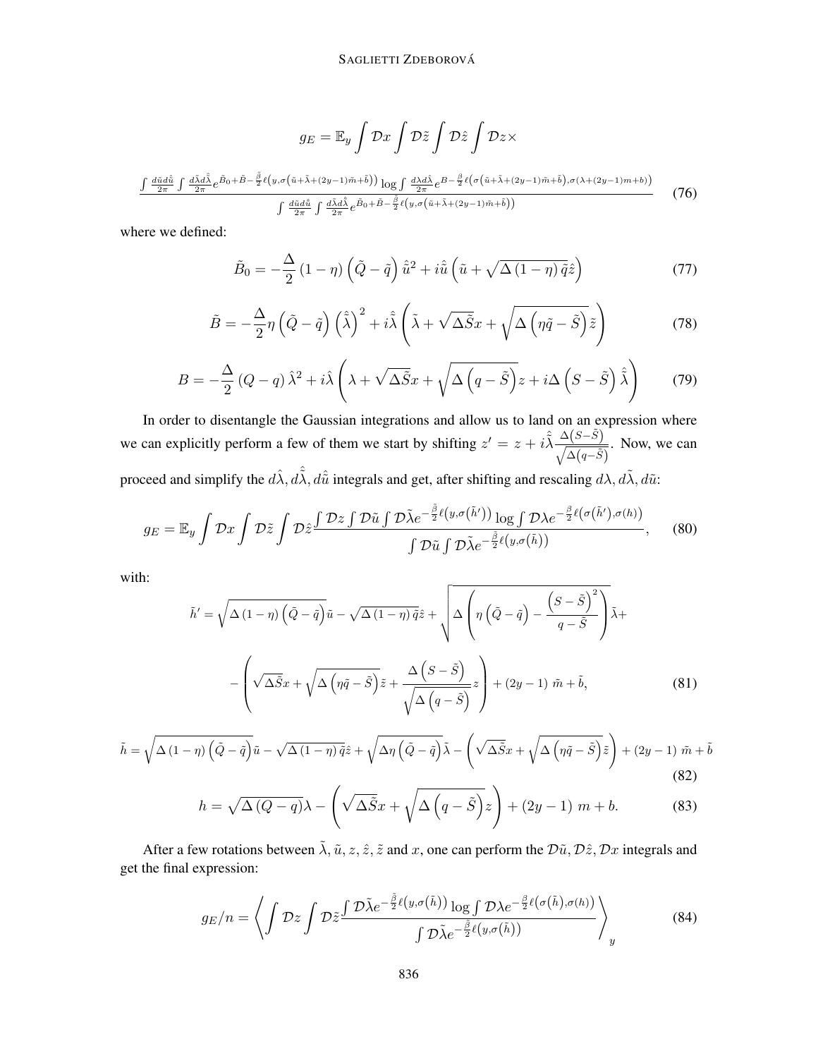$$
g_E = \mathbb{E}_y \int \mathcal{D}x \int \mathcal{D}\tilde{z} \int \mathcal{D}\hat{z} \int \mathcal{D}z \times
$$

$$
\frac{\int \frac{d\tilde{u}d\hat{\tilde{u}}}{2\pi} \int \frac{d\tilde{\lambda}d\hat{\tilde{\lambda}}}{2\pi} e^{\tilde{B}_0 + \tilde{B} - \frac{\tilde{\beta}}{2}\ell\left(y,\sigma\left(\tilde{u}+\tilde{\lambda}+(2y-1)\tilde{m}+\tilde{b}\right)\right)} \log \int \frac{d\lambda d\hat{\lambda}}{2\pi} e^{B - \frac{\beta}{2}\ell\left(\sigma\left(\tilde{u}+\tilde{\lambda}+(2y-1)\tilde{m}+\tilde{b}\right),\sigma(\lambda+(2y-1)m+b)\right)}}{\int \frac{d\tilde{u}d\hat{\tilde{u}}}{2\pi} \int \frac{d\tilde{\lambda}d\hat{\tilde{\lambda}}}{2\pi} e^{\tilde{B}_0 + \tilde{B} - \frac{\tilde{\beta}}{2}\ell\left(y,\sigma\left(\tilde{u}+\tilde{\lambda}+(2y-1)\tilde{m}+\tilde{b}\right)\right)}} \tag{76}
$$

where we defined:

$$
\tilde{B}_0 = -\frac{\Delta}{2}(1-\eta)\left(\tilde{Q}-\tilde{q}\right)\hat{\tilde{u}}^2 + i\hat{\tilde{u}}\left(\tilde{u} + \sqrt{\Delta(1-\eta)\tilde{q}}\hat{z}\right) \tag{77}
$$

$$
\tilde{B} = -\frac{\Delta}{2}\eta\left(\tilde{Q}-\tilde{q}\right)\left(\hat{\tilde{\lambda}}\right)^2 + i\hat{\tilde{\lambda}}\left(\tilde{\lambda} + \sqrt{\Delta\tilde{S}}x + \sqrt{\Delta\left(\eta\tilde{q}-\tilde{S}\right)}\tilde{z}\right) \tag{78}
$$

$$
B = -\frac{\Delta}{2}(Q-q)\hat{\lambda}^2 + i\hat{\lambda}\left(\lambda + \sqrt{\Delta\tilde{S}}x + \sqrt{\Delta\left(q-\tilde{S}\right)}z + i\Delta\left(S-\tilde{S}\right)\hat{\tilde{\lambda}}\right) \tag{79}
$$

In order to disentangle the Gaussian integrations and allow us to land on an expression where we can explicitly perform a few of them we start by shifting $z' = z + i\hat{\tilde{\lambda}}\frac{\Delta\left(S-\tilde{S}\right)}{\sqrt{\Delta\left(q-\tilde{S}\right)}}$. Now, we can proceed and simplify the $d\hat{\lambda}, d\hat{\tilde{\lambda}}, d\hat{\tilde{u}}$ integrals and get, after shifting and rescaling $d\lambda, d\tilde{\lambda}, d\tilde{u}$:

$$
g_E = \mathbb{E}_y \int \mathcal{D}x \int \mathcal{D}\tilde{z} \int \mathcal{D}\hat{z} \frac{\int \mathcal{D}z \int \mathcal{D}\tilde{u} \int \mathcal{D}\tilde{\lambda} e^{-\frac{\tilde{\beta}}{2}\ell\left(y,\sigma\left(\tilde{h}'\right)\right)} \log \int \mathcal{D}\lambda e^{-\frac{\beta}{2}\ell\left(\sigma\left(\tilde{h}'\right),\sigma(h)\right)}}{\int \mathcal{D}\tilde{u} \int \mathcal{D}\tilde{\lambda} e^{-\frac{\tilde{\beta}}{2}\ell\left(y,\sigma\left(\tilde{h}\right)\right)}}, \tag{80}
$$

with:

$$
\begin{aligned}
\tilde{h}' = {} & \sqrt{\Delta(1-\eta)\left(\tilde{Q}-\tilde{q}\right)}\tilde{u} - \sqrt{\Delta(1-\eta)\tilde{q}}\hat{z} + \sqrt{\Delta\left(\eta\left(\tilde{Q}-\tilde{q}\right) - \frac{\left(S-\tilde{S}\right)^2}{q-\tilde{S}}\right)}\tilde{\lambda} + \\
& -\left(\sqrt{\Delta\tilde{S}}x + \sqrt{\Delta\left(\eta\tilde{q}-\tilde{S}\right)}\tilde{z} + \frac{\Delta\left(S-\tilde{S}\right)}{\sqrt{\Delta\left(q-\tilde{S}\right)}}z\right) + (2y-1)\ \tilde{m} + \tilde{b},
\end{aligned} \tag{81}
$$

$$
\tilde{h} = \sqrt{\Delta(1-\eta)\left(\tilde{Q}-\tilde{q}\right)}\tilde{u} - \sqrt{\Delta(1-\eta)\tilde{q}}\hat{z} + \sqrt{\Delta\eta\left(\tilde{Q}-\tilde{q}\right)}\tilde{\lambda} - \left(\sqrt{\Delta\tilde{S}}x + \sqrt{\Delta\left(\eta\tilde{q}-\tilde{S}\right)}\tilde{z}\right) + (2y-1)\ \tilde{m} + \tilde{b} \tag{82}
$$

$$
h = \sqrt{\Delta(Q-q)}\lambda - \left(\sqrt{\Delta\tilde{S}}x + \sqrt{\Delta\left(q-\tilde{S}\right)}z\right) + (2y-1)\ m + b. \tag{83}
$$

After a few rotations between $\tilde{\lambda}, \tilde{u}, z, \hat{z}, \tilde{z}$ and $x$, one can perform the $\mathcal{D}\tilde{u}, \mathcal{D}\hat{z}, \mathcal{D}x$ integrals and get the final expression:

$$
g_E/n = \left\langle \int \mathcal{D}z \int \mathcal{D}\tilde{z} \frac{\int \mathcal{D}\tilde{\lambda} e^{-\frac{\tilde{\beta}}{2}\ell\left(y,\sigma\left(\tilde{h}\right)\right)} \log \int \mathcal{D}\lambda e^{-\frac{\beta}{2}\ell\left(\sigma\left(\tilde{h}\right),\sigma(h)\right)}}{\int \mathcal{D}\tilde{\lambda} e^{-\frac{\tilde{\beta}}{2}\ell\left(y,\sigma\left(\tilde{h}\right)\right)}} \right\rangle_y \tag{84}
$$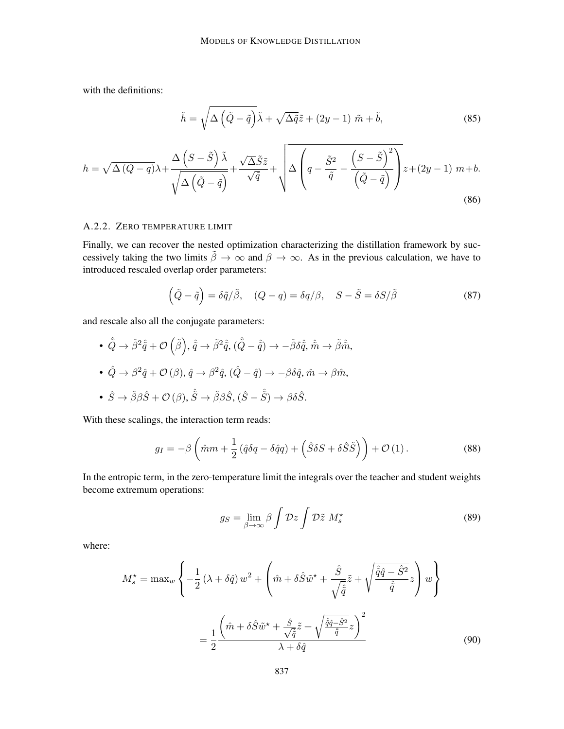with the definitions:

$$
\tilde{h} = \sqrt{\Delta\left(\tilde{Q} - \tilde{q}\right)}\tilde{\lambda} + \sqrt{\Delta\tilde{q}}\tilde{z} + (2y-1)\ \tilde{m} + \tilde{b}, \tag{85}
$$

$$
h = \sqrt{\Delta\left(Q-q\right)}\lambda + \frac{\Delta\left(S-\tilde{S}\right)\tilde{\lambda}}{\sqrt{\Delta\left(\tilde{Q}-\tilde{q}\right)}} + \frac{\sqrt{\Delta}\tilde{S}\tilde{z}}{\sqrt{\tilde{q}}} + \sqrt{\Delta\left(q - \frac{\tilde{S}^2}{\tilde{q}} - \frac{\left(S-\tilde{S}\right)^2}{\left(\tilde{Q}-\tilde{q}\right)}\right)}z + (2y-1)\ m + b. \tag{86}
$$

### A.2.2. Zero temperature limit

Finally, we can recover the nested optimization characterizing the distillation framework by successively taking the two limits $\tilde{\beta} \to \infty$ and $\beta \to \infty$. As in the previous calculation, we have to introduced rescaled overlap order parameters:

$$
\left(\tilde{Q} - \tilde{q}\right) = \delta\tilde{q}/\tilde{\beta}, \quad (Q-q) = \delta q/\beta, \quad S - \tilde{S} = \delta S/\tilde{\beta} \tag{87}
$$

and rescale also all the conjugate parameters:

- $\hat{\tilde{Q}} \to \tilde{\beta}^2\hat{\tilde{q}} + \mathcal{O}\left(\tilde{\beta}\right)$, $\hat{\tilde{q}} \to \tilde{\beta}^2\hat{\tilde{q}}$, $(\hat{\tilde{Q}} - \hat{\tilde{q}}) \to -\tilde{\beta}\delta\hat{\tilde{q}}$, $\hat{\tilde{m}} \to \tilde{\beta}\hat{\tilde{m}}$,
- $\hat{Q} \to \beta^2\hat{q} + \mathcal{O}\left(\beta\right)$, $\hat{q} \to \beta^2\hat{q}$, $(\hat{Q} - \hat{q}) \to -\beta\delta\hat{q}$, $\hat{m} \to \beta\hat{m}$,
- $\hat{S} \to \tilde{\beta}\beta\hat{S} + \mathcal{O}\left(\beta\right)$, $\hat{\tilde{S}} \to \tilde{\beta}\beta\hat{S}$, $(\hat{S} - \hat{\tilde{S}}) \to \beta\delta\hat{S}$.

With these scalings, the interaction term reads:

$$
g_I = -\beta\left(\hat{m}m + \frac{1}{2}\left(\hat{q}\delta q - \delta\hat{q}q\right) + \left(\hat{S}\delta S + \delta\hat{S}\tilde{S}\right)\right) + \mathcal{O}\left(1\right). \tag{88}
$$

In the entropic term, in the zero-temperature limit the integrals over the teacher and student weights become extremum operations:

$$
g_S = \lim_{\beta\to\infty}\beta\int\mathcal{D}z\int\mathcal{D}\tilde{z}\ M_s^\star \tag{89}
$$

where:

$$
\begin{aligned}
M_s^\star &= \max_w\left\{-\frac{1}{2}\left(\lambda + \delta\hat{q}\right)w^2 + \left(\hat{m} + \delta\hat{S}\tilde{w}^\star + \frac{\hat{S}}{\sqrt{\hat{\tilde{q}}}}\tilde{z} + \sqrt{\frac{\hat{\tilde{q}}\hat{q} - \hat{S}^2}{\hat{\tilde{q}}}}z\right)w\right\} \\
&= \frac{1}{2}\frac{\left(\hat{m} + \delta\hat{S}\tilde{w}^\star + \frac{\hat{S}}{\sqrt{\hat{\tilde{q}}}}\tilde{z} + \sqrt{\frac{\hat{\tilde{q}}\hat{q} - \hat{S}^2}{\hat{\tilde{q}}}}z\right)^2}{\lambda + \delta\hat{q}}
\end{aligned} \tag{90}
$$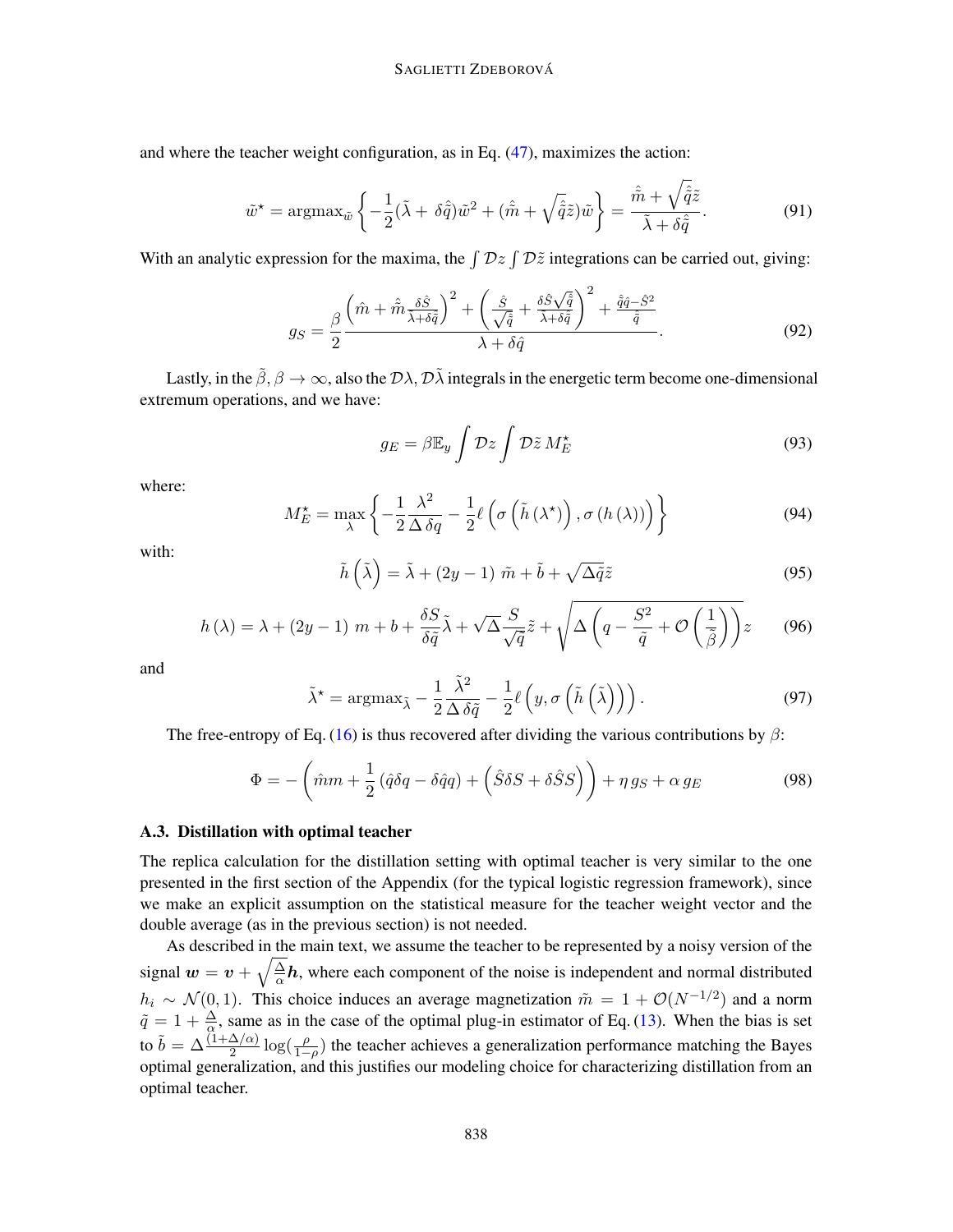and where the teacher weight configuration, as in Eq. (47), maximizes the action:

$$\tilde{w}^\star = \text{argmax}_{\tilde{w}} \left\{ -\frac{1}{2}(\tilde{\lambda} + \delta\hat{\tilde{q}})\tilde{w}^2 + (\hat{\tilde{m}} + \sqrt{\hat{\tilde{q}}}\tilde{z})\tilde{w} \right\} = \frac{\hat{\tilde{m}} + \sqrt{\hat{\tilde{q}}}\tilde{z}}{\tilde{\lambda} + \delta\hat{\tilde{q}}}. \tag{91}$$

With an analytic expression for the maxima, the $\int \mathcal{D}z \int \mathcal{D}\tilde{z}$ integrations can be carried out, giving:

$$g_S = \frac{\beta}{2} \frac{\left(\hat{m} + \hat{\tilde{m}}\frac{\delta\hat{S}}{\tilde{\lambda}+\delta\hat{\tilde{q}}}\right)^2 + \left(\frac{\hat{S}}{\sqrt{\hat{\tilde{q}}}} + \frac{\delta\hat{S}\sqrt{\hat{\tilde{q}}}}{\tilde{\lambda}+\delta\hat{\tilde{q}}}\right)^2 + \frac{\hat{\tilde{q}}\hat{q}-\hat{S}^2}{\hat{\tilde{q}}}}{\lambda + \delta\hat{q}}. \tag{92}$$

Lastly, in the $\tilde{\beta}, \beta \to \infty$, also the $\mathcal{D}\lambda, \mathcal{D}\tilde{\lambda}$ integrals in the energetic term become one-dimensional extremum operations, and we have:

$$g_E = \beta \mathbb{E}_y \int \mathcal{D}z \int \mathcal{D}\tilde{z}\, M_E^\star \tag{93}$$

where:

$$M_E^\star = \max_{\lambda} \left\{ -\frac{1}{2}\frac{\lambda^2}{\Delta\,\delta q} - \frac{1}{2}\ell\left(\sigma\left(\tilde{h}\left(\lambda^\star\right)\right), \sigma\left(h\left(\lambda\right)\right)\right) \right\} \tag{94}$$

with:

$$\tilde{h}\left(\tilde{\lambda}\right) = \tilde{\lambda} + (2y-1)\,\tilde{m} + \tilde{b} + \sqrt{\Delta\tilde{q}}\tilde{z} \tag{95}$$

$$h\left(\lambda\right) = \lambda + (2y-1)\,m + b + \frac{\delta S}{\delta\tilde{q}}\tilde{\lambda} + \sqrt{\Delta}\frac{S}{\sqrt{\tilde{q}}}\tilde{z} + \sqrt{\Delta\left(q - \frac{S^2}{\tilde{q}} + \mathcal{O}\left(\frac{1}{\tilde{\beta}}\right)\right)}z \tag{96}$$

and

$$\tilde{\lambda}^\star = \text{argmax}_{\tilde{\lambda}} - \frac{1}{2}\frac{\tilde{\lambda}^2}{\Delta\,\delta\tilde{q}} - \frac{1}{2}\ell\left(y, \sigma\left(\tilde{h}\left(\tilde{\lambda}\right)\right)\right). \tag{97}$$

The free-entropy of Eq. (16) is thus recovered after dividing the various contributions by $\beta$:

$$\Phi = -\left(\hat{m}m + \frac{1}{2}\left(\hat{q}\delta q - \delta\hat{q}q\right) + \left(\hat{S}\delta S + \delta\hat{S}S\right)\right) + \eta\, g_S + \alpha\, g_E \tag{98}$$

### A.3. Distillation with optimal teacher

The replica calculation for the distillation setting with optimal teacher is very similar to the one presented in the first section of the Appendix (for the typical logistic regression framework), since we make an explicit assumption on the statistical measure for the teacher weight vector and the double average (as in the previous section) is not needed.

As described in the main text, we assume the teacher to be represented by a noisy version of the signal $\boldsymbol{w} = \boldsymbol{v} + \sqrt{\frac{\Delta}{\alpha}}\boldsymbol{h}$, where each component of the noise is independent and normal distributed $h_i \sim \mathcal{N}(0,1)$. This choice induces an average magnetization $\tilde{m} = 1 + \mathcal{O}(N^{-1/2})$ and a norm $\tilde{q} = 1 + \frac{\Delta}{\alpha}$, same as in the case of the optimal plug-in estimator of Eq. (13). When the bias is set to $\tilde{b} = \Delta\frac{(1+\Delta/\alpha)}{2}\log(\frac{\rho}{1-\rho})$ the teacher achieves a generalization performance matching the Bayes optimal generalization, and this justifies our modeling choice for characterizing distillation from an optimal teacher.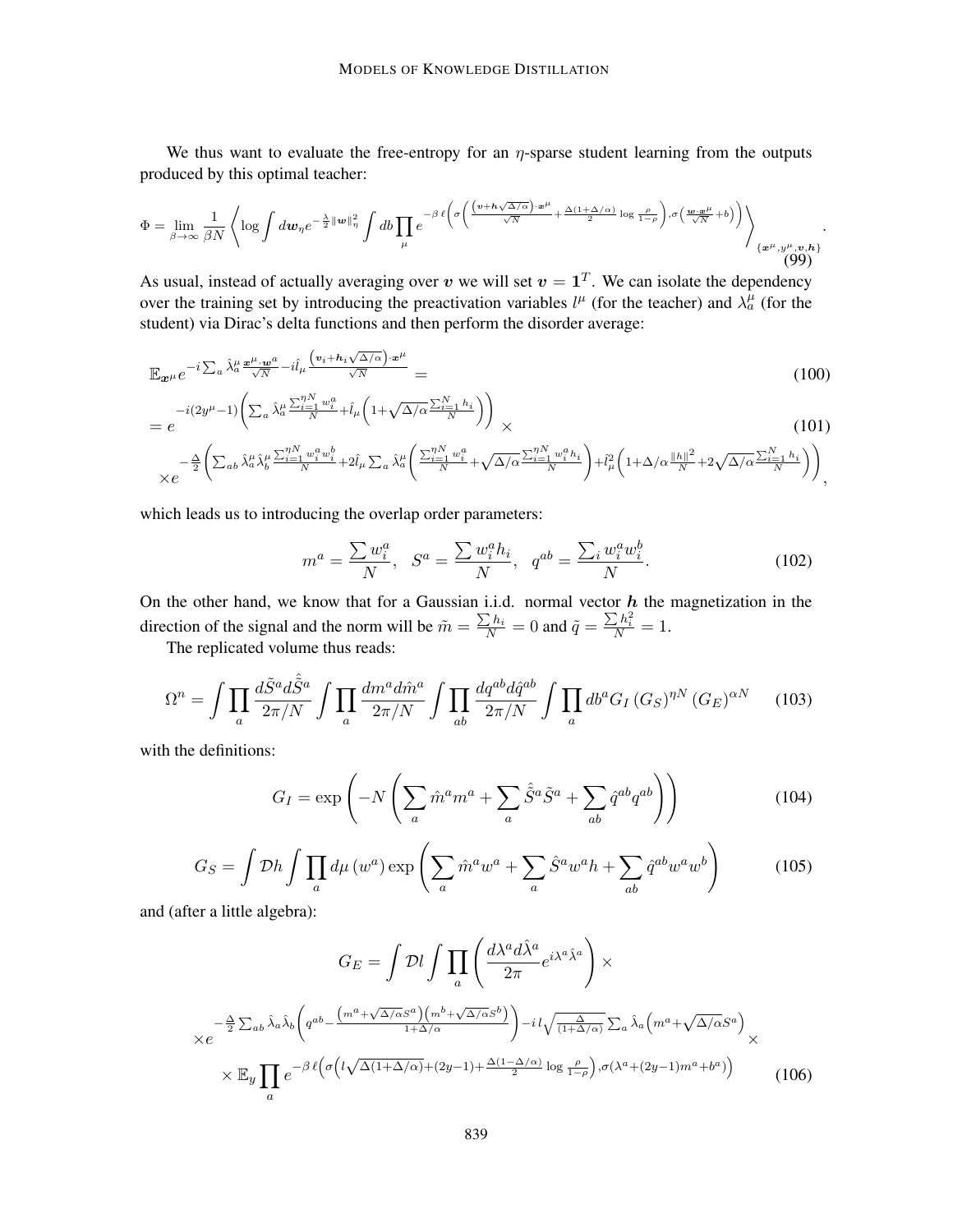We thus want to evaluate the free-entropy for an $\eta$-sparse student learning from the outputs produced by this optimal teacher:

$$\Phi = \lim_{\beta\to\infty} \frac{1}{\beta N} \left\langle \log \int d\boldsymbol{w}_\eta e^{-\frac{\lambda}{2}\|\boldsymbol{w}\|_\eta^2} \int db \prod_\mu e^{-\beta\,\ell\left(\sigma\left(\frac{\left(\boldsymbol{v}+\boldsymbol{h}\sqrt{\Delta/\alpha}\right)\cdot\boldsymbol{x}^\mu}{\sqrt{N}}+\frac{\Delta(1+\Delta/\alpha)}{2}\log\frac{\rho}{1-\rho}\right),\sigma\left(\frac{\boldsymbol{w}\cdot\boldsymbol{x}^\mu}{\sqrt{N}}+b\right)\right)} \right\rangle_{\{\boldsymbol{x}^\mu,y^\mu,\boldsymbol{v},\boldsymbol{h}\}}. \tag{99}$$

As usual, instead of actually averaging over $\boldsymbol{v}$ we will set $\boldsymbol{v} = \mathbf{1}^T$. We can isolate the dependency over the training set by introducing the preactivation variables $l^\mu$ (for the teacher) and $\lambda_a^\mu$ (for the student) via Dirac's delta functions and then perform the disorder average:

$$\mathbb{E}_{\boldsymbol{x}^\mu} e^{-i\sum_a \hat{\lambda}_a^\mu \frac{\boldsymbol{x}^\mu\cdot\boldsymbol{w}^a}{\sqrt{N}} - i\hat{l}_\mu \frac{\left(\boldsymbol{v}_i+\boldsymbol{h}_i\sqrt{\Delta/\alpha}\right)\cdot\boldsymbol{x}^\mu}{\sqrt{N}}} = \tag{100}$$

$$= e^{-i(2y^\mu-1)\left(\sum_a \hat{\lambda}_a^\mu \frac{\sum_{i=1}^{\eta N} w_i^a}{N} + \hat{l}_\mu\left(1+\sqrt{\Delta/\alpha}\frac{\sum_{i=1}^N h_i}{N}\right)\right)} \times \tag{101}$$

$$\times e^{-\frac{\Delta}{2}\left(\sum_{ab}\hat{\lambda}_a^\mu\hat{\lambda}_b^\mu \frac{\sum_{i=1}^{\eta N} w_i^a w_i^b}{N} + 2\hat{l}_\mu \sum_a \hat{\lambda}_a^\mu\left(\frac{\sum_{i=1}^{\eta N} w_i^a}{N} + \sqrt{\Delta/\alpha}\frac{\sum_{i=1}^{\eta N} w_i^a h_i}{N}\right) + \hat{l}_\mu^2\left(1+\Delta/\alpha\frac{\|h\|^2}{N}+2\sqrt{\Delta/\alpha}\frac{\sum_{i=1}^N h_i}{N}\right)\right)},$$

which leads us to introducing the overlap order parameters:

$$m^a = \frac{\sum w_i^a}{N}, \quad S^a = \frac{\sum w_i^a h_i}{N}, \quad q^{ab} = \frac{\sum_i w_i^a w_i^b}{N}. \tag{102}$$

On the other hand, we know that for a Gaussian i.i.d. normal vector $\boldsymbol{h}$ the magnetization in the direction of the signal and the norm will be $\tilde{m} = \frac{\sum h_i}{N} = 0$ and $\tilde{q} = \frac{\sum h_i^2}{N} = 1$.

The replicated volume thus reads:

$$\Omega^n = \int \prod_a \frac{d\tilde{S}^a d\hat{\tilde{S}}^a}{2\pi/N} \int \prod_a \frac{dm^a d\hat{m}^a}{2\pi/N} \int \prod_{ab} \frac{dq^{ab} d\hat{q}^{ab}}{2\pi/N} \int \prod_a db^a G_I \left(G_S\right)^{\eta N} \left(G_E\right)^{\alpha N} \tag{103}$$

with the definitions:

$$G_I = \exp\left(-N\left(\sum_a \hat{m}^a m^a + \sum_a \hat{\tilde{S}}^a \tilde{S}^a + \sum_{ab} \hat{q}^{ab} q^{ab}\right)\right) \tag{104}$$

$$G_S = \int \mathcal{D}h \int \prod_a d\mu\left(w^a\right) \exp\left(\sum_a \hat{m}^a w^a + \sum_a \hat{S}^a w^a h + \sum_{ab} \hat{q}^{ab} w^a w^b\right) \tag{105}$$

and (after a little algebra):

$$G_E = \int \mathcal{D}l \int \prod_a \left(\frac{d\lambda^a d\hat{\lambda}^a}{2\pi} e^{i\lambda^a\hat{\lambda}^a}\right) \times$$

$$\times e^{-\frac{\Delta}{2}\sum_{ab}\hat{\lambda}_a\hat{\lambda}_b\left(q^{ab} - \frac{\left(m^a+\sqrt{\Delta/\alpha}S^a\right)\left(m^b+\sqrt{\Delta/\alpha}S^b\right)}{1+\Delta/\alpha}\right) - i\,l\sqrt{\frac{\Delta}{(1+\Delta/\alpha)}}\sum_a \hat{\lambda}_a\left(m^a+\sqrt{\Delta/\alpha}S^a\right)} \times$$

$$\times \mathbb{E}_y \prod_a e^{-\beta\,\ell\left(\sigma\left(l\sqrt{\Delta(1+\Delta/\alpha)}+(2y-1)+\frac{\Delta(1-\Delta/\alpha)}{2}\log\frac{\rho}{1-\rho}\right),\sigma\left(\lambda^a+(2y-1)m^a+b^a\right)\right)} \tag{106}$$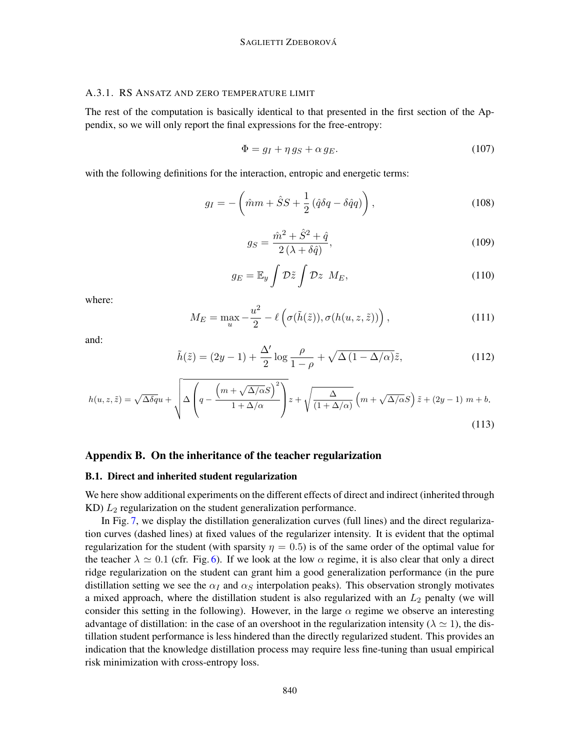#### A.3.1. RS ANSATZ AND ZERO TEMPERATURE LIMIT

The rest of the computation is basically identical to that presented in the first section of the Appendix, so we will only report the final expressions for the free-entropy:

$$\Phi = g_I + \eta\, g_S + \alpha\, g_E. \tag{107}$$

with the following definitions for the interaction, entropic and energetic terms:

$$g_I = -\left(\hat{m}m + \hat{S}S + \frac{1}{2}\left(\hat{q}\delta q - \delta\hat{q}q\right)\right), \tag{108}$$

$$g_S = \frac{\hat{m}^2 + \hat{S}^2 + \hat{q}}{2\left(\lambda + \delta\hat{q}\right)}, \tag{109}$$

$$g_E = \mathbb{E}_y \int \mathcal{D}\tilde{z} \int \mathcal{D}z \;\; M_E, \tag{110}$$

where:

$$M_E = \max_u -\frac{u^2}{2} - \ell\left(\sigma(\tilde{h}(\tilde{z})), \sigma(h(u, z, \tilde{z}))\right), \tag{111}$$

and:

$$\tilde{h}(\tilde{z}) = (2y-1) + \frac{\Delta'}{2}\log\frac{\rho}{1-\rho} + \sqrt{\Delta\left(1 - \Delta/\alpha\right)}\tilde{z}, \tag{112}$$

$$h(u, z, \tilde{z}) = \sqrt{\Delta\delta q}u + \sqrt{\Delta\left(q - \frac{\left(m + \sqrt{\Delta/\alpha}S\right)^2}{1 + \Delta/\alpha}\right)}z + \sqrt{\frac{\Delta}{(1 + \Delta/\alpha)}}\left(m + \sqrt{\Delta/\alpha}S\right)\tilde{z} + (2y-1)\; m + b. \tag{113}$$

## Appendix B. On the inheritance of the teacher regularization

### B.1. Direct and inherited student regularization

We here show additional experiments on the different effects of direct and indirect (inherited through KD) $L_2$ regularization on the student generalization performance.

In Fig. 7, we display the distillation generalization curves (full lines) and the direct regularization curves (dashed lines) at fixed values of the regularizer intensity. It is evident that the optimal regularization for the student (with sparsity $\eta = 0.5$) is of the same order of the optimal value for the teacher $\lambda \simeq 0.1$ (cfr. Fig. 6). If we look at the low $\alpha$ regime, it is also clear that only a direct ridge regularization on the student can grant him a good generalization performance (in the pure distillation setting we see the $\alpha_I$ and $\alpha_S$ interpolation peaks). This observation strongly motivates a mixed approach, where the distillation student is also regularized with an $L_2$ penalty (we will consider this setting in the following). However, in the large $\alpha$ regime we observe an interesting advantage of distillation: in the case of an overshoot in the regularization intensity ($\lambda \simeq 1$), the distillation student performance is less hindered than the directly regularized student. This provides an indication that the knowledge distillation process may require less fine-tuning than usual empirical risk minimization with cross-entropy loss.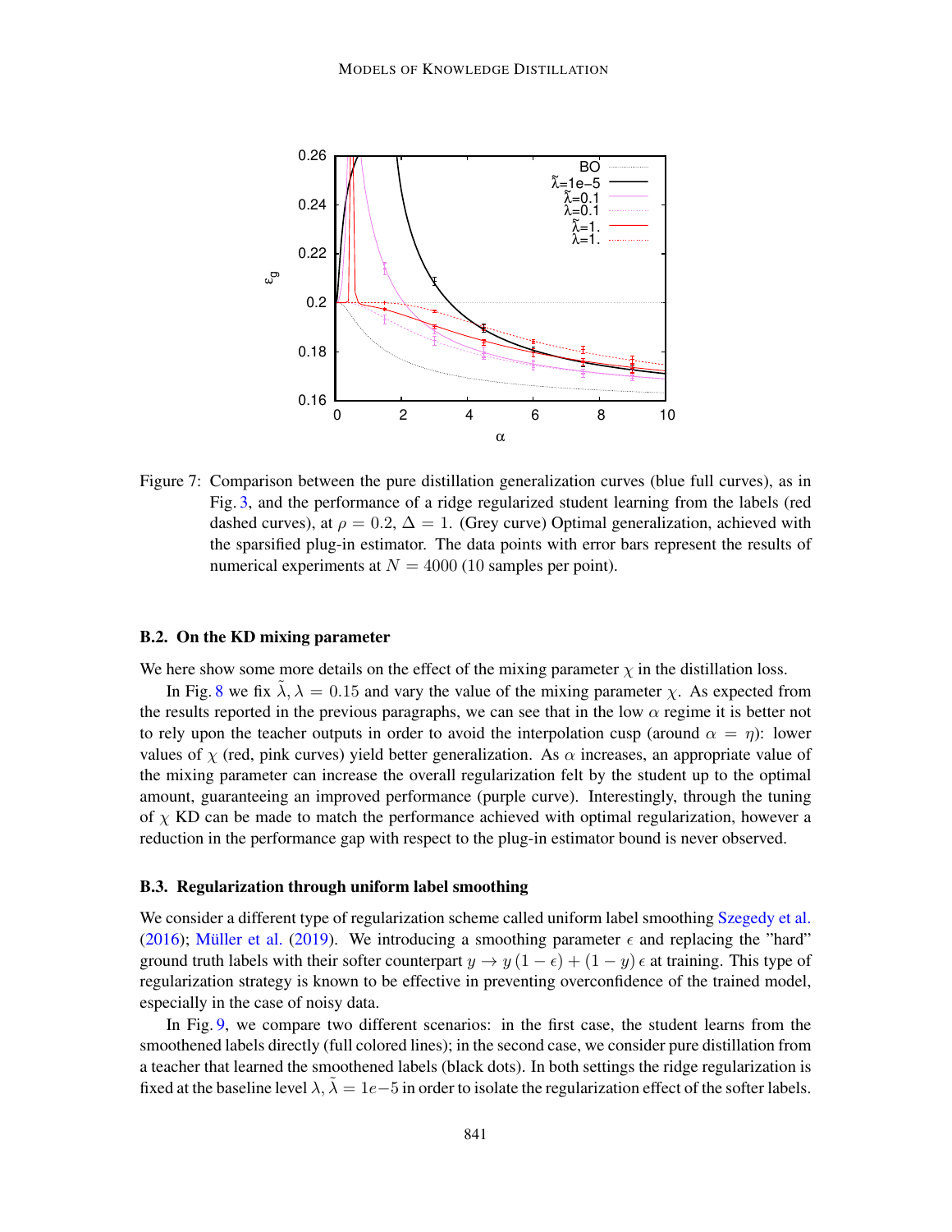Figure 7: Comparison between the pure distillation generalization curves (blue full curves), as in Fig. 3, and the performance of a ridge regularized student learning from the labels (red dashed curves), at $\rho = 0.2$, $\Delta = 1$. (Grey curve) Optimal generalization, achieved with the sparsified plug-in estimator. The data points with error bars represent the results of numerical experiments at $N = 4000$ (10 samples per point).

### B.2. On the KD mixing parameter

We here show some more details on the effect of the mixing parameter $\chi$ in the distillation loss.

In Fig. 8 we fix $\tilde{\lambda}, \lambda = 0.15$ and vary the value of the mixing parameter $\chi$. As expected from the results reported in the previous paragraphs, we can see that in the low $\alpha$ regime it is better not to rely upon the teacher outputs in order to avoid the interpolation cusp (around $\alpha = \eta$): lower values of $\chi$ (red, pink curves) yield better generalization. As $\alpha$ increases, an appropriate value of the mixing parameter can increase the overall regularization felt by the student up to the optimal amount, guaranteeing an improved performance (purple curve). Interestingly, through the tuning of $\chi$ KD can be made to match the performance achieved with optimal regularization, however a reduction in the performance gap with respect to the plug-in estimator bound is never observed.

### B.3. Regularization through uniform label smoothing

We consider a different type of regularization scheme called uniform label smoothing Szegedy et al. (2016); Müller et al. (2019). We introducing a smoothing parameter $\epsilon$ and replacing the "hard" ground truth labels with their softer counterpart $y \to y(1-\epsilon) + (1-y)\epsilon$ at training. This type of regularization strategy is known to be effective in preventing overconfidence of the trained model, especially in the case of noisy data.

In Fig. 9, we compare two different scenarios: in the first case, the student learns from the smoothened labels directly (full colored lines); in the second case, we consider pure distillation from a teacher that learned the smoothened labels (black dots). In both settings the ridge regularization is fixed at the baseline level $\lambda, \tilde{\lambda} = 1e{-5}$ in order to isolate the regularization effect of the softer labels.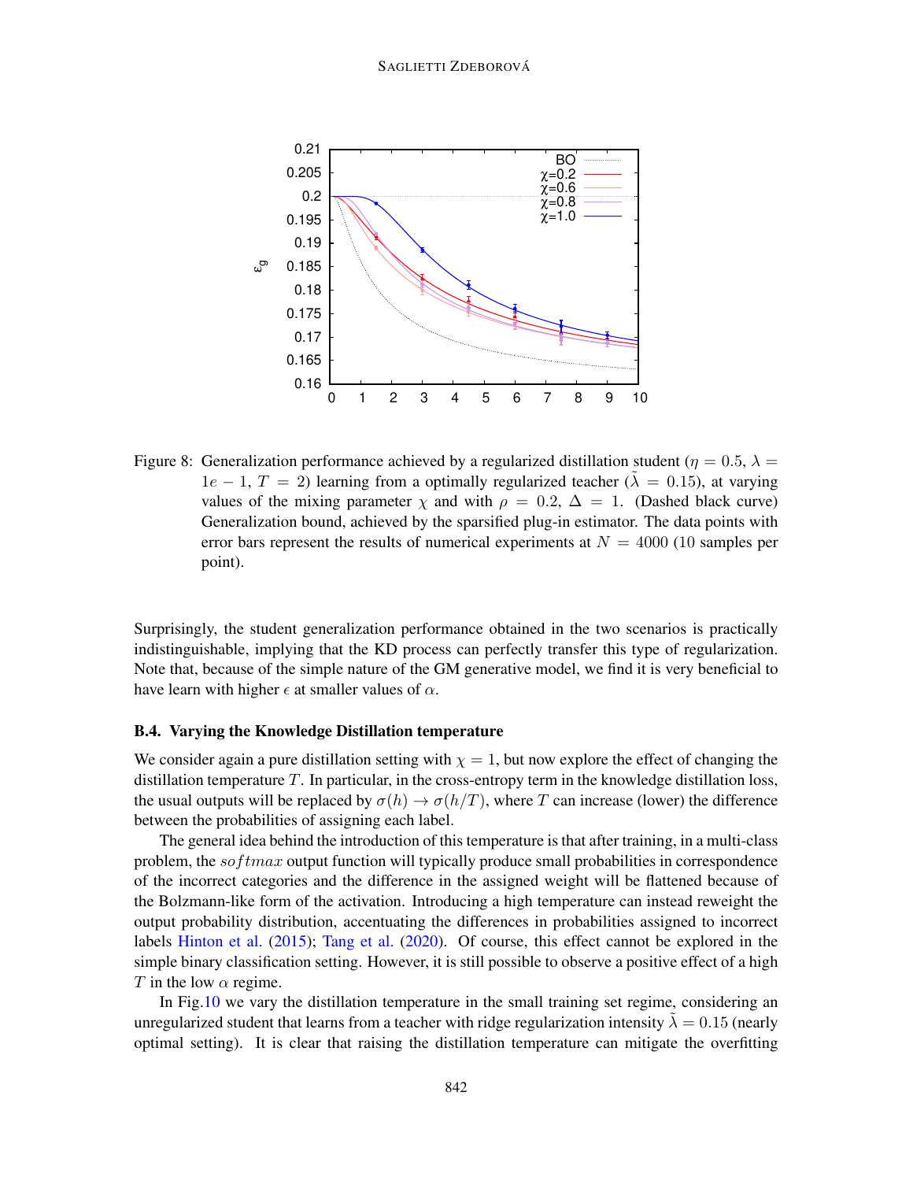Figure 8: Generalization performance achieved by a regularized distillation student ($\eta = 0.5$, $\lambda = 1e-1$, $T = 2$) learning from a optimally regularized teacher ($\tilde{\lambda} = 0.15$), at varying values of the mixing parameter $\chi$ and with $\rho = 0.2$, $\Delta = 1$. (Dashed black curve) Generalization bound, achieved by the sparsified plug-in estimator. The data points with error bars represent the results of numerical experiments at $N = 4000$ (10 samples per point).

Surprisingly, the student generalization performance obtained in the two scenarios is practically indistinguishable, implying that the KD process can perfectly transfer this type of regularization. Note that, because of the simple nature of the GM generative model, we find it is very beneficial to have learn with higher $\epsilon$ at smaller values of $\alpha$.

### B.4. Varying the Knowledge Distillation temperature

We consider again a pure distillation setting with $\chi = 1$, but now explore the effect of changing the distillation temperature $T$. In particular, in the cross-entropy term in the knowledge distillation loss, the usual outputs will be replaced by $\sigma(h) \to \sigma(h/T)$, where $T$ can increase (lower) the difference between the probabilities of assigning each label.

The general idea behind the introduction of this temperature is that after training, in a multi-class problem, the $softmax$ output function will typically produce small probabilities in correspondence of the incorrect categories and the difference in the assigned weight will be flattened because of the Bolzmann-like form of the activation. Introducing a high temperature can instead reweight the output probability distribution, accentuating the differences in probabilities assigned to incorrect labels Hinton et al. (2015); Tang et al. (2020). Of course, this effect cannot be explored in the simple binary classification setting. However, it is still possible to observe a positive effect of a high $T$ in the low $\alpha$ regime.

In Fig.10 we vary the distillation temperature in the small training set regime, considering an unregularized student that learns from a teacher with ridge regularization intensity $\tilde{\lambda} = 0.15$ (nearly optimal setting). It is clear that raising the distillation temperature can mitigate the overfitting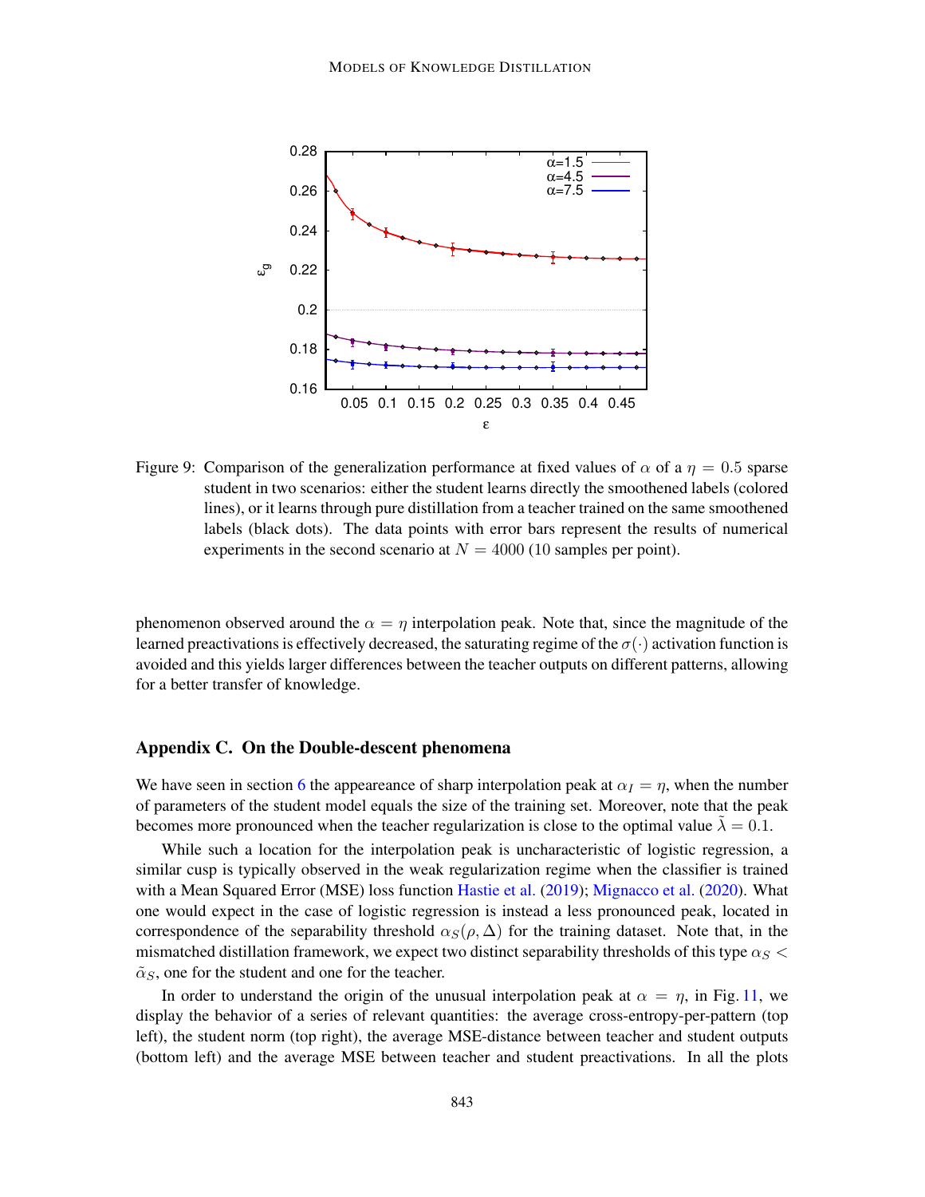Figure 9: Comparison of the generalization performance at fixed values of $\alpha$ of a $\eta = 0.5$ sparse student in two scenarios: either the student learns directly the smoothened labels (colored lines), or it learns through pure distillation from a teacher trained on the same smoothened labels (black dots). The data points with error bars represent the results of numerical experiments in the second scenario at $N = 4000$ (10 samples per point).

phenomenon observed around the $\alpha = \eta$ interpolation peak. Note that, since the magnitude of the learned preactivations is effectively decreased, the saturating regime of the $\sigma(\cdot)$ activation function is avoided and this yields larger differences between the teacher outputs on different patterns, allowing for a better transfer of knowledge.

## Appendix C. On the Double-descent phenomena

We have seen in section 6 the appeareance of sharp interpolation peak at $\alpha_I = \eta$, when the number of parameters of the student model equals the size of the training set. Moreover, note that the peak becomes more pronounced when the teacher regularization is close to the optimal value $\tilde{\lambda} = 0.1$.

While such a location for the interpolation peak is uncharacteristic of logistic regression, a similar cusp is typically observed in the weak regularization regime when the classifier is trained with a Mean Squared Error (MSE) loss function Hastie et al. (2019); Mignacco et al. (2020). What one would expect in the case of logistic regression is instead a less pronounced peak, located in correspondence of the separability threshold $\alpha_S(\rho, \Delta)$ for the training dataset. Note that, in the mismatched distillation framework, we expect two distinct separability thresholds of this type $\alpha_S < \tilde{\alpha}_S$, one for the student and one for the teacher.

In order to understand the origin of the unusual interpolation peak at $\alpha = \eta$, in Fig. 11, we display the behavior of a series of relevant quantities: the average cross-entropy-per-pattern (top left), the student norm (top right), the average MSE-distance between teacher and student outputs (bottom left) and the average MSE between teacher and student preactivations. In all the plots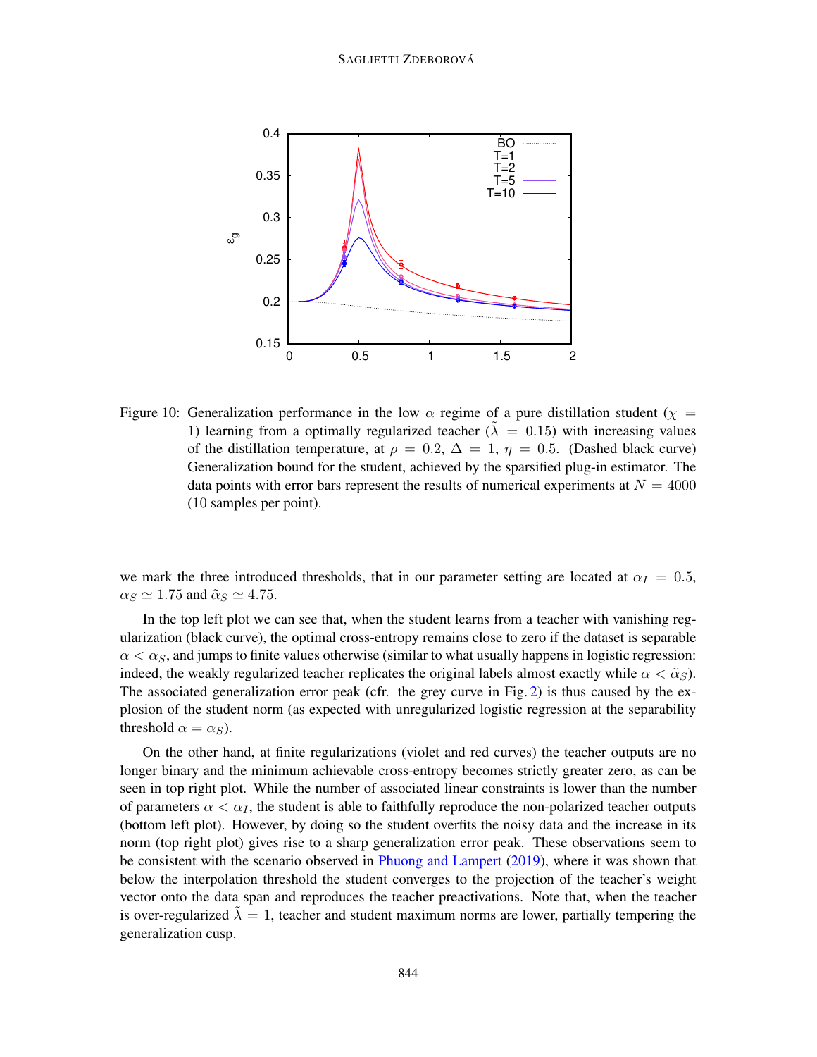Figure 10: Generalization performance in the low $\alpha$ regime of a pure distillation student ($\chi = 1$) learning from a optimally regularized teacher ($\tilde{\lambda} = 0.15$) with increasing values of the distillation temperature, at $\rho = 0.2$, $\Delta = 1$, $\eta = 0.5$. (Dashed black curve) Generalization bound for the student, achieved by the sparsified plug-in estimator. The data points with error bars represent the results of numerical experiments at $N = 4000$ (10 samples per point).

we mark the three introduced thresholds, that in our parameter setting are located at $\alpha_I = 0.5$, $\alpha_S \simeq 1.75$ and $\tilde{\alpha}_S \simeq 4.75$.

In the top left plot we can see that, when the student learns from a teacher with vanishing regularization (black curve), the optimal cross-entropy remains close to zero if the dataset is separable $\alpha < \alpha_S$, and jumps to finite values otherwise (similar to what usually happens in logistic regression: indeed, the weakly regularized teacher replicates the original labels almost exactly while $\alpha < \tilde{\alpha}_S$). The associated generalization error peak (cfr. the grey curve in Fig. 2) is thus caused by the explosion of the student norm (as expected with unregularized logistic regression at the separability threshold $\alpha = \alpha_S$).

On the other hand, at finite regularizations (violet and red curves) the teacher outputs are no longer binary and the minimum achievable cross-entropy becomes strictly greater zero, as can be seen in top right plot. While the number of associated linear constraints is lower than the number of parameters $\alpha < \alpha_I$, the student is able to faithfully reproduce the non-polarized teacher outputs (bottom left plot). However, by doing so the student overfits the noisy data and the increase in its norm (top right plot) gives rise to a sharp generalization error peak. These observations seem to be consistent with the scenario observed in Phuong and Lampert (2019), where it was shown that below the interpolation threshold the student converges to the projection of the teacher's weight vector onto the data span and reproduces the teacher preactivations. Note that, when the teacher is over-regularized $\tilde{\lambda} = 1$, teacher and student maximum norms are lower, partially tempering the generalization cusp.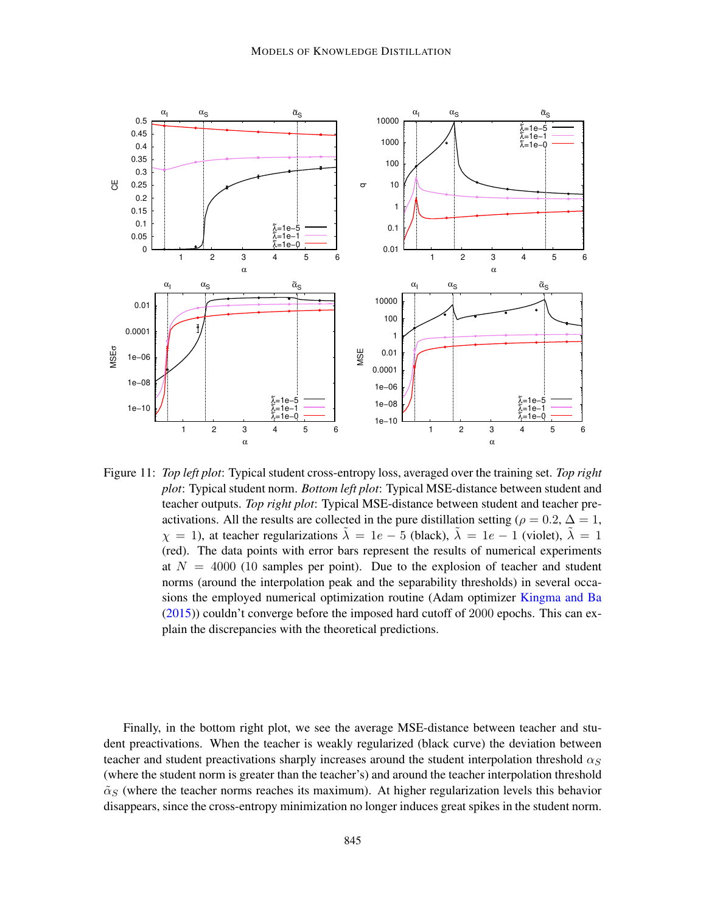Figure 11: *Top left plot*: Typical student cross-entropy loss, averaged over the training set. *Top right plot*: Typical student norm. *Bottom left plot*: Typical MSE-distance between student and teacher outputs. *Top right plot*: Typical MSE-distance between student and teacher preactivations. All the results are collected in the pure distillation setting ($\rho = 0.2$, $\Delta = 1$, $\chi = 1$), at teacher regularizations $\tilde{\lambda} = 1e-5$ (black), $\tilde{\lambda} = 1e-1$ (violet), $\tilde{\lambda} = 1$ (red). The data points with error bars represent the results of numerical experiments at $N = 4000$ (10 samples per point). Due to the explosion of teacher and student norms (around the interpolation peak and the separability thresholds) in several occasions the employed numerical optimization routine (Adam optimizer Kingma and Ba (2015)) couldn't converge before the imposed hard cutoff of 2000 epochs. This can explain the discrepancies with the theoretical predictions.

Finally, in the bottom right plot, we see the average MSE-distance between teacher and student preactivations. When the teacher is weakly regularized (black curve) the deviation between teacher and student preactivations sharply increases around the student interpolation threshold $\alpha_S$ (where the student norm is greater than the teacher's) and around the teacher interpolation threshold $\tilde{\alpha}_S$ (where the teacher norms reaches its maximum). At higher regularization levels this behavior disappears, since the cross-entropy minimization no longer induces great spikes in the student norm.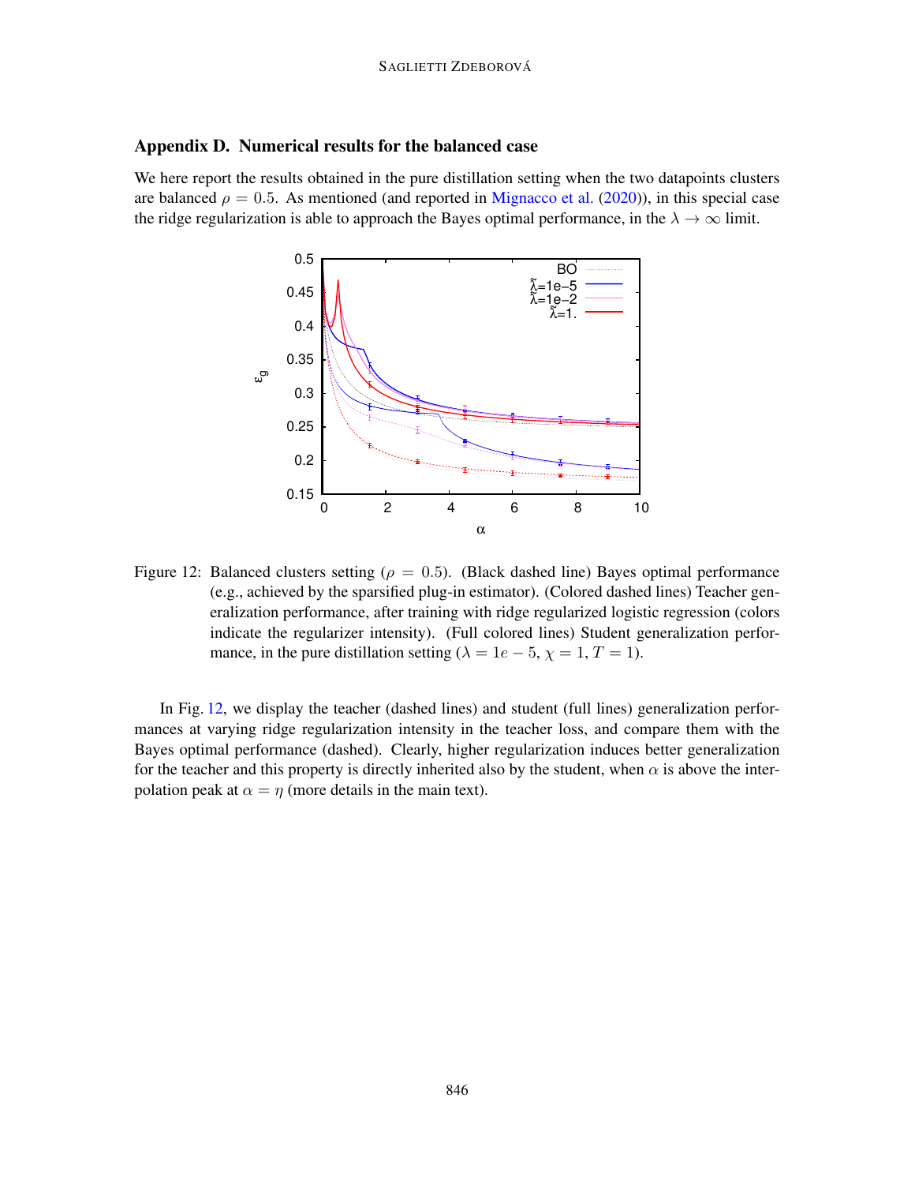## Appendix D. Numerical results for the balanced case

We here report the results obtained in the pure distillation setting when the two datapoints clusters are balanced $\rho = 0.5$. As mentioned (and reported in Mignacco et al. (2020)), in this special case the ridge regularization is able to approach the Bayes optimal performance, in the $\lambda \to \infty$ limit.

0.5
0.45
0.4
0.35
0.3
0.25
0.2
0.15
$\epsilon_g$
0
2
4
6
8
10
$\alpha$
BO
$\tilde{\lambda}$=1e−5
$\tilde{\lambda}$=1e−2
$\tilde{\lambda}$=1.

Figure 12: Balanced clusters setting ($\rho = 0.5$). (Black dashed line) Bayes optimal performance (e.g., achieved by the sparsified plug-in estimator). (Colored dashed lines) Teacher generalization performance, after training with ridge regularized logistic regression (colors indicate the regularizer intensity). (Full colored lines) Student generalization performance, in the pure distillation setting ($\lambda = 1e-5$, $\chi = 1$, $T = 1$).

In Fig. 12, we display the teacher (dashed lines) and student (full lines) generalization performances at varying ridge regularization intensity in the teacher loss, and compare them with the Bayes optimal performance (dashed). Clearly, higher regularization induces better generalization for the teacher and this property is directly inherited also by the student, when $\alpha$ is above the interpolation peak at $\alpha = \eta$ (more details in the main text).